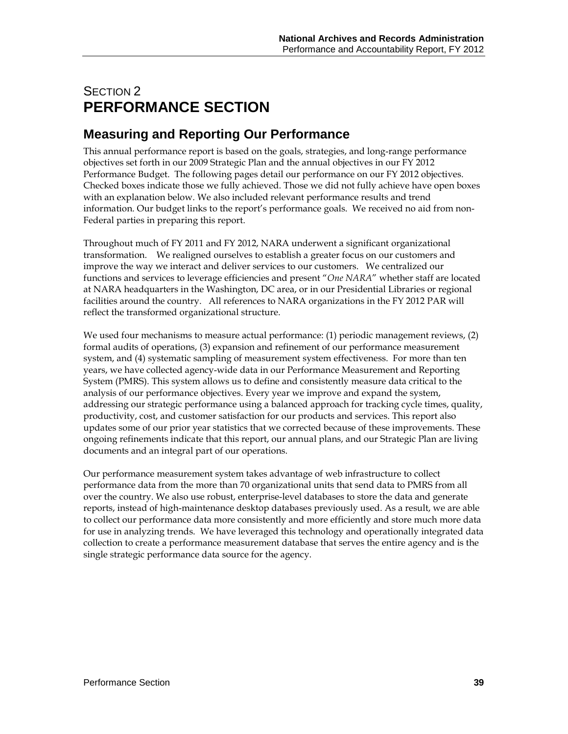# SECTION 2
# PERFORMANCE SECTION

## Measuring and Reporting Our Performance

This annual performance report is based on the goals, strategies, and long-range performance objectives set forth in our 2009 Strategic Plan and the annual objectives in our FY 2012 Performance Budget. The following pages detail our performance on our FY 2012 objectives. Checked boxes indicate those we fully achieved. Those we did not fully achieve have open boxes with an explanation below. We also included relevant performance results and trend information. Our budget links to the report's performance goals. We received no aid from non-Federal parties in preparing this report.

Throughout much of FY 2011 and FY 2012, NARA underwent a significant organizational transformation. We realigned ourselves to establish a greater focus on our customers and improve the way we interact and deliver services to our customers. We centralized our functions and services to leverage efficiencies and present "*One NARA*" whether staff are located at NARA headquarters in the Washington, DC area, or in our Presidential Libraries or regional facilities around the country. All references to NARA organizations in the FY 2012 PAR will reflect the transformed organizational structure.

We used four mechanisms to measure actual performance: (1) periodic management reviews, (2) formal audits of operations, (3) expansion and refinement of our performance measurement system, and (4) systematic sampling of measurement system effectiveness. For more than ten years, we have collected agency-wide data in our Performance Measurement and Reporting System (PMRS). This system allows us to define and consistently measure data critical to the analysis of our performance objectives. Every year we improve and expand the system, addressing our strategic performance using a balanced approach for tracking cycle times, quality, productivity, cost, and customer satisfaction for our products and services. This report also updates some of our prior year statistics that we corrected because of these improvements. These ongoing refinements indicate that this report, our annual plans, and our Strategic Plan are living documents and an integral part of our operations.

Our performance measurement system takes advantage of web infrastructure to collect performance data from the more than 70 organizational units that send data to PMRS from all over the country. We also use robust, enterprise-level databases to store the data and generate reports, instead of high-maintenance desktop databases previously used. As a result, we are able to collect our performance data more consistently and more efficiently and store much more data for use in analyzing trends. We have leveraged this technology and operationally integrated data collection to create a performance measurement database that serves the entire agency and is the single strategic performance data source for the agency.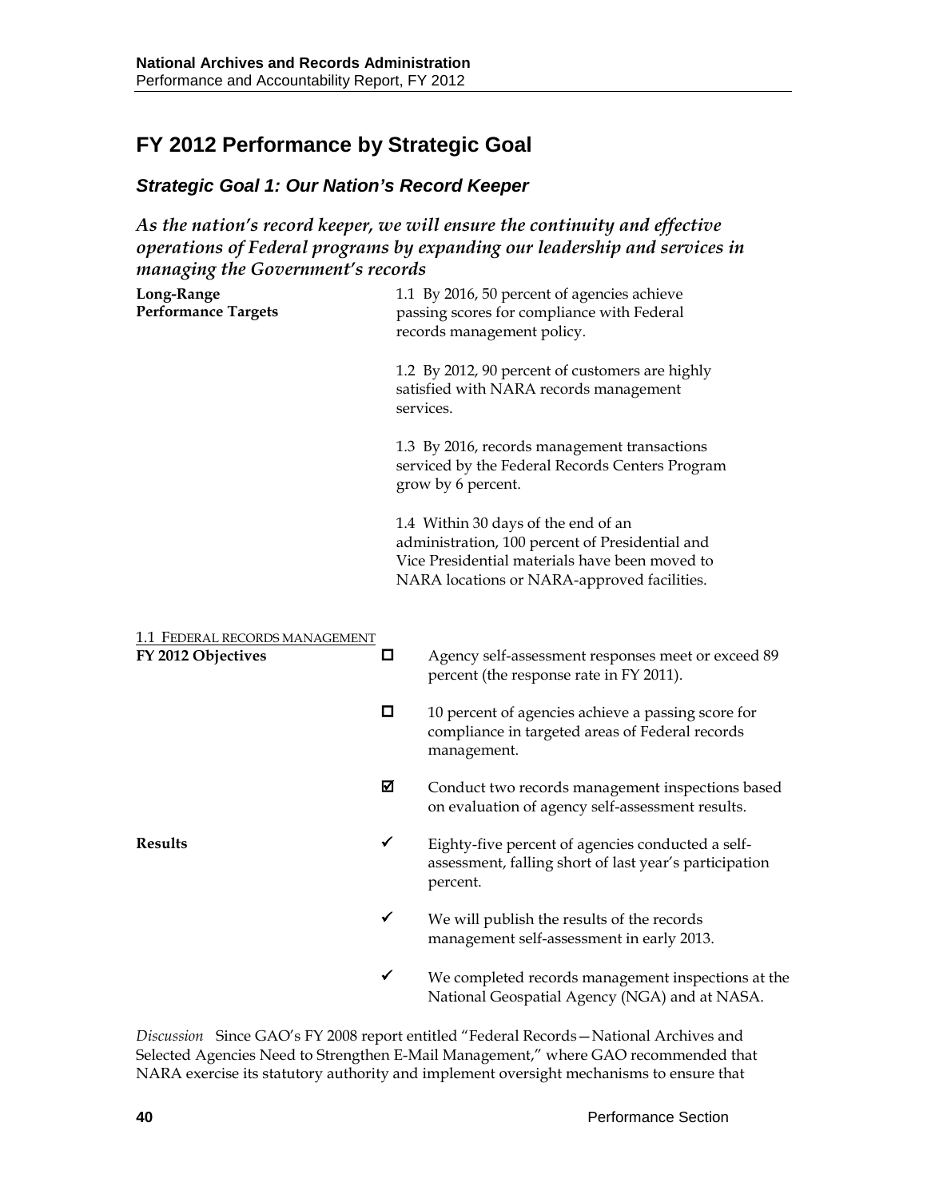## FY 2012 Performance by Strategic Goal

### *Strategic Goal 1: Our Nation's Record Keeper*

***As the nation's record keeper, we will ensure the continuity and effective operations of Federal programs by expanding our leadership and services in managing the Government's records***

**Long-Range Performance Targets**

1.1 By 2016, 50 percent of agencies achieve passing scores for compliance with Federal records management policy.

1.2 By 2012, 90 percent of customers are highly satisfied with NARA records management services.

1.3 By 2016, records management transactions serviced by the Federal Records Centers Program grow by 6 percent.

1.4 Within 30 days of the end of an administration, 100 percent of Presidential and Vice Presidential materials have been moved to NARA locations or NARA-approved facilities.

1.1 FEDERAL RECORDS MANAGEMENT

**FY 2012 Objectives**

- ☐ Agency self-assessment responses meet or exceed 89 percent (the response rate in FY 2011).
- ☐ 10 percent of agencies achieve a passing score for compliance in targeted areas of Federal records management.
- ☑ Conduct two records management inspections based on evaluation of agency self-assessment results.

**Results**

- ✓ Eighty-five percent of agencies conducted a self-assessment, falling short of last year's participation percent.
- ✓ We will publish the results of the records management self-assessment in early 2013.
- ✓ We completed records management inspections at the National Geospatial Agency (NGA) and at NASA.

*Discussion* Since GAO's FY 2008 report entitled "Federal Records—National Archives and Selected Agencies Need to Strengthen E-Mail Management," where GAO recommended that NARA exercise its statutory authority and implement oversight mechanisms to ensure that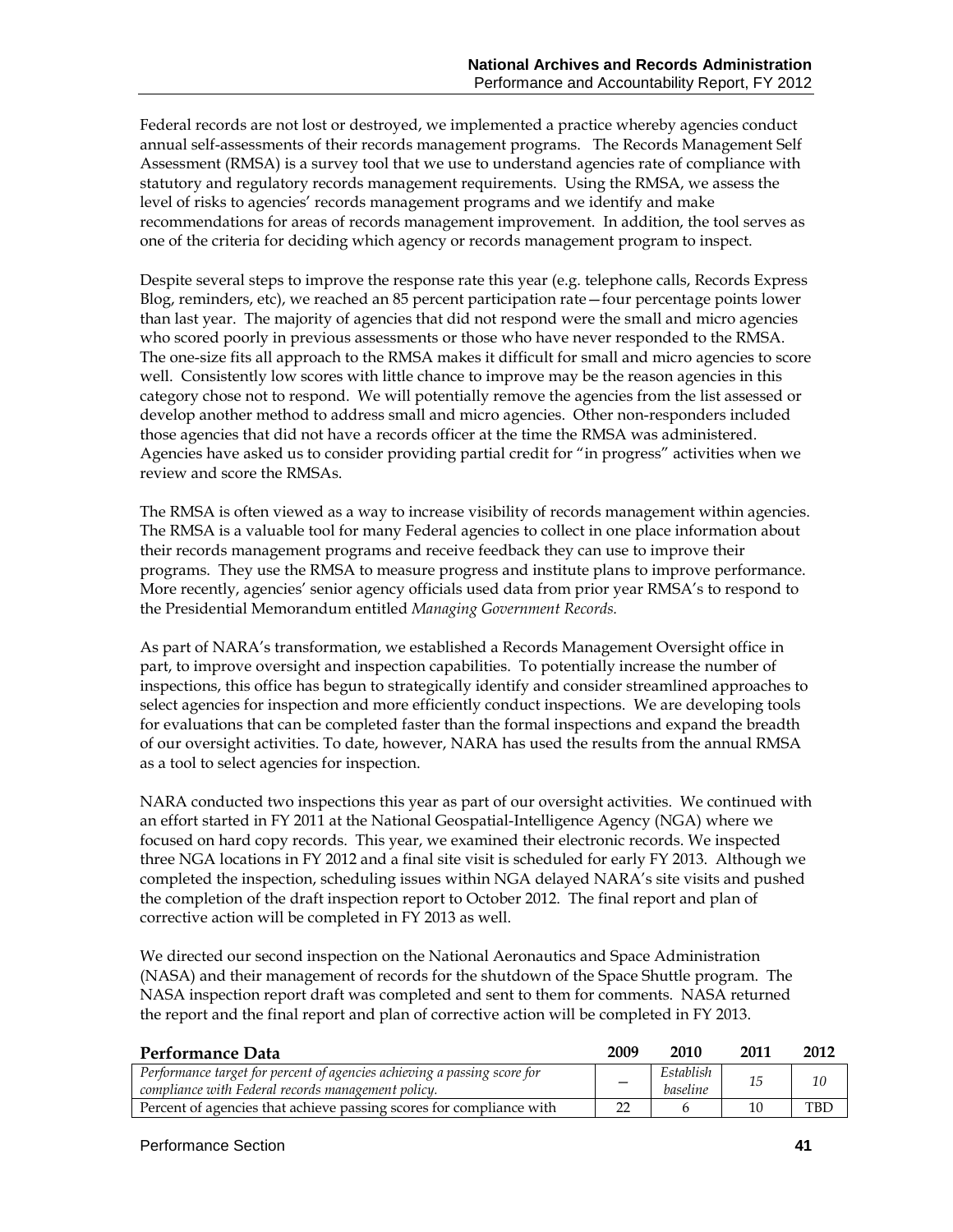Federal records are not lost or destroyed, we implemented a practice whereby agencies conduct annual self-assessments of their records management programs. The Records Management Self Assessment (RMSA) is a survey tool that we use to understand agencies rate of compliance with statutory and regulatory records management requirements. Using the RMSA, we assess the level of risks to agencies' records management programs and we identify and make recommendations for areas of records management improvement. In addition, the tool serves as one of the criteria for deciding which agency or records management program to inspect.

Despite several steps to improve the response rate this year (e.g. telephone calls, Records Express Blog, reminders, etc), we reached an 85 percent participation rate—four percentage points lower than last year. The majority of agencies that did not respond were the small and micro agencies who scored poorly in previous assessments or those who have never responded to the RMSA. The one-size fits all approach to the RMSA makes it difficult for small and micro agencies to score well. Consistently low scores with little chance to improve may be the reason agencies in this category chose not to respond. We will potentially remove the agencies from the list assessed or develop another method to address small and micro agencies. Other non-responders included those agencies that did not have a records officer at the time the RMSA was administered. Agencies have asked us to consider providing partial credit for "in progress" activities when we review and score the RMSAs.

The RMSA is often viewed as a way to increase visibility of records management within agencies. The RMSA is a valuable tool for many Federal agencies to collect in one place information about their records management programs and receive feedback they can use to improve their programs. They use the RMSA to measure progress and institute plans to improve performance. More recently, agencies' senior agency officials used data from prior year RMSA's to respond to the Presidential Memorandum entitled *Managing Government Records.*

As part of NARA's transformation, we established a Records Management Oversight office in part, to improve oversight and inspection capabilities. To potentially increase the number of inspections, this office has begun to strategically identify and consider streamlined approaches to select agencies for inspection and more efficiently conduct inspections. We are developing tools for evaluations that can be completed faster than the formal inspections and expand the breadth of our oversight activities. To date, however, NARA has used the results from the annual RMSA as a tool to select agencies for inspection.

NARA conducted two inspections this year as part of our oversight activities. We continued with an effort started in FY 2011 at the National Geospatial-Intelligence Agency (NGA) where we focused on hard copy records. This year, we examined their electronic records. We inspected three NGA locations in FY 2012 and a final site visit is scheduled for early FY 2013. Although we completed the inspection, scheduling issues within NGA delayed NARA's site visits and pushed the completion of the draft inspection report to October 2012. The final report and plan of corrective action will be completed in FY 2013 as well.

We directed our second inspection on the National Aeronautics and Space Administration (NASA) and their management of records for the shutdown of the Space Shuttle program. The NASA inspection report draft was completed and sent to them for comments. NASA returned the report and the final report and plan of corrective action will be completed in FY 2013.

| Performance Data | 2009 | 2010 | 2011 | 2012 |
|---|---|---|---|---|
| *Performance target for percent of agencies achieving a passing score for compliance with Federal records management policy.* | – | *Establish baseline* | *15* | *10* |
| Percent of agencies that achieve passing scores for compliance with | 22 | 6 | 10 | TBD |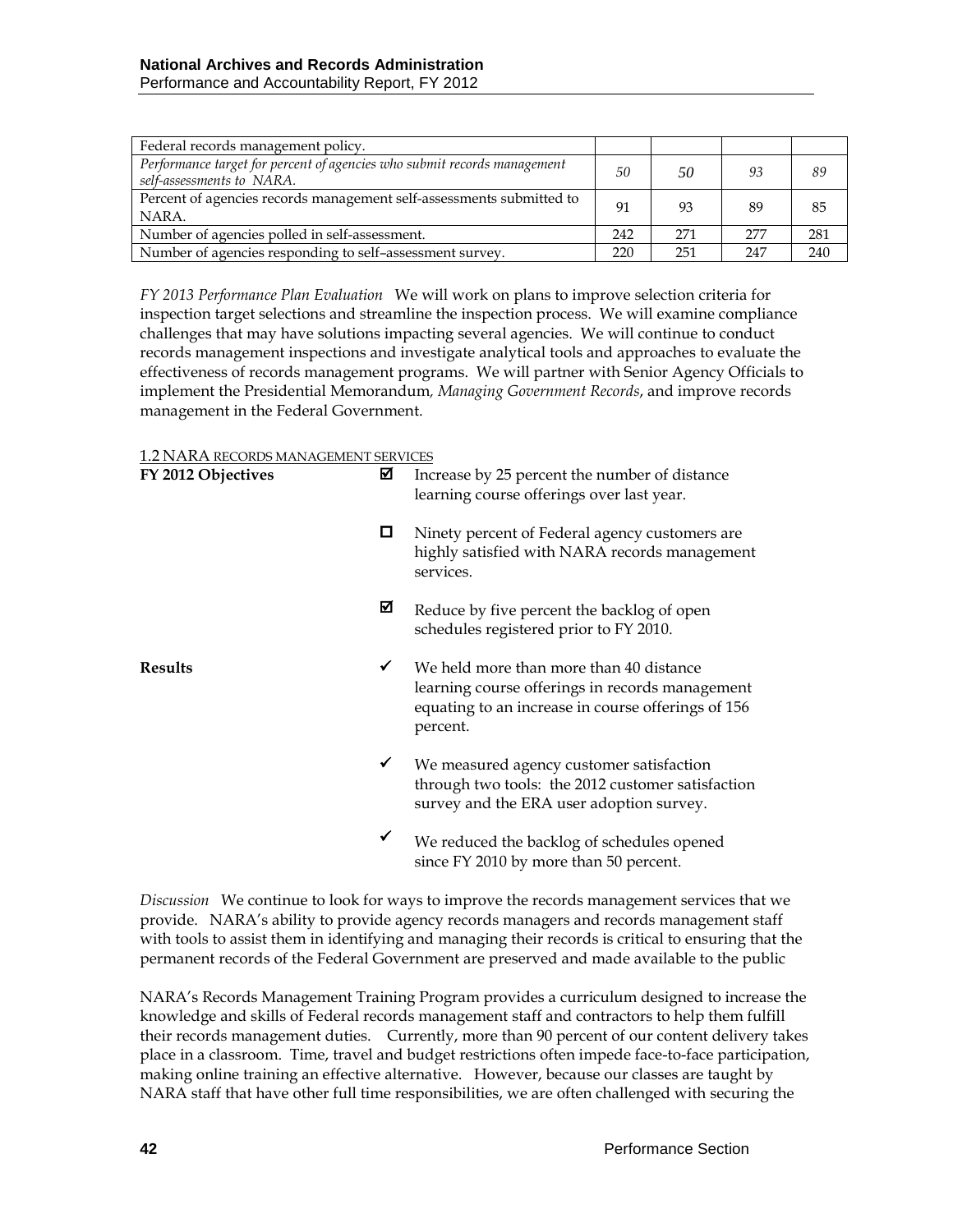| Federal records management policy. | | | | |
|---|---|---|---|---|
| *Performance target for percent of agencies who submit records management self-assessments to NARA.* | *50* | *50* | *93* | *89* |
| Percent of agencies records management self-assessments submitted to NARA. | 91 | 93 | 89 | 85 |
| Number of agencies polled in self-assessment. | 242 | 271 | 277 | 281 |
| Number of agencies responding to self–assessment survey. | 220 | 251 | 247 | 240 |

*FY 2013 Performance Plan Evaluation* We will work on plans to improve selection criteria for inspection target selections and streamline the inspection process. We will examine compliance challenges that may have solutions impacting several agencies. We will continue to conduct records management inspections and investigate analytical tools and approaches to evaluate the effectiveness of records management programs. We will partner with Senior Agency Officials to implement the Presidential Memorandum, *Managing Government Records*, and improve records management in the Federal Government.

1.2 NARA RECORDS MANAGEMENT SERVICES

**FY 2012 Objectives**

- ☑ Increase by 25 percent the number of distance learning course offerings over last year.
- ☐ Ninety percent of Federal agency customers are highly satisfied with NARA records management services.
- ☑ Reduce by five percent the backlog of open schedules registered prior to FY 2010.

**Results**

- ✓ We held more than more than 40 distance learning course offerings in records management equating to an increase in course offerings of 156 percent.
- ✓ We measured agency customer satisfaction through two tools: the 2012 customer satisfaction survey and the ERA user adoption survey.
- ✓ We reduced the backlog of schedules opened since FY 2010 by more than 50 percent.

*Discussion* We continue to look for ways to improve the records management services that we provide. NARA's ability to provide agency records managers and records management staff with tools to assist them in identifying and managing their records is critical to ensuring that the permanent records of the Federal Government are preserved and made available to the public

NARA's Records Management Training Program provides a curriculum designed to increase the knowledge and skills of Federal records management staff and contractors to help them fulfill their records management duties. Currently, more than 90 percent of our content delivery takes place in a classroom. Time, travel and budget restrictions often impede face-to-face participation, making online training an effective alternative. However, because our classes are taught by NARA staff that have other full time responsibilities, we are often challenged with securing the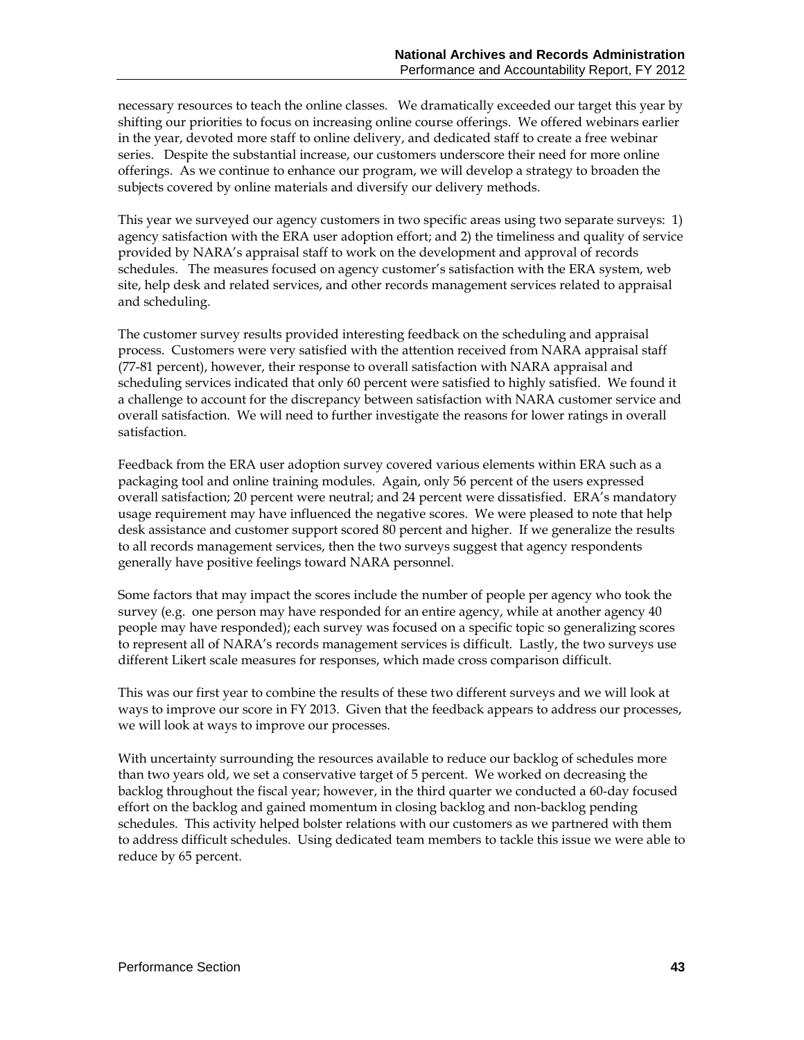necessary resources to teach the online classes. We dramatically exceeded our target this year by shifting our priorities to focus on increasing online course offerings. We offered webinars earlier in the year, devoted more staff to online delivery, and dedicated staff to create a free webinar series. Despite the substantial increase, our customers underscore their need for more online offerings. As we continue to enhance our program, we will develop a strategy to broaden the subjects covered by online materials and diversify our delivery methods.

This year we surveyed our agency customers in two specific areas using two separate surveys: 1) agency satisfaction with the ERA user adoption effort; and 2) the timeliness and quality of service provided by NARA's appraisal staff to work on the development and approval of records schedules. The measures focused on agency customer's satisfaction with the ERA system, web site, help desk and related services, and other records management services related to appraisal and scheduling.

The customer survey results provided interesting feedback on the scheduling and appraisal process. Customers were very satisfied with the attention received from NARA appraisal staff (77-81 percent), however, their response to overall satisfaction with NARA appraisal and scheduling services indicated that only 60 percent were satisfied to highly satisfied. We found it a challenge to account for the discrepancy between satisfaction with NARA customer service and overall satisfaction. We will need to further investigate the reasons for lower ratings in overall satisfaction.

Feedback from the ERA user adoption survey covered various elements within ERA such as a packaging tool and online training modules. Again, only 56 percent of the users expressed overall satisfaction; 20 percent were neutral; and 24 percent were dissatisfied. ERA's mandatory usage requirement may have influenced the negative scores. We were pleased to note that help desk assistance and customer support scored 80 percent and higher. If we generalize the results to all records management services, then the two surveys suggest that agency respondents generally have positive feelings toward NARA personnel.

Some factors that may impact the scores include the number of people per agency who took the survey (e.g. one person may have responded for an entire agency, while at another agency 40 people may have responded); each survey was focused on a specific topic so generalizing scores to represent all of NARA's records management services is difficult. Lastly, the two surveys use different Likert scale measures for responses, which made cross comparison difficult.

This was our first year to combine the results of these two different surveys and we will look at ways to improve our score in FY 2013. Given that the feedback appears to address our processes, we will look at ways to improve our processes.

With uncertainty surrounding the resources available to reduce our backlog of schedules more than two years old, we set a conservative target of 5 percent. We worked on decreasing the backlog throughout the fiscal year; however, in the third quarter we conducted a 60-day focused effort on the backlog and gained momentum in closing backlog and non-backlog pending schedules. This activity helped bolster relations with our customers as we partnered with them to address difficult schedules. Using dedicated team members to tackle this issue we were able to reduce by 65 percent.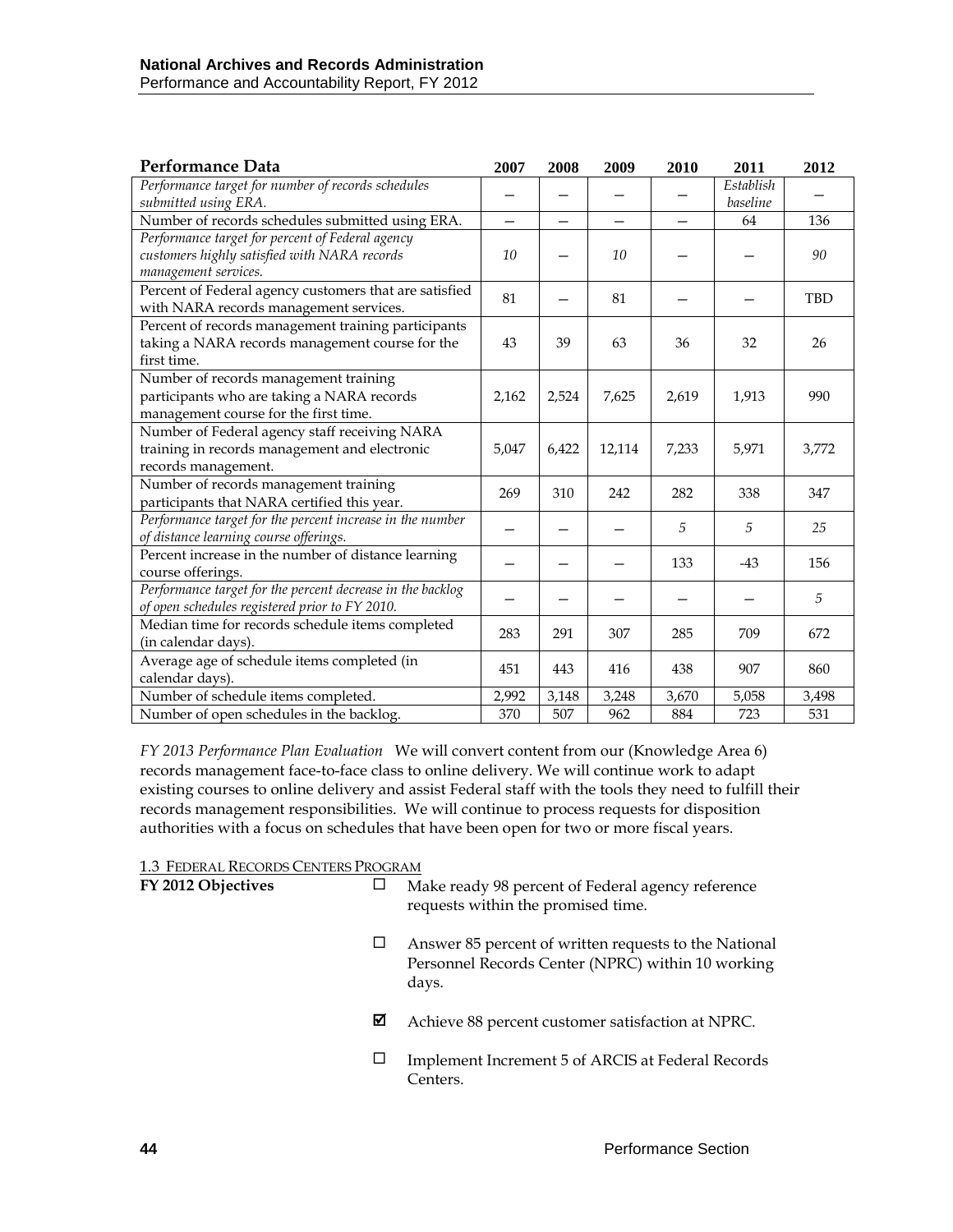| Performance Data | 2007 | 2008 | 2009 | 2010 | 2011 | 2012 |
|---|---|---|---|---|---|---|
| *Performance target for number of records schedules submitted using ERA.* | – | – | – | – | *Establish baseline* | – |
| Number of records schedules submitted using ERA. | – | – | – | – | 64 | 136 |
| *Performance target for percent of Federal agency customers highly satisfied with NARA records management services.* | *10* | – | *10* | – | – | *90* |
| Percent of Federal agency customers that are satisfied with NARA records management services. | 81 | – | 81 | – | – | TBD |
| Percent of records management training participants taking a NARA records management course for the first time. | 43 | 39 | 63 | 36 | 32 | 26 |
| Number of records management training participants who are taking a NARA records management course for the first time. | 2,162 | 2,524 | 7,625 | 2,619 | 1,913 | 990 |
| Number of Federal agency staff receiving NARA training in records management and electronic records management. | 5,047 | 6,422 | 12,114 | 7,233 | 5,971 | 3,772 |
| Number of records management training participants that NARA certified this year. | 269 | 310 | 242 | 282 | 338 | 347 |
| *Performance target for the percent increase in the number of distance learning course offerings.* | – | – | – | *5* | *5* | *25* |
| Percent increase in the number of distance learning course offerings. | – | – | – | 133 | -43 | 156 |
| *Performance target for the percent decrease in the backlog of open schedules registered prior to FY 2010.* | – | – | – | – | – | *5* |
| Median time for records schedule items completed (in calendar days). | 283 | 291 | 307 | 285 | 709 | 672 |
| Average age of schedule items completed (in calendar days). | 451 | 443 | 416 | 438 | 907 | 860 |
| Number of schedule items completed. | 2,992 | 3,148 | 3,248 | 3,670 | 5,058 | 3,498 |
| Number of open schedules in the backlog. | 370 | 507 | 962 | 884 | 723 | 531 |

*FY 2013 Performance Plan Evaluation* We will convert content from our (Knowledge Area 6) records management face-to-face class to online delivery. We will continue work to adapt existing courses to online delivery and assist Federal staff with the tools they need to fulfill their records management responsibilities. We will continue to process requests for disposition authorities with a focus on schedules that have been open for two or more fiscal years.

1.3 FEDERAL RECORDS CENTERS PROGRAM

**FY 2012 Objectives**

- ☐ Make ready 98 percent of Federal agency reference requests within the promised time.
- ☐ Answer 85 percent of written requests to the National Personnel Records Center (NPRC) within 10 working days.
- ☑ Achieve 88 percent customer satisfaction at NPRC.
- ☐ Implement Increment 5 of ARCIS at Federal Records Centers.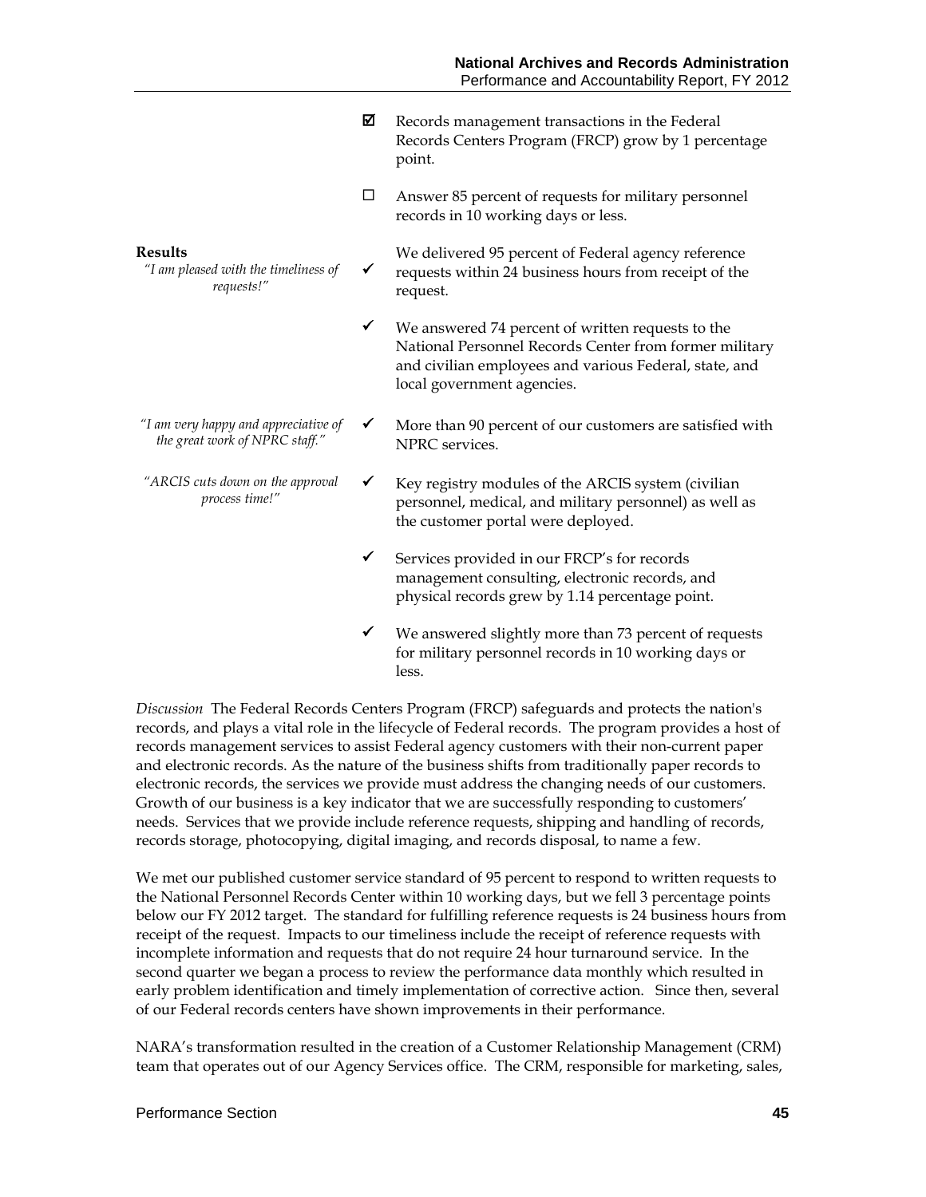- ☑ Records management transactions in the Federal Records Centers Program (FRCP) grow by 1 percentage point.
- ☐ Answer 85 percent of requests for military personnel records in 10 working days or less.

**Results**

*"I am pleased with the timeliness of requests!"*

*"I am very happy and appreciative of the great work of NPRC staff."*

*"ARCIS cuts down on the approval process time!"*

- ✔ We delivered 95 percent of Federal agency reference requests within 24 business hours from receipt of the request.
- ✔ We answered 74 percent of written requests to the National Personnel Records Center from former military and civilian employees and various Federal, state, and local government agencies.
- ✔ More than 90 percent of our customers are satisfied with NPRC services.
- ✔ Key registry modules of the ARCIS system (civilian personnel, medical, and military personnel) as well as the customer portal were deployed.
- ✔ Services provided in our FRCP's for records management consulting, electronic records, and physical records grew by 1.14 percentage point.
- ✔ We answered slightly more than 73 percent of requests for military personnel records in 10 working days or less.

*Discussion* The Federal Records Centers Program (FRCP) safeguards and protects the nation's records, and plays a vital role in the lifecycle of Federal records. The program provides a host of records management services to assist Federal agency customers with their non-current paper and electronic records. As the nature of the business shifts from traditionally paper records to electronic records, the services we provide must address the changing needs of our customers. Growth of our business is a key indicator that we are successfully responding to customers' needs. Services that we provide include reference requests, shipping and handling of records, records storage, photocopying, digital imaging, and records disposal, to name a few.

We met our published customer service standard of 95 percent to respond to written requests to the National Personnel Records Center within 10 working days, but we fell 3 percentage points below our FY 2012 target. The standard for fulfilling reference requests is 24 business hours from receipt of the request. Impacts to our timeliness include the receipt of reference requests with incomplete information and requests that do not require 24 hour turnaround service. In the second quarter we began a process to review the performance data monthly which resulted in early problem identification and timely implementation of corrective action. Since then, several of our Federal records centers have shown improvements in their performance.

NARA's transformation resulted in the creation of a Customer Relationship Management (CRM) team that operates out of our Agency Services office. The CRM, responsible for marketing, sales,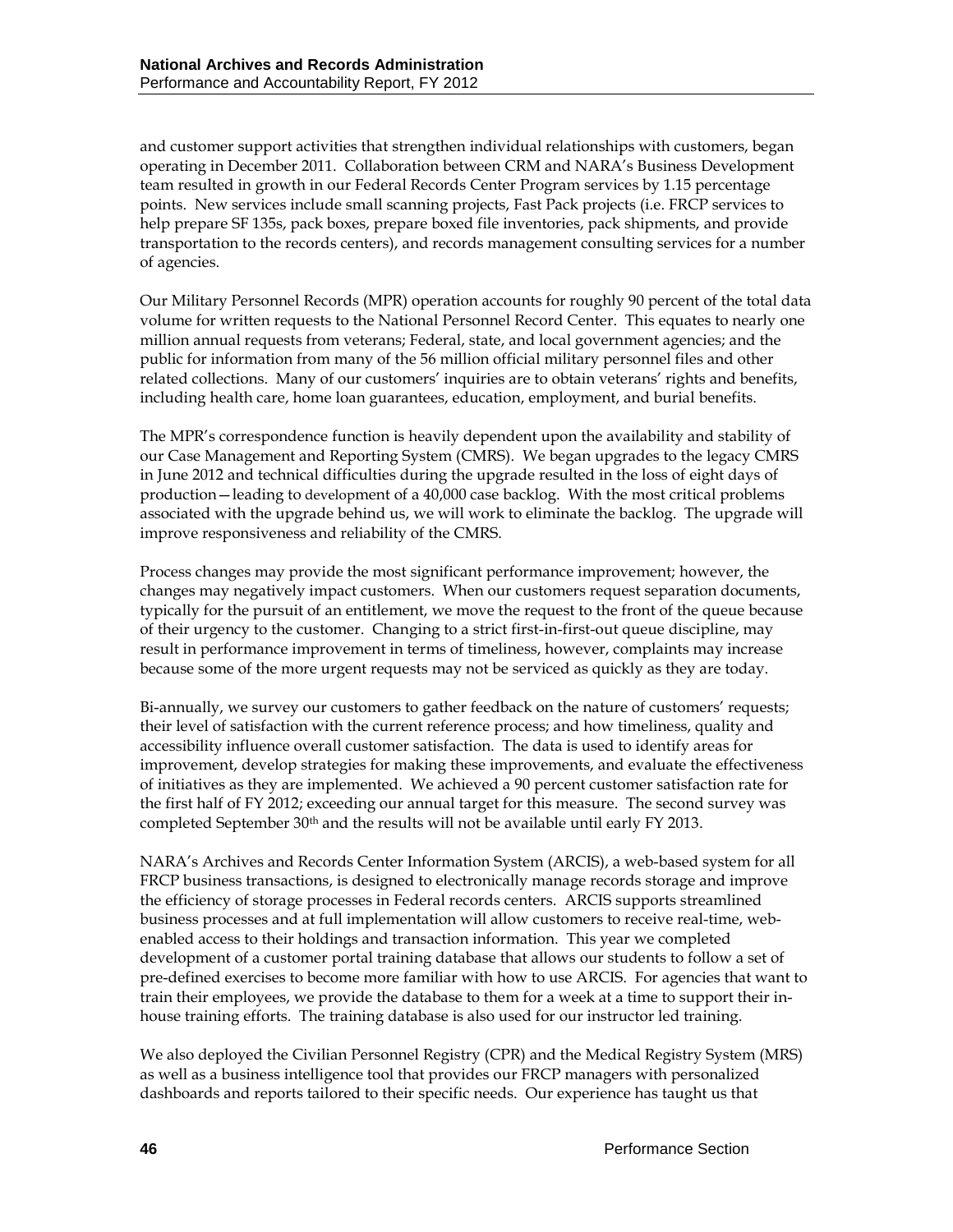and customer support activities that strengthen individual relationships with customers, began operating in December 2011. Collaboration between CRM and NARA's Business Development team resulted in growth in our Federal Records Center Program services by 1.15 percentage points. New services include small scanning projects, Fast Pack projects (i.e. FRCP services to help prepare SF 135s, pack boxes, prepare boxed file inventories, pack shipments, and provide transportation to the records centers), and records management consulting services for a number of agencies.

Our Military Personnel Records (MPR) operation accounts for roughly 90 percent of the total data volume for written requests to the National Personnel Record Center. This equates to nearly one million annual requests from veterans; Federal, state, and local government agencies; and the public for information from many of the 56 million official military personnel files and other related collections. Many of our customers' inquiries are to obtain veterans' rights and benefits, including health care, home loan guarantees, education, employment, and burial benefits.

The MPR's correspondence function is heavily dependent upon the availability and stability of our Case Management and Reporting System (CMRS). We began upgrades to the legacy CMRS in June 2012 and technical difficulties during the upgrade resulted in the loss of eight days of production—leading to development of a 40,000 case backlog. With the most critical problems associated with the upgrade behind us, we will work to eliminate the backlog. The upgrade will improve responsiveness and reliability of the CMRS.

Process changes may provide the most significant performance improvement; however, the changes may negatively impact customers. When our customers request separation documents, typically for the pursuit of an entitlement, we move the request to the front of the queue because of their urgency to the customer. Changing to a strict first-in-first-out queue discipline, may result in performance improvement in terms of timeliness, however, complaints may increase because some of the more urgent requests may not be serviced as quickly as they are today.

Bi-annually, we survey our customers to gather feedback on the nature of customers' requests; their level of satisfaction with the current reference process; and how timeliness, quality and accessibility influence overall customer satisfaction. The data is used to identify areas for improvement, develop strategies for making these improvements, and evaluate the effectiveness of initiatives as they are implemented. We achieved a 90 percent customer satisfaction rate for the first half of FY 2012; exceeding our annual target for this measure. The second survey was completed September 30th and the results will not be available until early FY 2013.

NARA's Archives and Records Center Information System (ARCIS), a web-based system for all FRCP business transactions, is designed to electronically manage records storage and improve the efficiency of storage processes in Federal records centers. ARCIS supports streamlined business processes and at full implementation will allow customers to receive real-time, web-enabled access to their holdings and transaction information. This year we completed development of a customer portal training database that allows our students to follow a set of pre-defined exercises to become more familiar with how to use ARCIS. For agencies that want to train their employees, we provide the database to them for a week at a time to support their in-house training efforts. The training database is also used for our instructor led training.

We also deployed the Civilian Personnel Registry (CPR) and the Medical Registry System (MRS) as well as a business intelligence tool that provides our FRCP managers with personalized dashboards and reports tailored to their specific needs. Our experience has taught us that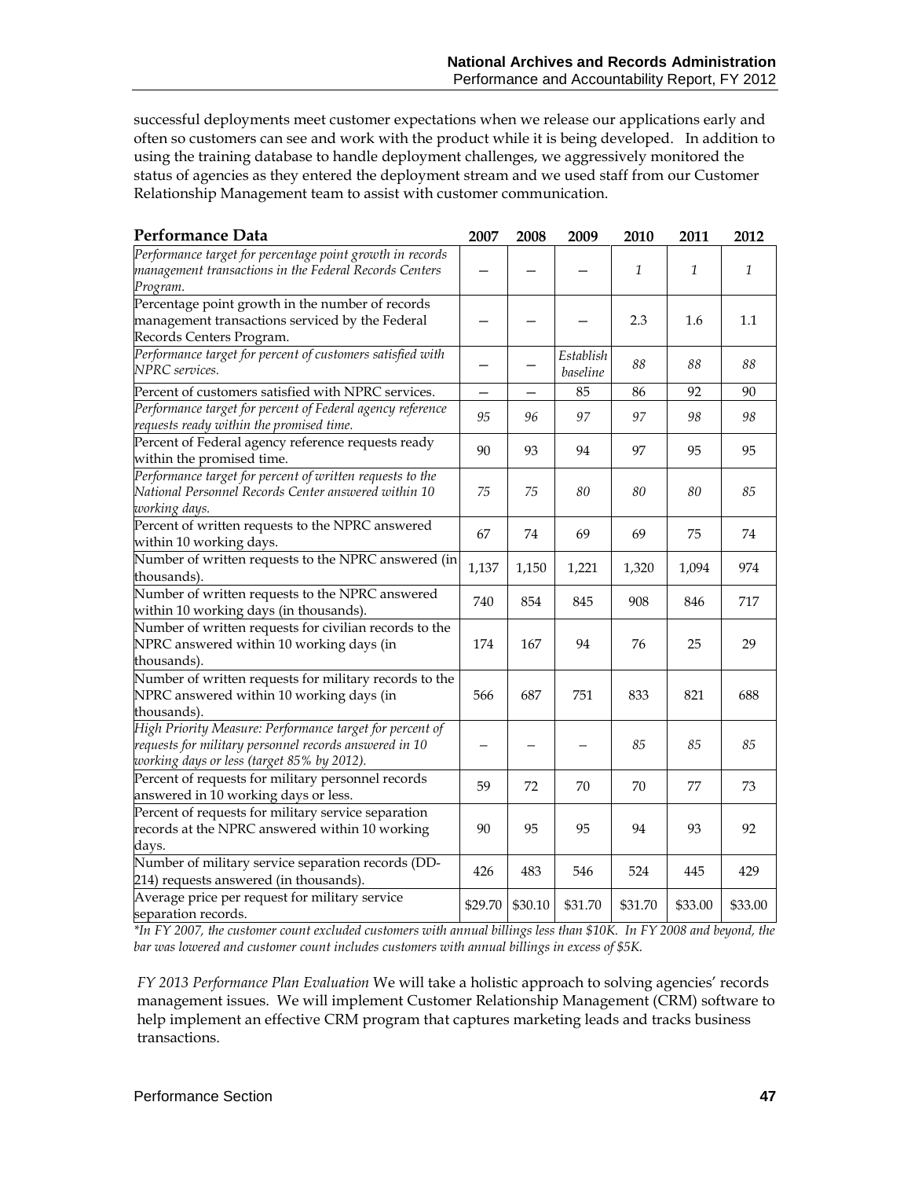successful deployments meet customer expectations when we release our applications early and often so customers can see and work with the product while it is being developed. In addition to using the training database to handle deployment challenges, we aggressively monitored the status of agencies as they entered the deployment stream and we used staff from our Customer Relationship Management team to assist with customer communication.

| Performance Data | 2007 | 2008 | 2009 | 2010 | 2011 | 2012 |
|---|---|---|---|---|---|---|
| *Performance target for percentage point growth in records management transactions in the Federal Records Centers Program.* | – | – | – | *1* | *1* | *1* |
| Percentage point growth in the number of records management transactions serviced by the Federal Records Centers Program. | – | – | – | 2.3 | 1.6 | 1.1 |
| *Performance target for percent of customers satisfied with NPRC services.* | – | – | *Establish baseline* | *88* | *88* | *88* |
| Percent of customers satisfied with NPRC services. | – | – | 85 | 86 | 92 | 90 |
| *Performance target for percent of Federal agency reference requests ready within the promised time.* | *95* | *96* | *97* | *97* | *98* | *98* |
| Percent of Federal agency reference requests ready within the promised time. | 90 | 93 | 94 | 97 | 95 | 95 |
| *Performance target for percent of written requests to the National Personnel Records Center answered within 10 working days.* | *75* | *75* | *80* | *80* | *80* | *85* |
| Percent of written requests to the NPRC answered within 10 working days. | 67 | 74 | 69 | 69 | 75 | 74 |
| Number of written requests to the NPRC answered (in thousands). | 1,137 | 1,150 | 1,221 | 1,320 | 1,094 | 974 |
| Number of written requests to the NPRC answered within 10 working days (in thousands). | 740 | 854 | 845 | 908 | 846 | 717 |
| Number of written requests for civilian records to the NPRC answered within 10 working days (in thousands). | 174 | 167 | 94 | 76 | 25 | 29 |
| Number of written requests for military records to the NPRC answered within 10 working days (in thousands). | 566 | 687 | 751 | 833 | 821 | 688 |
| *High Priority Measure: Performance target for percent of requests for military personnel records answered in 10 working days or less (target 85% by 2012).* | – | – | – | *85* | *85* | *85* |
| Percent of requests for military personnel records answered in 10 working days or less. | 59 | 72 | 70 | 70 | 77 | 73 |
| Percent of requests for military service separation records at the NPRC answered within 10 working days. | 90 | 95 | 95 | 94 | 93 | 92 |
| Number of military service separation records (DD-214) requests answered (in thousands). | 426 | 483 | 546 | 524 | 445 | 429 |
| Average price per request for military service separation records. | $29.70 | $30.10 | $31.70 | $31.70 | $33.00 | $33.00 |

*\*In FY 2007, the customer count excluded customers with annual billings less than $10K. In FY 2008 and beyond, the bar was lowered and customer count includes customers with annual billings in excess of $5K.*

*FY 2013 Performance Plan Evaluation* We will take a holistic approach to solving agencies' records management issues. We will implement Customer Relationship Management (CRM) software to help implement an effective CRM program that captures marketing leads and tracks business transactions.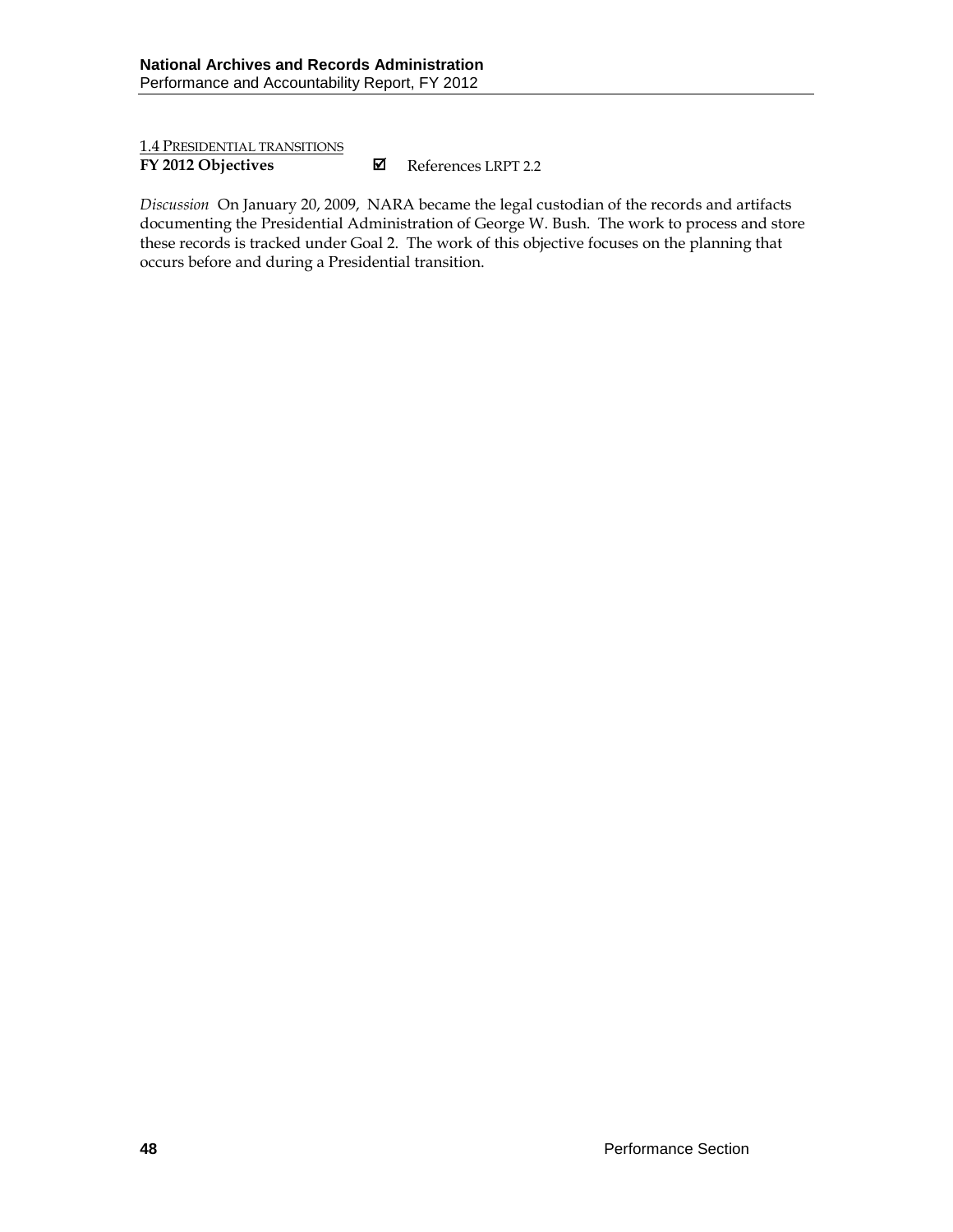1.4 Presidential transitions

**FY 2012 Objectives** ☑ References LRPT 2.2

*Discussion* On January 20, 2009, NARA became the legal custodian of the records and artifacts documenting the Presidential Administration of George W. Bush. The work to process and store these records is tracked under Goal 2. The work of this objective focuses on the planning that occurs before and during a Presidential transition.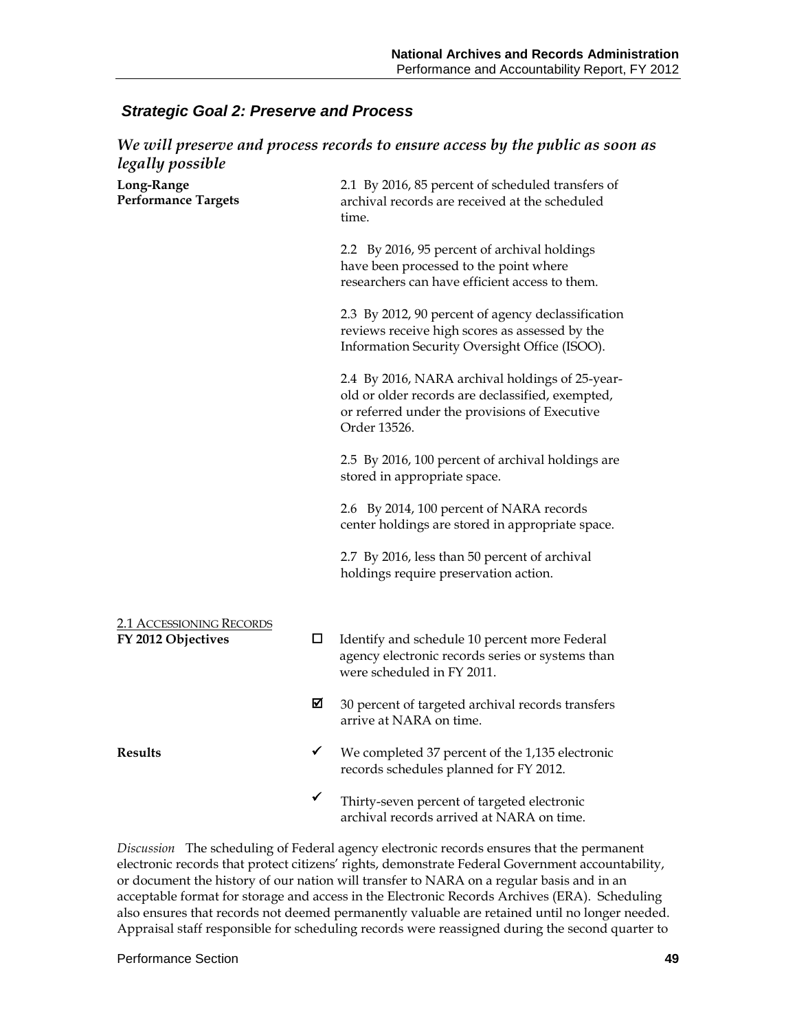### *Strategic Goal 2: Preserve and Process*

***We will preserve and process records to ensure access by the public as soon as legally possible***

**Long-Range Performance Targets**

2.1 By 2016, 85 percent of scheduled transfers of archival records are received at the scheduled time.

2.2 By 2016, 95 percent of archival holdings have been processed to the point where researchers can have efficient access to them.

2.3 By 2012, 90 percent of agency declassification reviews receive high scores as assessed by the Information Security Oversight Office (ISOO).

2.4 By 2016, NARA archival holdings of 25-year-old or older records are declassified, exempted, or referred under the provisions of Executive Order 13526.

2.5 By 2016, 100 percent of archival holdings are stored in appropriate space.

2.6 By 2014, 100 percent of NARA records center holdings are stored in appropriate space.

2.7 By 2016, less than 50 percent of archival holdings require preservation action.

<u>2.1 ACCESSIONING RECORDS</u>

**FY 2012 Objectives**

- ☐ Identify and schedule 10 percent more Federal agency electronic records series or systems than were scheduled in FY 2011.
- ☑ 30 percent of targeted archival records transfers arrive at NARA on time.

**Results**

- ✓ We completed 37 percent of the 1,135 electronic records schedules planned for FY 2012.
- ✓ Thirty-seven percent of targeted electronic archival records arrived at NARA on time.

*Discussion* The scheduling of Federal agency electronic records ensures that the permanent electronic records that protect citizens' rights, demonstrate Federal Government accountability, or document the history of our nation will transfer to NARA on a regular basis and in an acceptable format for storage and access in the Electronic Records Archives (ERA). Scheduling also ensures that records not deemed permanently valuable are retained until no longer needed. Appraisal staff responsible for scheduling records were reassigned during the second quarter to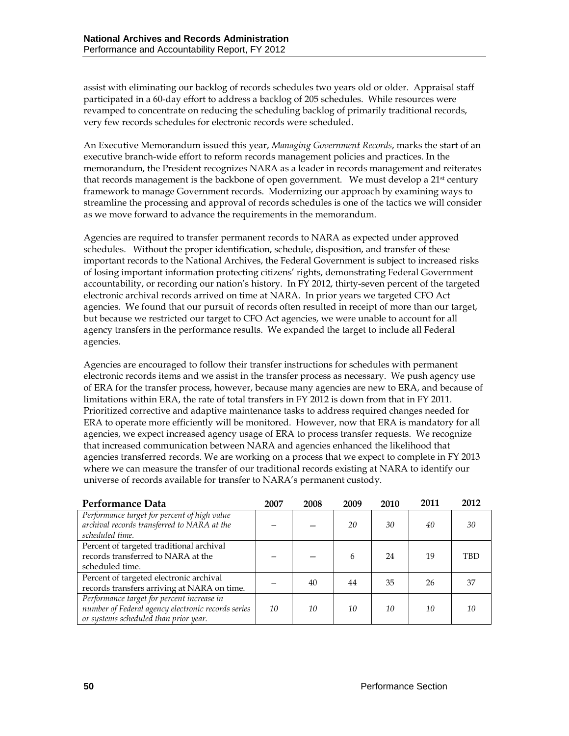assist with eliminating our backlog of records schedules two years old or older. Appraisal staff participated in a 60-day effort to address a backlog of 205 schedules. While resources were revamped to concentrate on reducing the scheduling backlog of primarily traditional records, very few records schedules for electronic records were scheduled.

An Executive Memorandum issued this year, *Managing Government Records*, marks the start of an executive branch-wide effort to reform records management policies and practices. In the memorandum, the President recognizes NARA as a leader in records management and reiterates that records management is the backbone of open government. We must develop a 21st century framework to manage Government records. Modernizing our approach by examining ways to streamline the processing and approval of records schedules is one of the tactics we will consider as we move forward to advance the requirements in the memorandum.

Agencies are required to transfer permanent records to NARA as expected under approved schedules. Without the proper identification, schedule, disposition, and transfer of these important records to the National Archives, the Federal Government is subject to increased risks of losing important information protecting citizens' rights, demonstrating Federal Government accountability, or recording our nation's history. In FY 2012, thirty-seven percent of the targeted electronic archival records arrived on time at NARA. In prior years we targeted CFO Act agencies. We found that our pursuit of records often resulted in receipt of more than our target, but because we restricted our target to CFO Act agencies, we were unable to account for all agency transfers in the performance results. We expanded the target to include all Federal agencies.

Agencies are encouraged to follow their transfer instructions for schedules with permanent electronic records items and we assist in the transfer process as necessary. We push agency use of ERA for the transfer process, however, because many agencies are new to ERA, and because of limitations within ERA, the rate of total transfers in FY 2012 is down from that in FY 2011. Prioritized corrective and adaptive maintenance tasks to address required changes needed for ERA to operate more efficiently will be monitored. However, now that ERA is mandatory for all agencies, we expect increased agency usage of ERA to process transfer requests. We recognize that increased communication between NARA and agencies enhanced the likelihood that agencies transferred records. We are working on a process that we expect to complete in FY 2013 where we can measure the transfer of our traditional records existing at NARA to identify our universe of records available for transfer to NARA's permanent custody.

| Performance Data | 2007 | 2008 | 2009 | 2010 | 2011 | 2012 |
|---|---|---|---|---|---|---|
| *Performance target for percent of high value archival records transferred to NARA at the scheduled time.* | – | – | *20* | *30* | *40* | *30* |
| Percent of targeted traditional archival records transferred to NARA at the scheduled time. | – | – | 6 | 24 | 19 | TBD |
| Percent of targeted electronic archival records transfers arriving at NARA on time. | – | 40 | 44 | 35 | 26 | 37 |
| *Performance target for percent increase in number of Federal agency electronic records series or systems scheduled than prior year.* | *10* | *10* | *10* | *10* | *10* | *10* |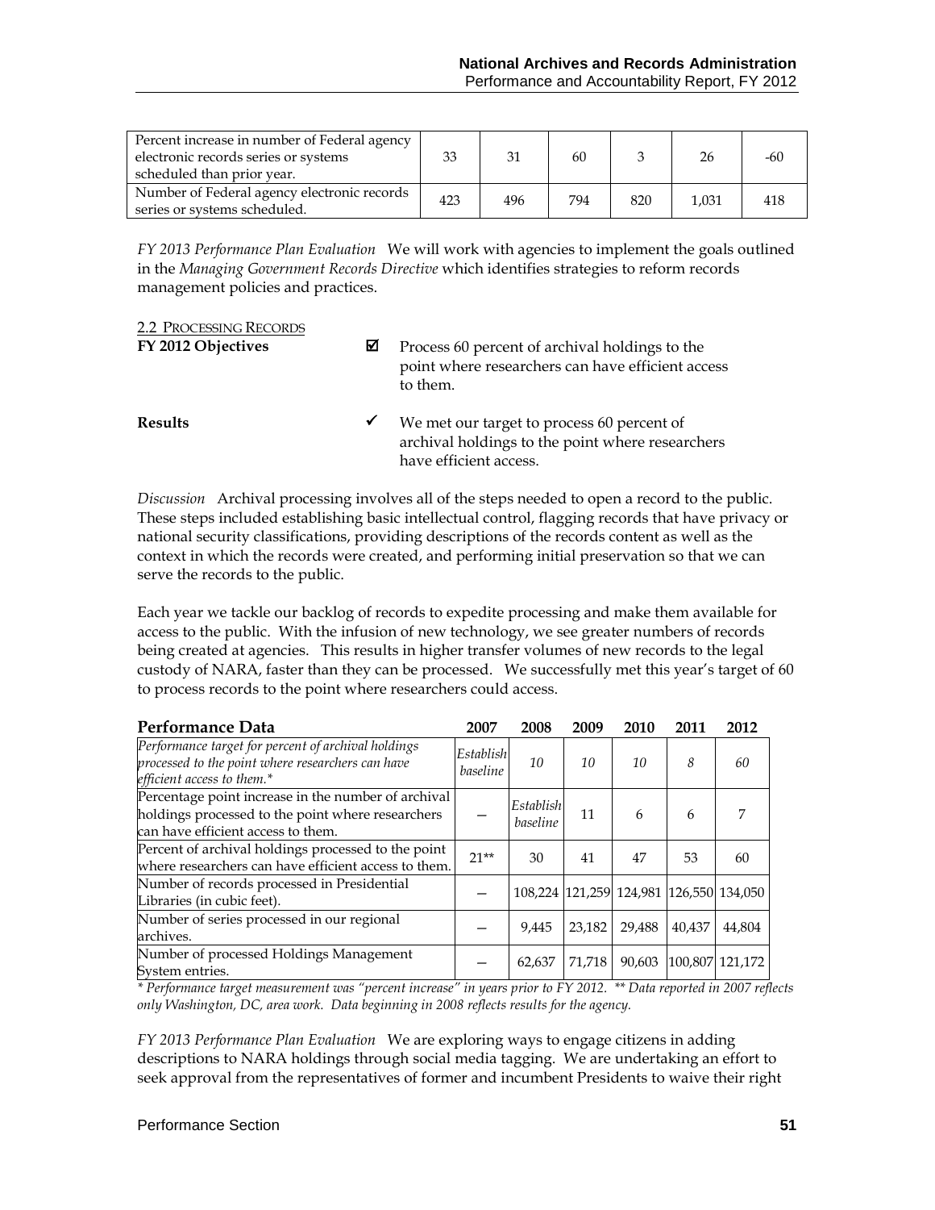| Percent increase in number of Federal agency electronic records series or systems scheduled than prior year. | 33 | 31 | 60 | 3 | 26 | -60 |
|---|---|---|---|---|---|---|
| Number of Federal agency electronic records series or systems scheduled. | 423 | 496 | 794 | 820 | 1,031 | 418 |

*FY 2013 Performance Plan Evaluation* We will work with agencies to implement the goals outlined in the *Managing Government Records Directive* which identifies strategies to reform records management policies and practices.

2.2 Processing Records

**FY 2012 Objectives**

☑ Process 60 percent of archival holdings to the point where researchers can have efficient access to them.

**Results**

✓ We met our target to process 60 percent of archival holdings to the point where researchers have efficient access.

*Discussion* Archival processing involves all of the steps needed to open a record to the public. These steps included establishing basic intellectual control, flagging records that have privacy or national security classifications, providing descriptions of the records content as well as the context in which the records were created, and performing initial preservation so that we can serve the records to the public.

Each year we tackle our backlog of records to expedite processing and make them available for access to the public. With the infusion of new technology, we see greater numbers of records being created at agencies. This results in higher transfer volumes of new records to the legal custody of NARA, faster than they can be processed. We successfully met this year's target of 60 to process records to the point where researchers could access.

| Performance Data | 2007 | 2008 | 2009 | 2010 | 2011 | 2012 |
|---|---|---|---|---|---|---|
| *Performance target for percent of archival holdings processed to the point where researchers can have efficient access to them.\** | *Establish baseline* | *10* | *10* | *10* | *8* | *60* |
| Percentage point increase in the number of archival holdings processed to the point where researchers can have efficient access to them. | — | *Establish baseline* | 11 | 6 | 6 | 7 |
| Percent of archival holdings processed to the point where researchers can have efficient access to them. | 21\*\* | 30 | 41 | 47 | 53 | 60 |
| Number of records processed in Presidential Libraries (in cubic feet). | — | 108,224 | 121,259 | 124,981 | 126,550 | 134,050 |
| Number of series processed in our regional archives. | — | 9,445 | 23,182 | 29,488 | 40,437 | 44,804 |
| Number of processed Holdings Management System entries. | — | 62,637 | 71,718 | 90,603 | 100,807 | 121,172 |

*\* Performance target measurement was "percent increase" in years prior to FY 2012. \*\* Data reported in 2007 reflects only Washington, DC, area work. Data beginning in 2008 reflects results for the agency.*

*FY 2013 Performance Plan Evaluation* We are exploring ways to engage citizens in adding descriptions to NARA holdings through social media tagging. We are undertaking an effort to seek approval from the representatives of former and incumbent Presidents to waive their right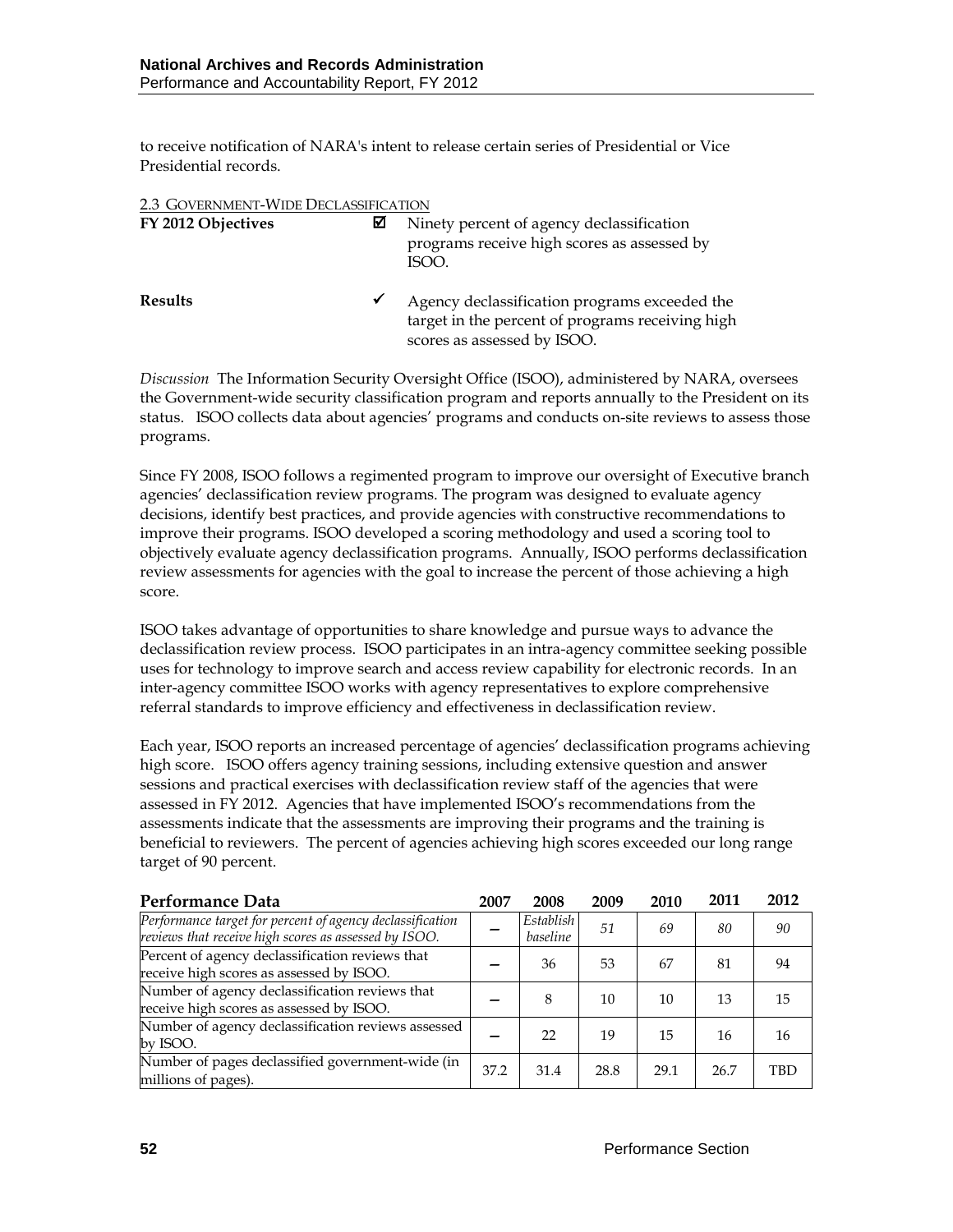to receive notification of NARA's intent to release certain series of Presidential or Vice Presidential records.

### 2.3 Government-Wide Declassification

**FY 2012 Objectives** ☑ Ninety percent of agency declassification programs receive high scores as assessed by ISOO.

**Results** ✓ Agency declassification programs exceeded the target in the percent of programs receiving high scores as assessed by ISOO.

*Discussion* The Information Security Oversight Office (ISOO), administered by NARA, oversees the Government-wide security classification program and reports annually to the President on its status. ISOO collects data about agencies' programs and conducts on-site reviews to assess those programs.

Since FY 2008, ISOO follows a regimented program to improve our oversight of Executive branch agencies' declassification review programs. The program was designed to evaluate agency decisions, identify best practices, and provide agencies with constructive recommendations to improve their programs. ISOO developed a scoring methodology and used a scoring tool to objectively evaluate agency declassification programs. Annually, ISOO performs declassification review assessments for agencies with the goal to increase the percent of those achieving a high score.

ISOO takes advantage of opportunities to share knowledge and pursue ways to advance the declassification review process. ISOO participates in an intra-agency committee seeking possible uses for technology to improve search and access review capability for electronic records. In an inter-agency committee ISOO works with agency representatives to explore comprehensive referral standards to improve efficiency and effectiveness in declassification review.

Each year, ISOO reports an increased percentage of agencies' declassification programs achieving high score. ISOO offers agency training sessions, including extensive question and answer sessions and practical exercises with declassification review staff of the agencies that were assessed in FY 2012. Agencies that have implemented ISOO's recommendations from the assessments indicate that the assessments are improving their programs and the training is beneficial to reviewers. The percent of agencies achieving high scores exceeded our long range target of 90 percent.

| Performance Data | 2007 | 2008 | 2009 | 2010 | 2011 | 2012 |
|---|---|---|---|---|---|---|
| *Performance target for percent of agency declassification reviews that receive high scores as assessed by ISOO.* | – | *Establish baseline* | *51* | *69* | *80* | *90* |
| Percent of agency declassification reviews that receive high scores as assessed by ISOO. | – | 36 | 53 | 67 | 81 | 94 |
| Number of agency declassification reviews that receive high scores as assessed by ISOO. | – | 8 | 10 | 10 | 13 | 15 |
| Number of agency declassification reviews assessed by ISOO. | – | 22 | 19 | 15 | 16 | 16 |
| Number of pages declassified government-wide (in millions of pages). | 37.2 | 31.4 | 28.8 | 29.1 | 26.7 | TBD |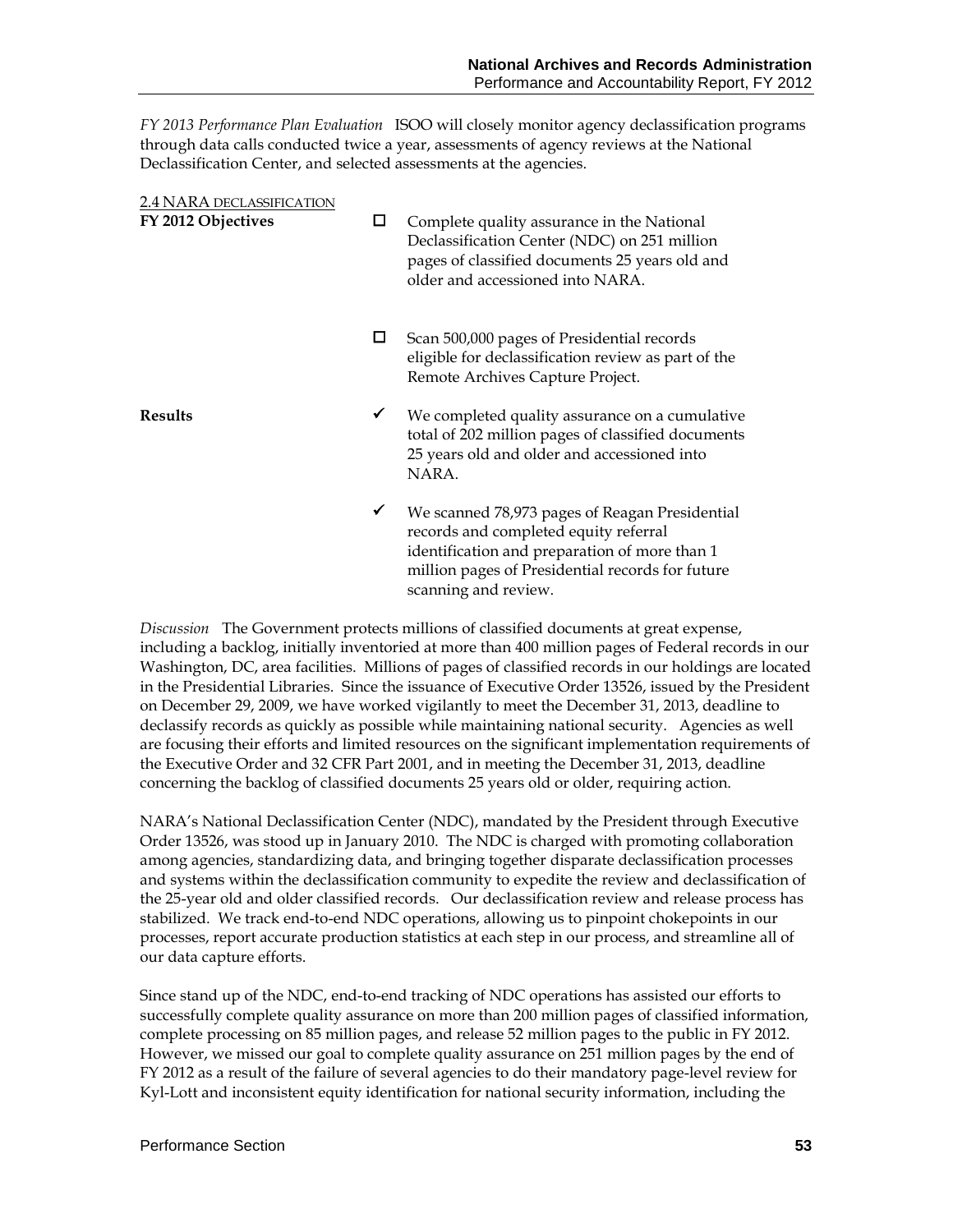*FY 2013 Performance Plan Evaluation* ISOO will closely monitor agency declassification programs through data calls conducted twice a year, assessments of agency reviews at the National Declassification Center, and selected assessments at the agencies.

## 2.4 NARA DECLASSIFICATION

**FY 2012 Objectives**

- ☐ Complete quality assurance in the National Declassification Center (NDC) on 251 million pages of classified documents 25 years old and older and accessioned into NARA.
- ☐ Scan 500,000 pages of Presidential records eligible for declassification review as part of the Remote Archives Capture Project.

**Results**

- ✓ We completed quality assurance on a cumulative total of 202 million pages of classified documents 25 years old and older and accessioned into NARA.
- ✓ We scanned 78,973 pages of Reagan Presidential records and completed equity referral identification and preparation of more than 1 million pages of Presidential records for future scanning and review.

*Discussion* The Government protects millions of classified documents at great expense, including a backlog, initially inventoried at more than 400 million pages of Federal records in our Washington, DC, area facilities. Millions of pages of classified records in our holdings are located in the Presidential Libraries. Since the issuance of Executive Order 13526, issued by the President on December 29, 2009, we have worked vigilantly to meet the December 31, 2013, deadline to declassify records as quickly as possible while maintaining national security. Agencies as well are focusing their efforts and limited resources on the significant implementation requirements of the Executive Order and 32 CFR Part 2001, and in meeting the December 31, 2013, deadline concerning the backlog of classified documents 25 years old or older, requiring action.

NARA's National Declassification Center (NDC), mandated by the President through Executive Order 13526, was stood up in January 2010. The NDC is charged with promoting collaboration among agencies, standardizing data, and bringing together disparate declassification processes and systems within the declassification community to expedite the review and declassification of the 25-year old and older classified records. Our declassification review and release process has stabilized. We track end-to-end NDC operations, allowing us to pinpoint chokepoints in our processes, report accurate production statistics at each step in our process, and streamline all of our data capture efforts.

Since stand up of the NDC, end-to-end tracking of NDC operations has assisted our efforts to successfully complete quality assurance on more than 200 million pages of classified information, complete processing on 85 million pages, and release 52 million pages to the public in FY 2012. However, we missed our goal to complete quality assurance on 251 million pages by the end of FY 2012 as a result of the failure of several agencies to do their mandatory page-level review for Kyl-Lott and inconsistent equity identification for national security information, including the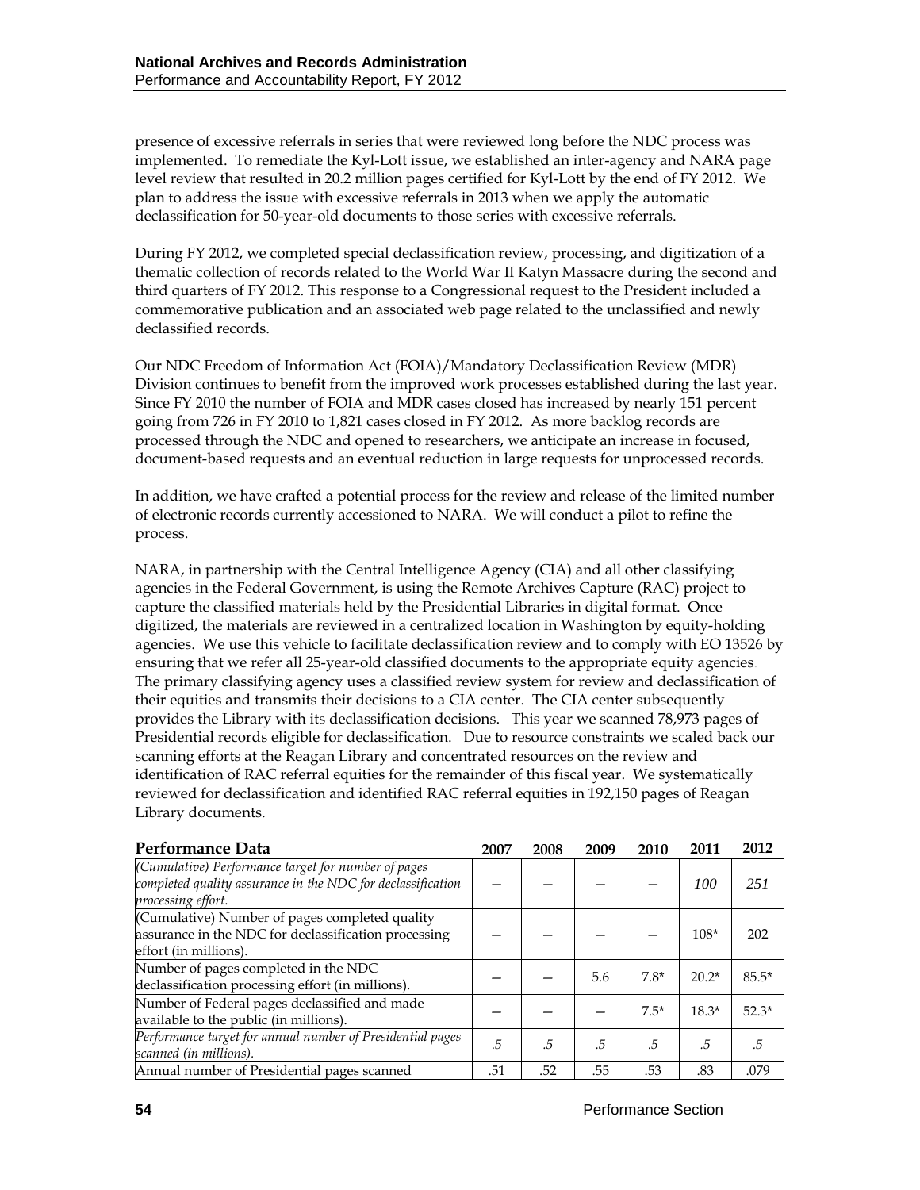presence of excessive referrals in series that were reviewed long before the NDC process was implemented. To remediate the Kyl-Lott issue, we established an inter-agency and NARA page level review that resulted in 20.2 million pages certified for Kyl-Lott by the end of FY 2012. We plan to address the issue with excessive referrals in 2013 when we apply the automatic declassification for 50-year-old documents to those series with excessive referrals.

During FY 2012, we completed special declassification review, processing, and digitization of a thematic collection of records related to the World War II Katyn Massacre during the second and third quarters of FY 2012. This response to a Congressional request to the President included a commemorative publication and an associated web page related to the unclassified and newly declassified records.

Our NDC Freedom of Information Act (FOIA)/Mandatory Declassification Review (MDR) Division continues to benefit from the improved work processes established during the last year. Since FY 2010 the number of FOIA and MDR cases closed has increased by nearly 151 percent going from 726 in FY 2010 to 1,821 cases closed in FY 2012. As more backlog records are processed through the NDC and opened to researchers, we anticipate an increase in focused, document-based requests and an eventual reduction in large requests for unprocessed records.

In addition, we have crafted a potential process for the review and release of the limited number of electronic records currently accessioned to NARA. We will conduct a pilot to refine the process.

NARA, in partnership with the Central Intelligence Agency (CIA) and all other classifying agencies in the Federal Government, is using the Remote Archives Capture (RAC) project to capture the classified materials held by the Presidential Libraries in digital format. Once digitized, the materials are reviewed in a centralized location in Washington by equity-holding agencies. We use this vehicle to facilitate declassification review and to comply with EO 13526 by ensuring that we refer all 25-year-old classified documents to the appropriate equity agencies. The primary classifying agency uses a classified review system for review and declassification of their equities and transmits their decisions to a CIA center. The CIA center subsequently provides the Library with its declassification decisions. This year we scanned 78,973 pages of Presidential records eligible for declassification. Due to resource constraints we scaled back our scanning efforts at the Reagan Library and concentrated resources on the review and identification of RAC referral equities for the remainder of this fiscal year. We systematically reviewed for declassification and identified RAC referral equities in 192,150 pages of Reagan Library documents.

| **Performance Data** | 2007 | 2008 | 2009 | 2010 | 2011 | 2012 |
|---|---|---|---|---|---|---|
| *(Cumulative) Performance target for number of pages completed quality assurance in the NDC for declassification processing effort.* | – | – | – | – | *100* | *251* |
| (Cumulative) Number of pages completed quality assurance in the NDC for declassification processing effort (in millions). | – | – | – | – | 108* | 202 |
| Number of pages completed in the NDC declassification processing effort (in millions). | – | – | 5.6 | 7.8* | 20.2* | 85.5* |
| Number of Federal pages declassified and made available to the public (in millions). | – | – | – | 7.5* | 18.3* | 52.3* |
| *Performance target for annual number of Presidential pages scanned (in millions).* | *.5* | *.5* | *.5* | *.5* | *.5* | *.5* |
| Annual number of Presidential pages scanned | .51 | .52 | .55 | .53 | .83 | .079 |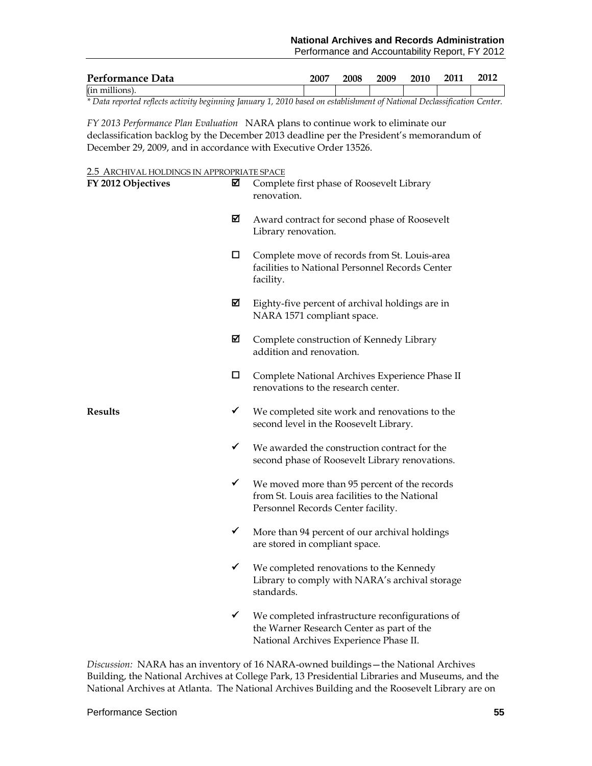| Performance Data | 2007 | 2008 | 2009 | 2010 | 2011 | 2012 |
|---|---|---|---|---|---|---|
| (in millions). | | | | | | |

*\* Data reported reflects activity beginning January 1, 2010 based on establishment of National Declassification Center.*

*FY 2013 Performance Plan Evaluation* NARA plans to continue work to eliminate our declassification backlog by the December 2013 deadline per the President's memorandum of December 29, 2009, and in accordance with Executive Order 13526.

2.5 ARCHIVAL HOLDINGS IN APPROPRIATE SPACE

**FY 2012 Objectives**

- ☑ Complete first phase of Roosevelt Library renovation.
- ☑ Award contract for second phase of Roosevelt Library renovation.
- ☐ Complete move of records from St. Louis-area facilities to National Personnel Records Center facility.
- ☑ Eighty-five percent of archival holdings are in NARA 1571 compliant space.
- ☑ Complete construction of Kennedy Library addition and renovation.
- ☐ Complete National Archives Experience Phase II renovations to the research center.

**Results**

- ✓ We completed site work and renovations to the second level in the Roosevelt Library.
- ✓ We awarded the construction contract for the second phase of Roosevelt Library renovations.
- ✓ We moved more than 95 percent of the records from St. Louis area facilities to the National Personnel Records Center facility.
- ✓ More than 94 percent of our archival holdings are stored in compliant space.
- ✓ We completed renovations to the Kennedy Library to comply with NARA's archival storage standards.
- ✓ We completed infrastructure reconfigurations of the Warner Research Center as part of the National Archives Experience Phase II.

*Discussion:* NARA has an inventory of 16 NARA-owned buildings—the National Archives Building, the National Archives at College Park, 13 Presidential Libraries and Museums, and the National Archives at Atlanta. The National Archives Building and the Roosevelt Library are on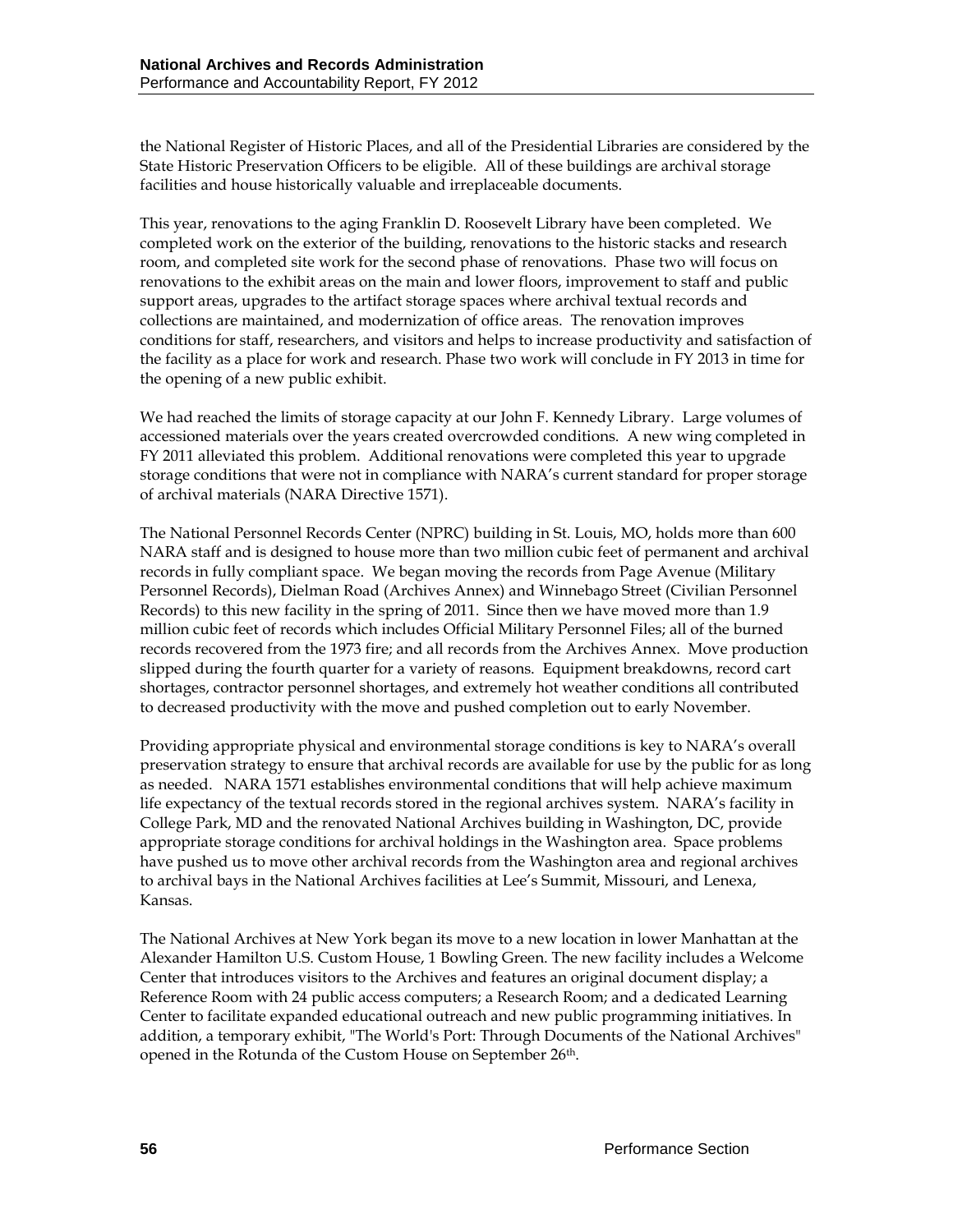the National Register of Historic Places, and all of the Presidential Libraries are considered by the State Historic Preservation Officers to be eligible. All of these buildings are archival storage facilities and house historically valuable and irreplaceable documents.

This year, renovations to the aging Franklin D. Roosevelt Library have been completed. We completed work on the exterior of the building, renovations to the historic stacks and research room, and completed site work for the second phase of renovations. Phase two will focus on renovations to the exhibit areas on the main and lower floors, improvement to staff and public support areas, upgrades to the artifact storage spaces where archival textual records and collections are maintained, and modernization of office areas. The renovation improves conditions for staff, researchers, and visitors and helps to increase productivity and satisfaction of the facility as a place for work and research. Phase two work will conclude in FY 2013 in time for the opening of a new public exhibit.

We had reached the limits of storage capacity at our John F. Kennedy Library. Large volumes of accessioned materials over the years created overcrowded conditions. A new wing completed in FY 2011 alleviated this problem. Additional renovations were completed this year to upgrade storage conditions that were not in compliance with NARA's current standard for proper storage of archival materials (NARA Directive 1571).

The National Personnel Records Center (NPRC) building in St. Louis, MO, holds more than 600 NARA staff and is designed to house more than two million cubic feet of permanent and archival records in fully compliant space. We began moving the records from Page Avenue (Military Personnel Records), Dielman Road (Archives Annex) and Winnebago Street (Civilian Personnel Records) to this new facility in the spring of 2011. Since then we have moved more than 1.9 million cubic feet of records which includes Official Military Personnel Files; all of the burned records recovered from the 1973 fire; and all records from the Archives Annex. Move production slipped during the fourth quarter for a variety of reasons. Equipment breakdowns, record cart shortages, contractor personnel shortages, and extremely hot weather conditions all contributed to decreased productivity with the move and pushed completion out to early November.

Providing appropriate physical and environmental storage conditions is key to NARA's overall preservation strategy to ensure that archival records are available for use by the public for as long as needed. NARA 1571 establishes environmental conditions that will help achieve maximum life expectancy of the textual records stored in the regional archives system. NARA's facility in College Park, MD and the renovated National Archives building in Washington, DC, provide appropriate storage conditions for archival holdings in the Washington area. Space problems have pushed us to move other archival records from the Washington area and regional archives to archival bays in the National Archives facilities at Lee's Summit, Missouri, and Lenexa, Kansas.

The National Archives at New York began its move to a new location in lower Manhattan at the Alexander Hamilton U.S. Custom House, 1 Bowling Green. The new facility includes a Welcome Center that introduces visitors to the Archives and features an original document display; a Reference Room with 24 public access computers; a Research Room; and a dedicated Learning Center to facilitate expanded educational outreach and new public programming initiatives. In addition, a temporary exhibit, "The World's Port: Through Documents of the National Archives" opened in the Rotunda of the Custom House on September 26th.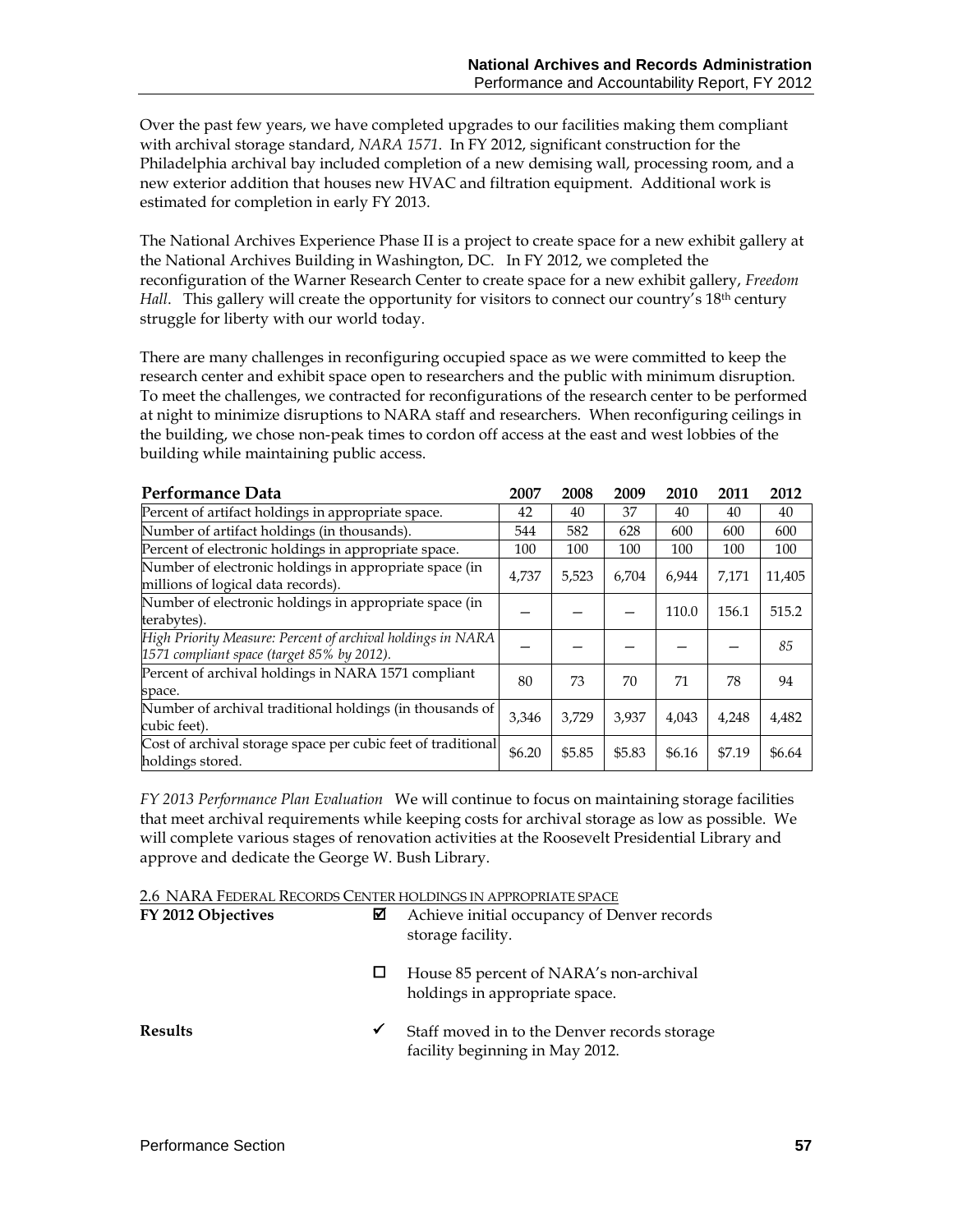Over the past few years, we have completed upgrades to our facilities making them compliant with archival storage standard, *NARA 1571*. In FY 2012, significant construction for the Philadelphia archival bay included completion of a new demising wall, processing room, and a new exterior addition that houses new HVAC and filtration equipment. Additional work is estimated for completion in early FY 2013.

The National Archives Experience Phase II is a project to create space for a new exhibit gallery at the National Archives Building in Washington, DC. In FY 2012, we completed the reconfiguration of the Warner Research Center to create space for a new exhibit gallery, *Freedom Hall*. This gallery will create the opportunity for visitors to connect our country's 18th century struggle for liberty with our world today.

There are many challenges in reconfiguring occupied space as we were committed to keep the research center and exhibit space open to researchers and the public with minimum disruption. To meet the challenges, we contracted for reconfigurations of the research center to be performed at night to minimize disruptions to NARA staff and researchers. When reconfiguring ceilings in the building, we chose non-peak times to cordon off access at the east and west lobbies of the building while maintaining public access.

| **Performance Data** | **2007** | **2008** | **2009** | **2010** | **2011** | **2012** |
|---|---|---|---|---|---|---|
| Percent of artifact holdings in appropriate space. | 42 | 40 | 37 | 40 | 40 | 40 |
| Number of artifact holdings (in thousands). | 544 | 582 | 628 | 600 | 600 | 600 |
| Percent of electronic holdings in appropriate space. | 100 | 100 | 100 | 100 | 100 | 100 |
| Number of electronic holdings in appropriate space (in millions of logical data records). | 4,737 | 5,523 | 6,704 | 6,944 | 7,171 | 11,405 |
| Number of electronic holdings in appropriate space (in terabytes). | – | – | – | 110.0 | 156.1 | 515.2 |
| *High Priority Measure: Percent of archival holdings in NARA 1571 compliant space (target 85% by 2012).* | – | – | – | – | – | *85* |
| Percent of archival holdings in NARA 1571 compliant space. | 80 | 73 | 70 | 71 | 78 | 94 |
| Number of archival traditional holdings (in thousands of cubic feet). | 3,346 | 3,729 | 3,937 | 4,043 | 4,248 | 4,482 |
| Cost of archival storage space per cubic feet of traditional holdings stored. | $6.20 | $5.85 | $5.83 | $6.16 | $7.19 | $6.64 |

*FY 2013 Performance Plan Evaluation* We will continue to focus on maintaining storage facilities that meet archival requirements while keeping costs for archival storage as low as possible. We will complete various stages of renovation activities at the Roosevelt Presidential Library and approve and dedicate the George W. Bush Library.

2.6 NARA FEDERAL RECORDS CENTER HOLDINGS IN APPROPRIATE SPACE

**FY 2012 Objectives**

- ☑ Achieve initial occupancy of Denver records storage facility.
- ☐ House 85 percent of NARA's non-archival holdings in appropriate space.

**Results**

- ✓ Staff moved in to the Denver records storage facility beginning in May 2012.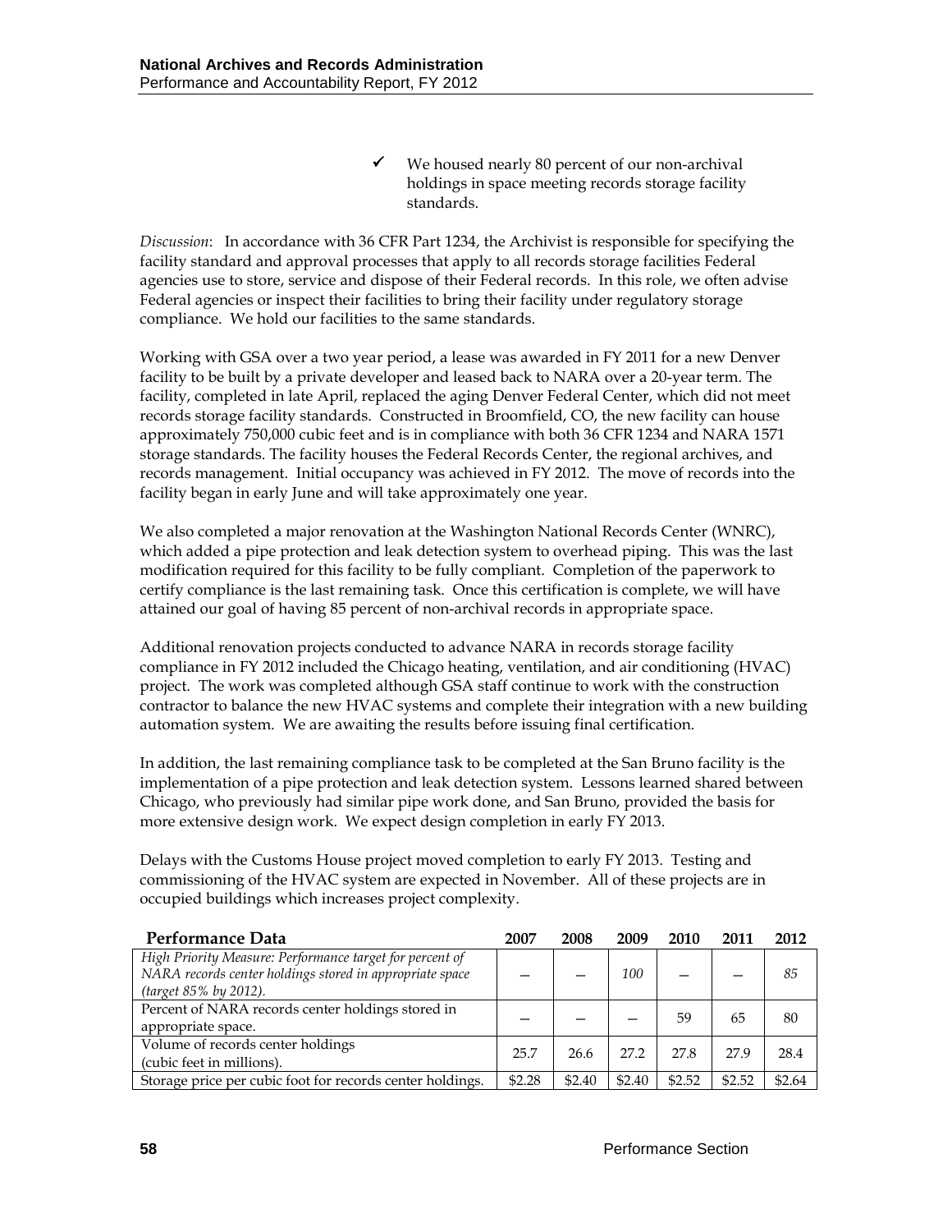- ✓ We housed nearly 80 percent of our non-archival holdings in space meeting records storage facility standards.

*Discussion*: In accordance with 36 CFR Part 1234, the Archivist is responsible for specifying the facility standard and approval processes that apply to all records storage facilities Federal agencies use to store, service and dispose of their Federal records. In this role, we often advise Federal agencies or inspect their facilities to bring their facility under regulatory storage compliance. We hold our facilities to the same standards.

Working with GSA over a two year period, a lease was awarded in FY 2011 for a new Denver facility to be built by a private developer and leased back to NARA over a 20-year term. The facility, completed in late April, replaced the aging Denver Federal Center, which did not meet records storage facility standards. Constructed in Broomfield, CO, the new facility can house approximately 750,000 cubic feet and is in compliance with both 36 CFR 1234 and NARA 1571 storage standards. The facility houses the Federal Records Center, the regional archives, and records management. Initial occupancy was achieved in FY 2012. The move of records into the facility began in early June and will take approximately one year.

We also completed a major renovation at the Washington National Records Center (WNRC), which added a pipe protection and leak detection system to overhead piping. This was the last modification required for this facility to be fully compliant. Completion of the paperwork to certify compliance is the last remaining task. Once this certification is complete, we will have attained our goal of having 85 percent of non-archival records in appropriate space.

Additional renovation projects conducted to advance NARA in records storage facility compliance in FY 2012 included the Chicago heating, ventilation, and air conditioning (HVAC) project. The work was completed although GSA staff continue to work with the construction contractor to balance the new HVAC systems and complete their integration with a new building automation system. We are awaiting the results before issuing final certification.

In addition, the last remaining compliance task to be completed at the San Bruno facility is the implementation of a pipe protection and leak detection system. Lessons learned shared between Chicago, who previously had similar pipe work done, and San Bruno, provided the basis for more extensive design work. We expect design completion in early FY 2013.

Delays with the Customs House project moved completion to early FY 2013. Testing and commissioning of the HVAC system are expected in November. All of these projects are in occupied buildings which increases project complexity.

| Performance Data | 2007 | 2008 | 2009 | 2010 | 2011 | 2012 |
|---|---|---|---|---|---|---|
| *High Priority Measure: Performance target for percent of NARA records center holdings stored in appropriate space (target 85% by 2012).* | – | – | *100* | – | – | *85* |
| Percent of NARA records center holdings stored in appropriate space. | – | – | – | 59 | 65 | 80 |
| Volume of records center holdings (cubic feet in millions). | 25.7 | 26.6 | 27.2 | 27.8 | 27.9 | 28.4 |
| Storage price per cubic foot for records center holdings. | $2.28 | $2.40 | $2.40 | $2.52 | $2.52 | $2.64 |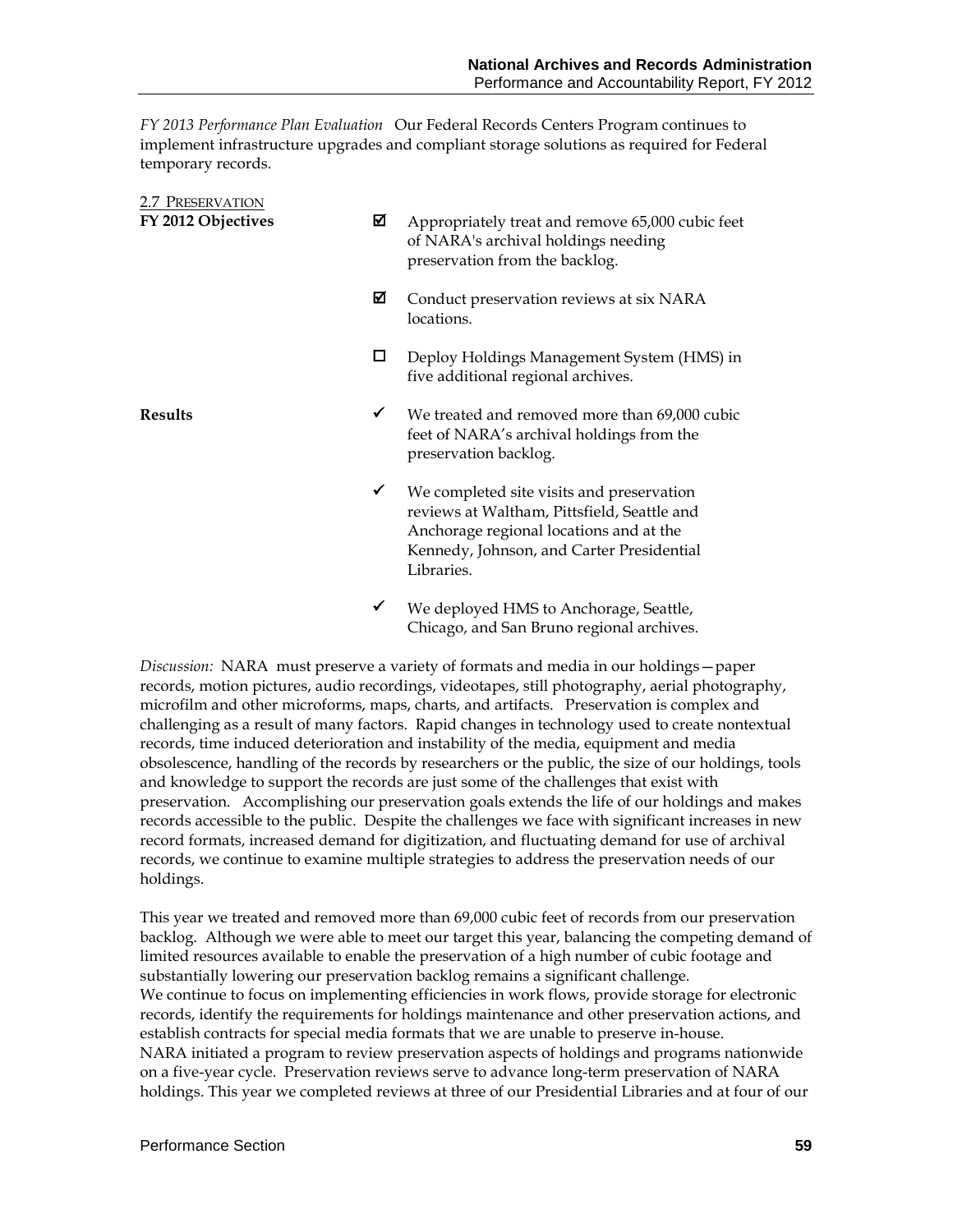*FY 2013 Performance Plan Evaluation* Our Federal Records Centers Program continues to implement infrastructure upgrades and compliant storage solutions as required for Federal temporary records.

## 2.7 Preservation

**FY 2012 Objectives**

- ☑ Appropriately treat and remove 65,000 cubic feet of NARA's archival holdings needing preservation from the backlog.
- ☑ Conduct preservation reviews at six NARA locations.
- ☐ Deploy Holdings Management System (HMS) in five additional regional archives.

**Results**

- ✓ We treated and removed more than 69,000 cubic feet of NARA's archival holdings from the preservation backlog.
- ✓ We completed site visits and preservation reviews at Waltham, Pittsfield, Seattle and Anchorage regional locations and at the Kennedy, Johnson, and Carter Presidential Libraries.
- ✓ We deployed HMS to Anchorage, Seattle, Chicago, and San Bruno regional archives.

*Discussion:* NARA must preserve a variety of formats and media in our holdings—paper records, motion pictures, audio recordings, videotapes, still photography, aerial photography, microfilm and other microforms, maps, charts, and artifacts. Preservation is complex and challenging as a result of many factors. Rapid changes in technology used to create nontextual records, time induced deterioration and instability of the media, equipment and media obsolescence, handling of the records by researchers or the public, the size of our holdings, tools and knowledge to support the records are just some of the challenges that exist with preservation. Accomplishing our preservation goals extends the life of our holdings and makes records accessible to the public. Despite the challenges we face with significant increases in new record formats, increased demand for digitization, and fluctuating demand for use of archival records, we continue to examine multiple strategies to address the preservation needs of our holdings.

This year we treated and removed more than 69,000 cubic feet of records from our preservation backlog. Although we were able to meet our target this year, balancing the competing demand of limited resources available to enable the preservation of a high number of cubic footage and substantially lowering our preservation backlog remains a significant challenge.
We continue to focus on implementing efficiencies in work flows, provide storage for electronic records, identify the requirements for holdings maintenance and other preservation actions, and establish contracts for special media formats that we are unable to preserve in-house.
NARA initiated a program to review preservation aspects of holdings and programs nationwide on a five-year cycle. Preservation reviews serve to advance long-term preservation of NARA holdings. This year we completed reviews at three of our Presidential Libraries and at four of our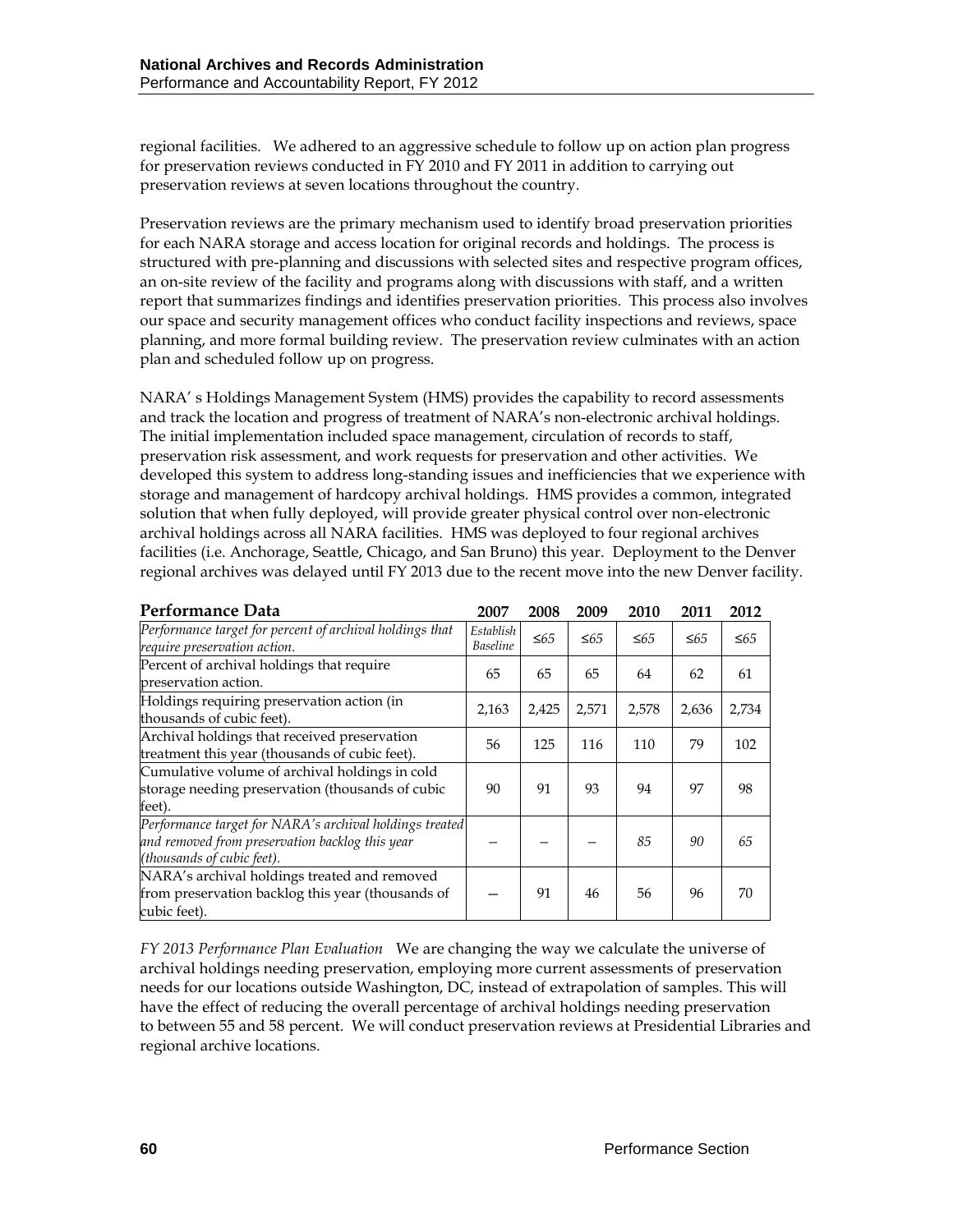regional facilities. We adhered to an aggressive schedule to follow up on action plan progress for preservation reviews conducted in FY 2010 and FY 2011 in addition to carrying out preservation reviews at seven locations throughout the country.

Preservation reviews are the primary mechanism used to identify broad preservation priorities for each NARA storage and access location for original records and holdings. The process is structured with pre-planning and discussions with selected sites and respective program offices, an on-site review of the facility and programs along with discussions with staff, and a written report that summarizes findings and identifies preservation priorities. This process also involves our space and security management offices who conduct facility inspections and reviews, space planning, and more formal building review. The preservation review culminates with an action plan and scheduled follow up on progress.

NARA' s Holdings Management System (HMS) provides the capability to record assessments and track the location and progress of treatment of NARA's non-electronic archival holdings. The initial implementation included space management, circulation of records to staff, preservation risk assessment, and work requests for preservation and other activities. We developed this system to address long-standing issues and inefficiencies that we experience with storage and management of hardcopy archival holdings. HMS provides a common, integrated solution that when fully deployed, will provide greater physical control over non-electronic archival holdings across all NARA facilities. HMS was deployed to four regional archives facilities (i.e. Anchorage, Seattle, Chicago, and San Bruno) this year. Deployment to the Denver regional archives was delayed until FY 2013 due to the recent move into the new Denver facility.

| **Performance Data** | **2007** | **2008** | **2009** | **2010** | **2011** | **2012** |
|---|---|---|---|---|---|---|
| *Performance target for percent of archival holdings that require preservation action.* | *Establish Baseline* | *≤65* | *≤65* | *≤65* | *≤65* | *≤65* |
| Percent of archival holdings that require preservation action. | 65 | 65 | 65 | 64 | 62 | 61 |
| Holdings requiring preservation action (in thousands of cubic feet). | 2,163 | 2,425 | 2,571 | 2,578 | 2,636 | 2,734 |
| Archival holdings that received preservation treatment this year (thousands of cubic feet). | 56 | 125 | 116 | 110 | 79 | 102 |
| Cumulative volume of archival holdings in cold storage needing preservation (thousands of cubic feet). | 90 | 91 | 93 | 94 | 97 | 98 |
| *Performance target for NARA's archival holdings treated and removed from preservation backlog this year (thousands of cubic feet).* | – | – | – | *85* | *90* | *65* |
| NARA's archival holdings treated and removed from preservation backlog this year (thousands of cubic feet). | — | 91 | 46 | 56 | 96 | 70 |

*FY 2013 Performance Plan Evaluation* We are changing the way we calculate the universe of archival holdings needing preservation, employing more current assessments of preservation needs for our locations outside Washington, DC, instead of extrapolation of samples. This will have the effect of reducing the overall percentage of archival holdings needing preservation to between 55 and 58 percent. We will conduct preservation reviews at Presidential Libraries and regional archive locations.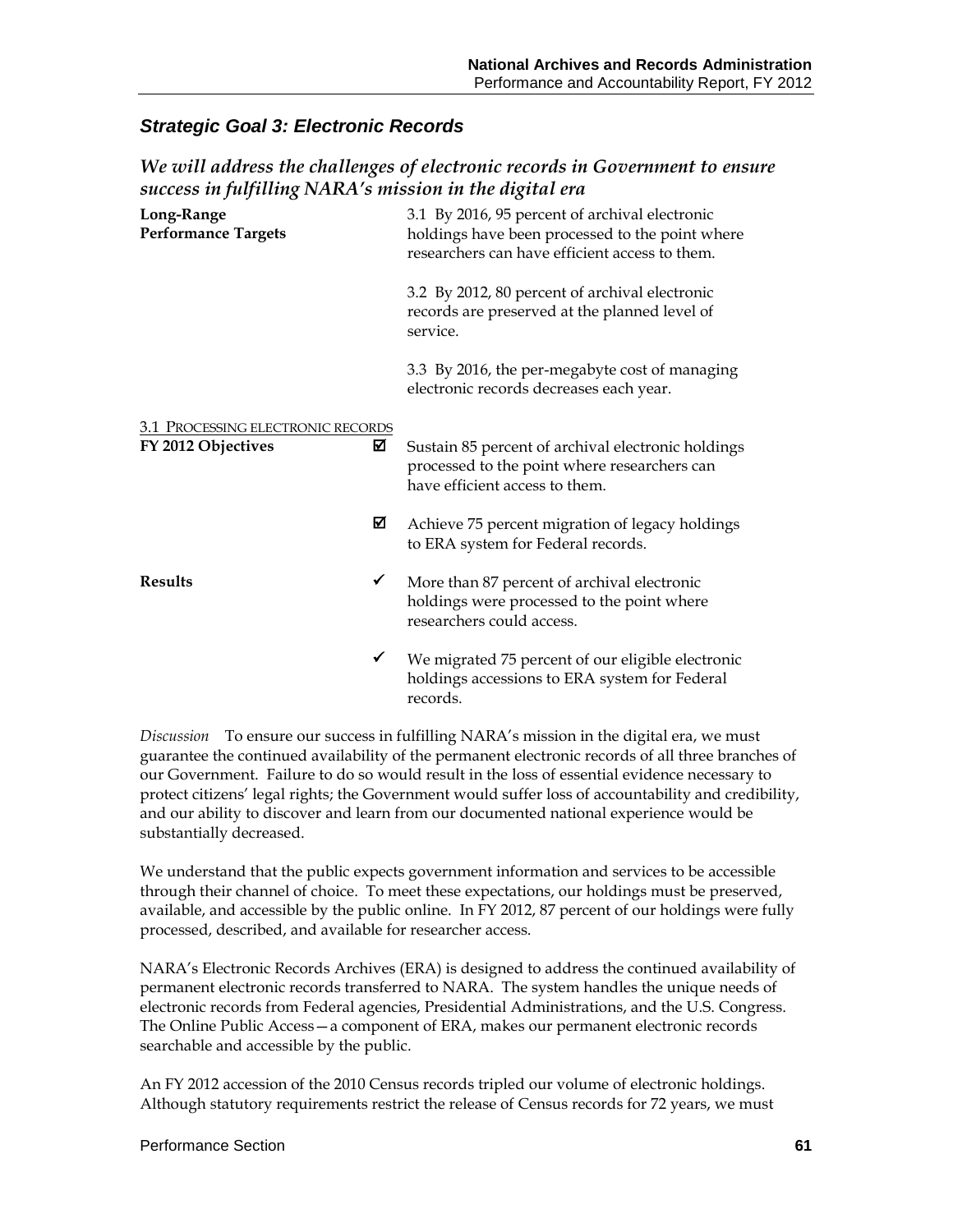## *Strategic Goal 3: Electronic Records*

### *We will address the challenges of electronic records in Government to ensure success in fulfilling NARA's mission in the digital era*

**Long-Range Performance Targets**

3.1 By 2016, 95 percent of archival electronic holdings have been processed to the point where researchers can have efficient access to them.

3.2 By 2012, 80 percent of archival electronic records are preserved at the planned level of service.

3.3 By 2016, the per-megabyte cost of managing electronic records decreases each year.

3.1 PROCESSING ELECTRONIC RECORDS

**FY 2012 Objectives**

☑ Sustain 85 percent of archival electronic holdings processed to the point where researchers can have efficient access to them.

☑ Achieve 75 percent migration of legacy holdings to ERA system for Federal records.

**Results**

✓ More than 87 percent of archival electronic holdings were processed to the point where researchers could access.

✓ We migrated 75 percent of our eligible electronic holdings accessions to ERA system for Federal records.

*Discussion* To ensure our success in fulfilling NARA's mission in the digital era, we must guarantee the continued availability of the permanent electronic records of all three branches of our Government. Failure to do so would result in the loss of essential evidence necessary to protect citizens' legal rights; the Government would suffer loss of accountability and credibility, and our ability to discover and learn from our documented national experience would be substantially decreased.

We understand that the public expects government information and services to be accessible through their channel of choice. To meet these expectations, our holdings must be preserved, available, and accessible by the public online. In FY 2012, 87 percent of our holdings were fully processed, described, and available for researcher access.

NARA's Electronic Records Archives (ERA) is designed to address the continued availability of permanent electronic records transferred to NARA. The system handles the unique needs of electronic records from Federal agencies, Presidential Administrations, and the U.S. Congress. The Online Public Access—a component of ERA, makes our permanent electronic records searchable and accessible by the public.

An FY 2012 accession of the 2010 Census records tripled our volume of electronic holdings. Although statutory requirements restrict the release of Census records for 72 years, we must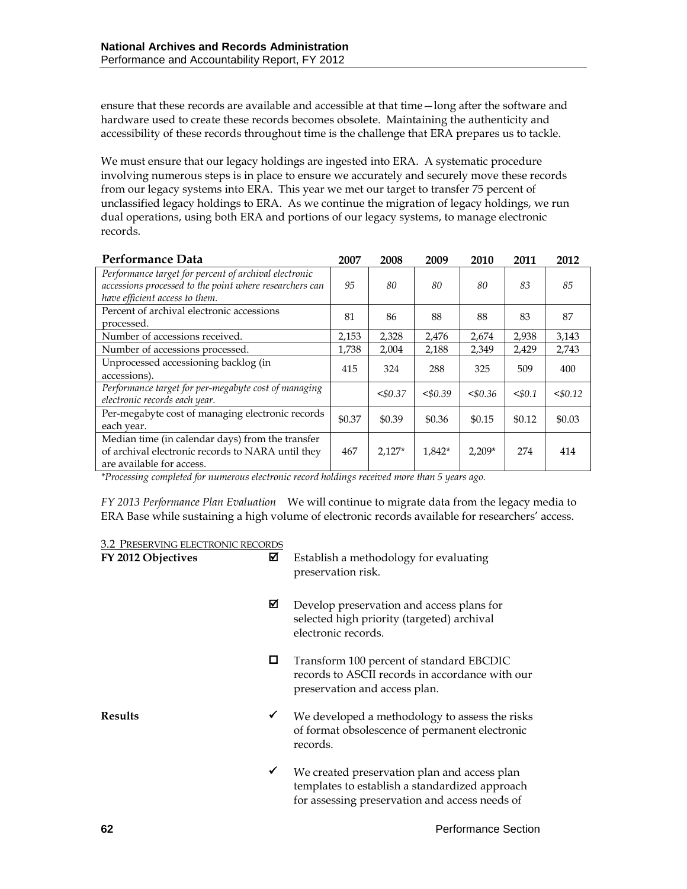ensure that these records are available and accessible at that time—long after the software and hardware used to create these records becomes obsolete. Maintaining the authenticity and accessibility of these records throughout time is the challenge that ERA prepares us to tackle.

We must ensure that our legacy holdings are ingested into ERA. A systematic procedure involving numerous steps is in place to ensure we accurately and securely move these records from our legacy systems into ERA. This year we met our target to transfer 75 percent of unclassified legacy holdings to ERA. As we continue the migration of legacy holdings, we run dual operations, using both ERA and portions of our legacy systems, to manage electronic records.

| Performance Data | 2007 | 2008 | 2009 | 2010 | 2011 | 2012 |
|---|---|---|---|---|---|---|
| *Performance target for percent of archival electronic accessions processed to the point where researchers can have efficient access to them.* | *95* | *80* | *80* | *80* | *83* | *85* |
| Percent of archival electronic accessions processed. | 81 | 86 | 88 | 88 | 83 | 87 |
| Number of accessions received. | 2,153 | 2,328 | 2,476 | 2,674 | 2,938 | 3,143 |
| Number of accessions processed. | 1,738 | 2,004 | 2,188 | 2,349 | 2,429 | 2,743 |
| Unprocessed accessioning backlog (in accessions). | 415 | 324 | 288 | 325 | 509 | 400 |
| *Performance target for per-megabyte cost of managing electronic records each year.* | | *<$0.37* | *<$0.39* | *<$0.36* | *<$0.1* | *<$0.12* |
| Per-megabyte cost of managing electronic records each year. | $0.37 | $0.39 | $0.36 | $0.15 | $0.12 | $0.03 |
| Median time (in calendar days) from the transfer of archival electronic records to NARA until they are available for access. | 467 | 2,127* | 1,842* | 2,209* | 274 | 414 |

*\*Processing completed for numerous electronic record holdings received more than 5 years ago.*

*FY 2013 Performance Plan Evaluation* We will continue to migrate data from the legacy media to ERA Base while sustaining a high volume of electronic records available for researchers' access.

3.2 PRESERVING ELECTRONIC RECORDS

**FY 2012 Objectives**

- ☑ Establish a methodology for evaluating preservation risk.
- ☑ Develop preservation and access plans for selected high priority (targeted) archival electronic records.
- ☐ Transform 100 percent of standard EBCDIC records to ASCII records in accordance with our preservation and access plan.

**Results**

- ✓ We developed a methodology to assess the risks of format obsolescence of permanent electronic records.
- ✓ We created preservation plan and access plan templates to establish a standardized approach for assessing preservation and access needs of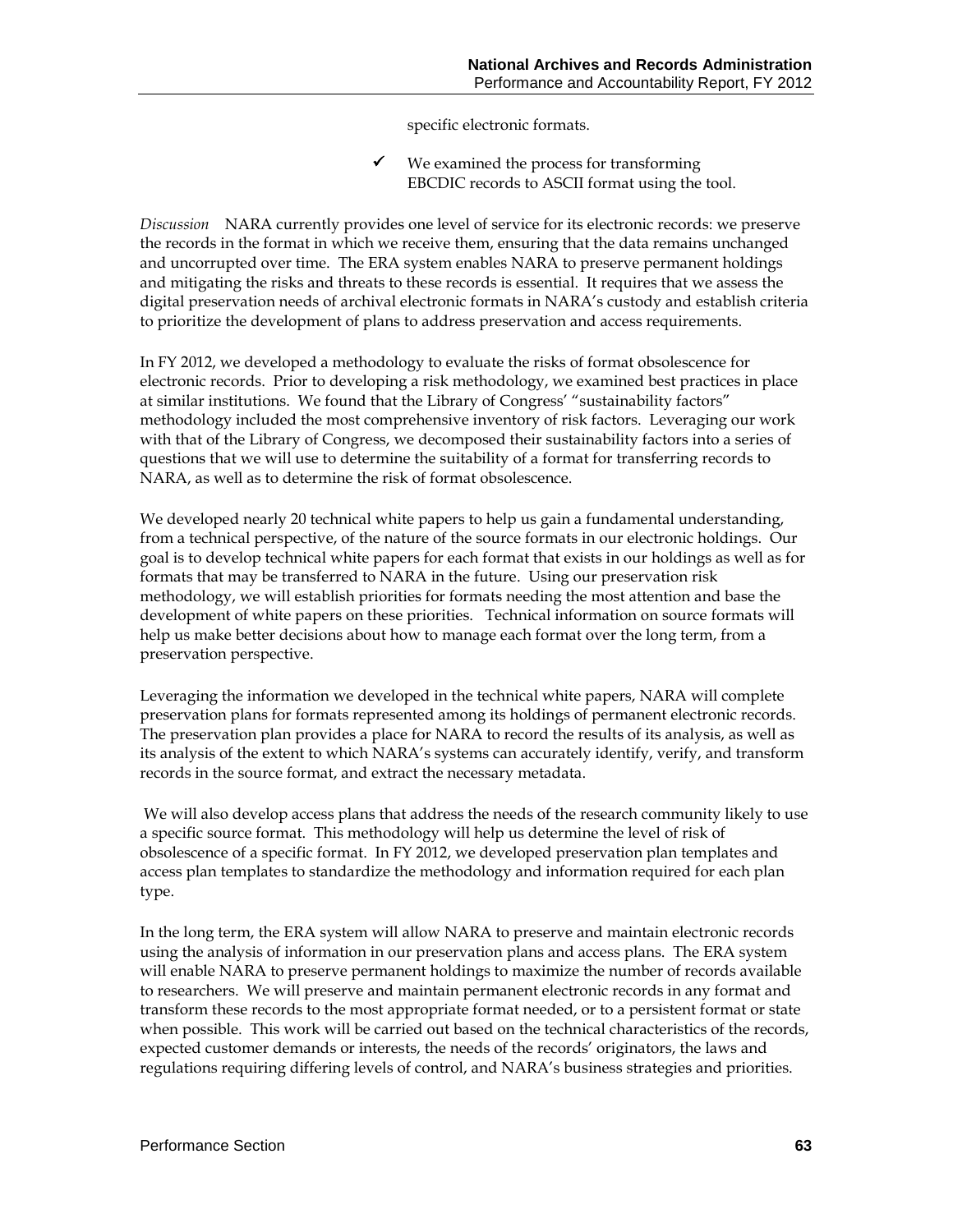specific electronic formats.

- ✓ We examined the process for transforming EBCDIC records to ASCII format using the tool.

*Discussion* NARA currently provides one level of service for its electronic records: we preserve the records in the format in which we receive them, ensuring that the data remains unchanged and uncorrupted over time. The ERA system enables NARA to preserve permanent holdings and mitigating the risks and threats to these records is essential. It requires that we assess the digital preservation needs of archival electronic formats in NARA's custody and establish criteria to prioritize the development of plans to address preservation and access requirements.

In FY 2012, we developed a methodology to evaluate the risks of format obsolescence for electronic records. Prior to developing a risk methodology, we examined best practices in place at similar institutions. We found that the Library of Congress' "sustainability factors" methodology included the most comprehensive inventory of risk factors. Leveraging our work with that of the Library of Congress, we decomposed their sustainability factors into a series of questions that we will use to determine the suitability of a format for transferring records to NARA, as well as to determine the risk of format obsolescence.

We developed nearly 20 technical white papers to help us gain a fundamental understanding, from a technical perspective, of the nature of the source formats in our electronic holdings. Our goal is to develop technical white papers for each format that exists in our holdings as well as for formats that may be transferred to NARA in the future. Using our preservation risk methodology, we will establish priorities for formats needing the most attention and base the development of white papers on these priorities. Technical information on source formats will help us make better decisions about how to manage each format over the long term, from a preservation perspective.

Leveraging the information we developed in the technical white papers, NARA will complete preservation plans for formats represented among its holdings of permanent electronic records. The preservation plan provides a place for NARA to record the results of its analysis, as well as its analysis of the extent to which NARA's systems can accurately identify, verify, and transform records in the source format, and extract the necessary metadata.

We will also develop access plans that address the needs of the research community likely to use a specific source format. This methodology will help us determine the level of risk of obsolescence of a specific format. In FY 2012, we developed preservation plan templates and access plan templates to standardize the methodology and information required for each plan type.

In the long term, the ERA system will allow NARA to preserve and maintain electronic records using the analysis of information in our preservation plans and access plans. The ERA system will enable NARA to preserve permanent holdings to maximize the number of records available to researchers. We will preserve and maintain permanent electronic records in any format and transform these records to the most appropriate format needed, or to a persistent format or state when possible. This work will be carried out based on the technical characteristics of the records, expected customer demands or interests, the needs of the records' originators, the laws and regulations requiring differing levels of control, and NARA's business strategies and priorities.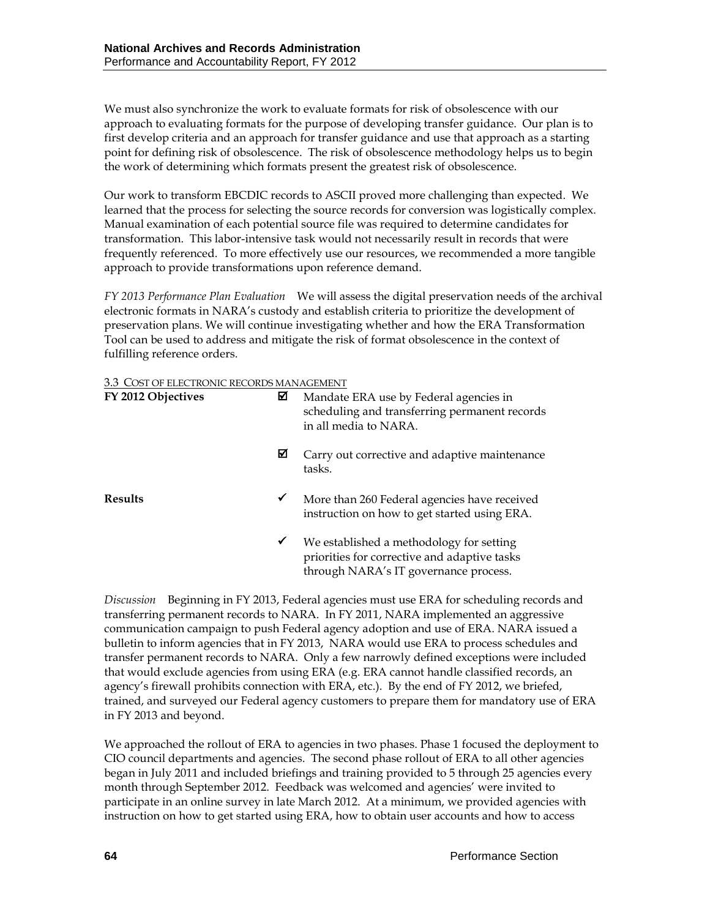We must also synchronize the work to evaluate formats for risk of obsolescence with our approach to evaluating formats for the purpose of developing transfer guidance. Our plan is to first develop criteria and an approach for transfer guidance and use that approach as a starting point for defining risk of obsolescence. The risk of obsolescence methodology helps us to begin the work of determining which formats present the greatest risk of obsolescence.

Our work to transform EBCDIC records to ASCII proved more challenging than expected. We learned that the process for selecting the source records for conversion was logistically complex. Manual examination of each potential source file was required to determine candidates for transformation. This labor-intensive task would not necessarily result in records that were frequently referenced. To more effectively use our resources, we recommended a more tangible approach to provide transformations upon reference demand.

*FY 2013 Performance Plan Evaluation* We will assess the digital preservation needs of the archival electronic formats in NARA's custody and establish criteria to prioritize the development of preservation plans. We will continue investigating whether and how the ERA Transformation Tool can be used to address and mitigate the risk of format obsolescence in the context of fulfilling reference orders.

3.3 Cost of electronic records management

**FY 2012 Objectives**

- ☑ Mandate ERA use by Federal agencies in scheduling and transferring permanent records in all media to NARA.
- ☑ Carry out corrective and adaptive maintenance tasks.

**Results**

- ✓ More than 260 Federal agencies have received instruction on how to get started using ERA.
- ✓ We established a methodology for setting priorities for corrective and adaptive tasks through NARA's IT governance process.

*Discussion* Beginning in FY 2013, Federal agencies must use ERA for scheduling records and transferring permanent records to NARA. In FY 2011, NARA implemented an aggressive communication campaign to push Federal agency adoption and use of ERA. NARA issued a bulletin to inform agencies that in FY 2013, NARA would use ERA to process schedules and transfer permanent records to NARA. Only a few narrowly defined exceptions were included that would exclude agencies from using ERA (e.g. ERA cannot handle classified records, an agency's firewall prohibits connection with ERA, etc.). By the end of FY 2012, we briefed, trained, and surveyed our Federal agency customers to prepare them for mandatory use of ERA in FY 2013 and beyond.

We approached the rollout of ERA to agencies in two phases. Phase 1 focused the deployment to CIO council departments and agencies. The second phase rollout of ERA to all other agencies began in July 2011 and included briefings and training provided to 5 through 25 agencies every month through September 2012. Feedback was welcomed and agencies' were invited to participate in an online survey in late March 2012. At a minimum, we provided agencies with instruction on how to get started using ERA, how to obtain user accounts and how to access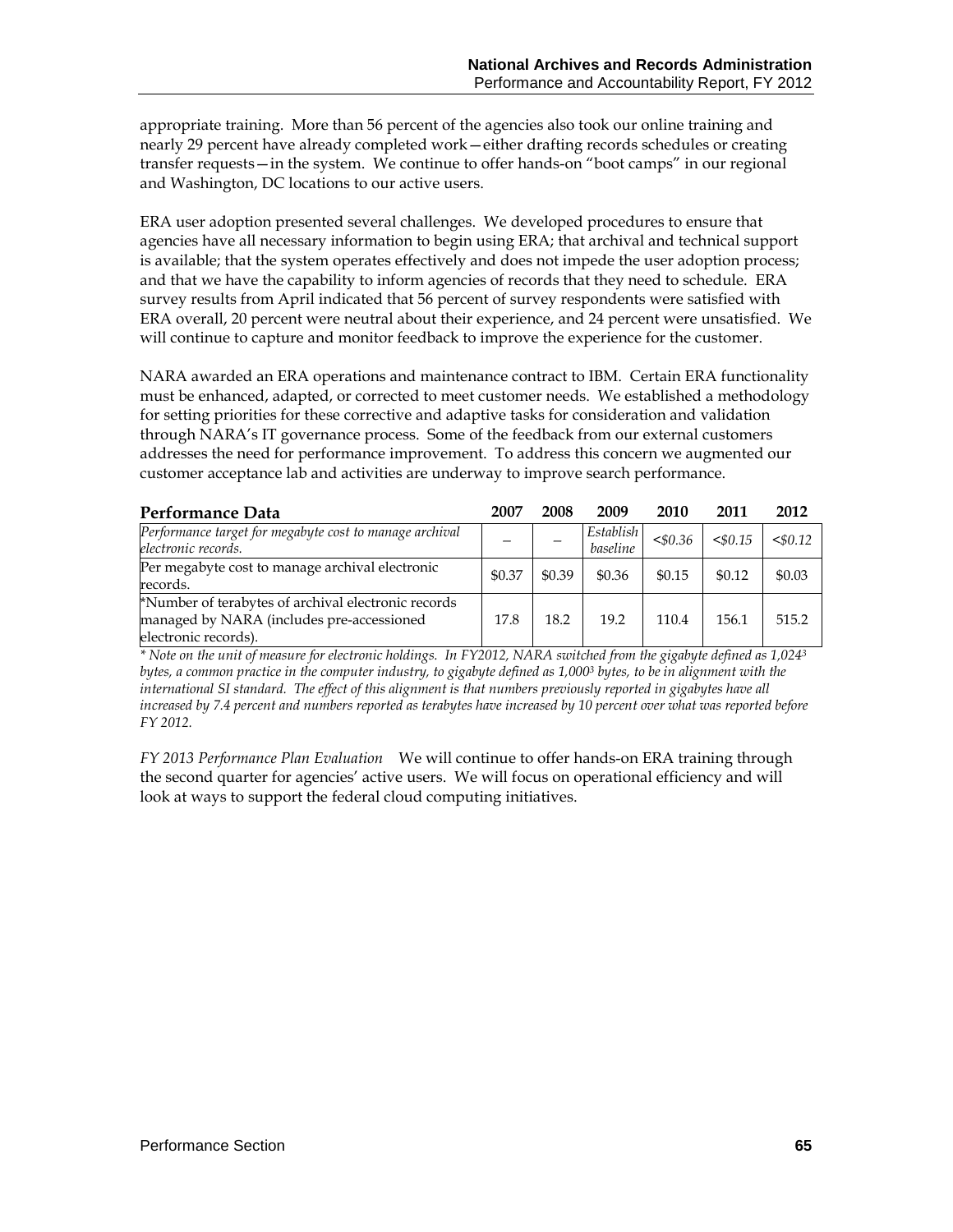appropriate training. More than 56 percent of the agencies also took our online training and nearly 29 percent have already completed work—either drafting records schedules or creating transfer requests—in the system. We continue to offer hands-on "boot camps" in our regional and Washington, DC locations to our active users.

ERA user adoption presented several challenges. We developed procedures to ensure that agencies have all necessary information to begin using ERA; that archival and technical support is available; that the system operates effectively and does not impede the user adoption process; and that we have the capability to inform agencies of records that they need to schedule. ERA survey results from April indicated that 56 percent of survey respondents were satisfied with ERA overall, 20 percent were neutral about their experience, and 24 percent were unsatisfied. We will continue to capture and monitor feedback to improve the experience for the customer.

NARA awarded an ERA operations and maintenance contract to IBM. Certain ERA functionality must be enhanced, adapted, or corrected to meet customer needs. We established a methodology for setting priorities for these corrective and adaptive tasks for consideration and validation through NARA's IT governance process. Some of the feedback from our external customers addresses the need for performance improvement. To address this concern we augmented our customer acceptance lab and activities are underway to improve search performance.

| **Performance Data** | 2007 | 2008 | 2009 | 2010 | 2011 | 2012 |
|---|---|---|---|---|---|---|
| *Performance target for megabyte cost to manage archival electronic records.* | – | – | *Establish baseline* | *<$0.36* | *<$0.15* | *<$0.12* |
| Per megabyte cost to manage archival electronic records. | $0.37 | $0.39 | $0.36 | $0.15 | $0.12 | $0.03 |
| *Number of terabytes of archival electronic records managed by NARA (includes pre-accessioned electronic records). | 17.8 | 18.2 | 19.2 | 110.4 | 156.1 | 515.2 |

*\* Note on the unit of measure for electronic holdings. In FY2012, NARA switched from the gigabyte defined as $1,024^3$ bytes, a common practice in the computer industry, to gigabyte defined as $1,000^3$ bytes, to be in alignment with the international SI standard. The effect of this alignment is that numbers previously reported in gigabytes have all increased by 7.4 percent and numbers reported as terabytes have increased by 10 percent over what was reported before FY 2012.*

*FY 2013 Performance Plan Evaluation* We will continue to offer hands-on ERA training through the second quarter for agencies' active users. We will focus on operational efficiency and will look at ways to support the federal cloud computing initiatives.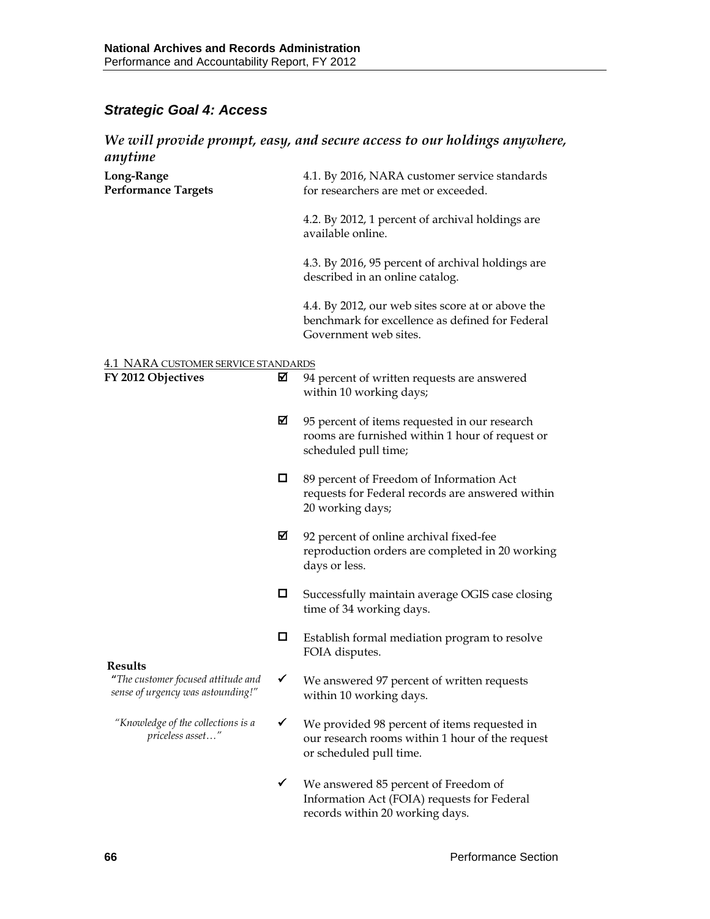## *Strategic Goal 4: Access*

### *We will provide prompt, easy, and secure access to our holdings anywhere, anytime*

**Long-Range Performance Targets**

4.1. By 2016, NARA customer service standards for researchers are met or exceeded.

4.2. By 2012, 1 percent of archival holdings are available online.

4.3. By 2016, 95 percent of archival holdings are described in an online catalog.

4.4. By 2012, our web sites score at or above the benchmark for excellence as defined for Federal Government web sites.

4.1 NARA CUSTOMER SERVICE STANDARDS

**FY 2012 Objectives**

- ☑ 94 percent of written requests are answered within 10 working days;
- ☑ 95 percent of items requested in our research rooms are furnished within 1 hour of request or scheduled pull time;
- ☐ 89 percent of Freedom of Information Act requests for Federal records are answered within 20 working days;
- ☑ 92 percent of online archival fixed-fee reproduction orders are completed in 20 working days or less.
- ☐ Successfully maintain average OGIS case closing time of 34 working days.
- ☐ Establish formal mediation program to resolve FOIA disputes.

**Results**

*"The customer focused attitude and sense of urgency was astounding!"*

*"Knowledge of the collections is a priceless asset…"*

- ✓ We answered 97 percent of written requests within 10 working days.
- ✓ We provided 98 percent of items requested in our research rooms within 1 hour of the request or scheduled pull time.
- ✓ We answered 85 percent of Freedom of Information Act (FOIA) requests for Federal records within 20 working days.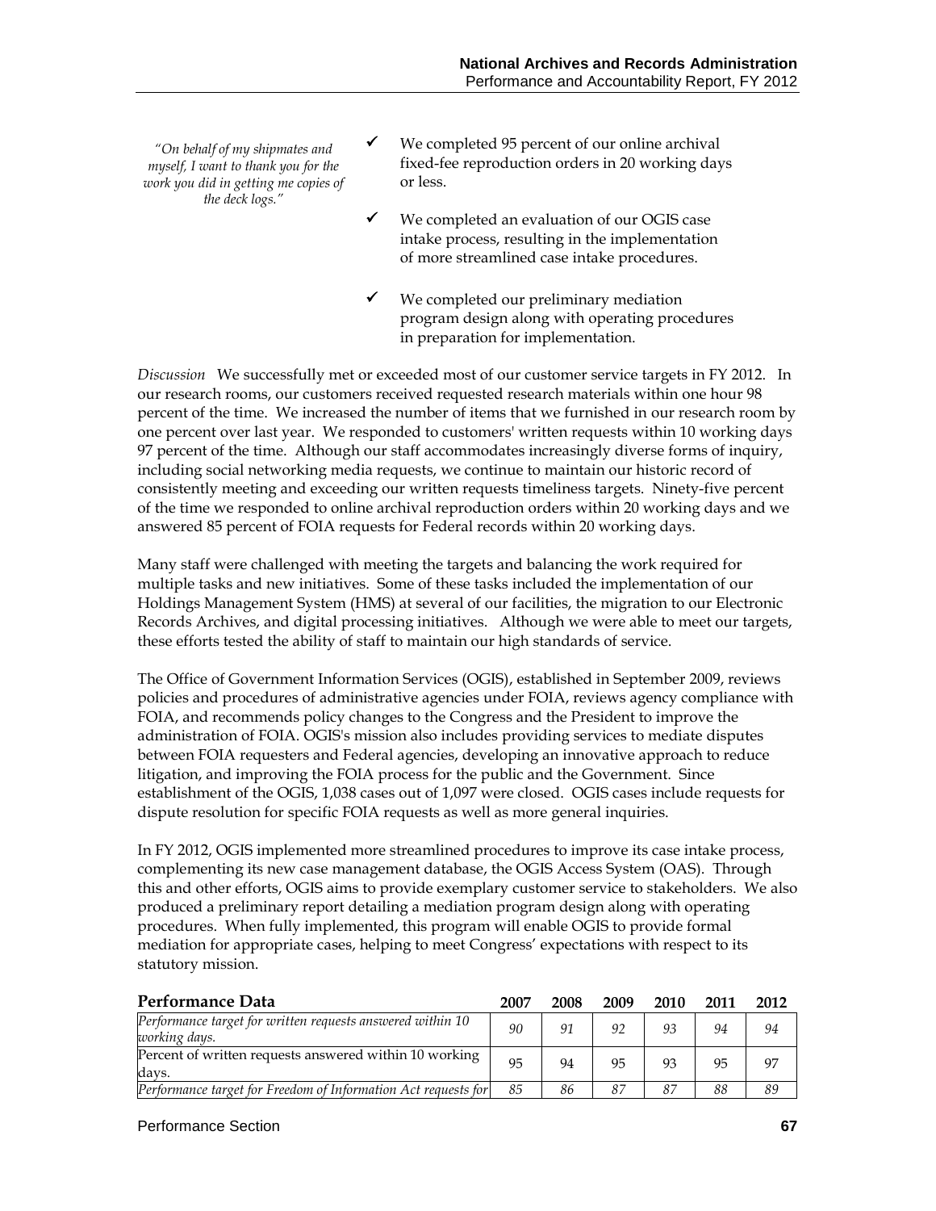*"On behalf of my shipmates and myself, I want to thank you for the work you did in getting me copies of the deck logs."*

- ✓ We completed 95 percent of our online archival fixed-fee reproduction orders in 20 working days or less.
- ✓ We completed an evaluation of our OGIS case intake process, resulting in the implementation of more streamlined case intake procedures.
- ✓ We completed our preliminary mediation program design along with operating procedures in preparation for implementation.

*Discussion* We successfully met or exceeded most of our customer service targets in FY 2012. In our research rooms, our customers received requested research materials within one hour 98 percent of the time. We increased the number of items that we furnished in our research room by one percent over last year. We responded to customers' written requests within 10 working days 97 percent of the time. Although our staff accommodates increasingly diverse forms of inquiry, including social networking media requests, we continue to maintain our historic record of consistently meeting and exceeding our written requests timeliness targets. Ninety-five percent of the time we responded to online archival reproduction orders within 20 working days and we answered 85 percent of FOIA requests for Federal records within 20 working days.

Many staff were challenged with meeting the targets and balancing the work required for multiple tasks and new initiatives. Some of these tasks included the implementation of our Holdings Management System (HMS) at several of our facilities, the migration to our Electronic Records Archives, and digital processing initiatives. Although we were able to meet our targets, these efforts tested the ability of staff to maintain our high standards of service.

The Office of Government Information Services (OGIS), established in September 2009, reviews policies and procedures of administrative agencies under FOIA, reviews agency compliance with FOIA, and recommends policy changes to the Congress and the President to improve the administration of FOIA. OGIS's mission also includes providing services to mediate disputes between FOIA requesters and Federal agencies, developing an innovative approach to reduce litigation, and improving the FOIA process for the public and the Government. Since establishment of the OGIS, 1,038 cases out of 1,097 were closed. OGIS cases include requests for dispute resolution for specific FOIA requests as well as more general inquiries.

In FY 2012, OGIS implemented more streamlined procedures to improve its case intake process, complementing its new case management database, the OGIS Access System (OAS). Through this and other efforts, OGIS aims to provide exemplary customer service to stakeholders. We also produced a preliminary report detailing a mediation program design along with operating procedures. When fully implemented, this program will enable OGIS to provide formal mediation for appropriate cases, helping to meet Congress' expectations with respect to its statutory mission.

| **Performance Data** | **2007** | **2008** | **2009** | **2010** | **2011** | **2012** |
|---|---|---|---|---|---|---|
| *Performance target for written requests answered within 10 working days.* | *90* | *91* | *92* | *93* | *94* | *94* |
| Percent of written requests answered within 10 working days. | 95 | 94 | 95 | 93 | 95 | 97 |
| *Performance target for Freedom of Information Act requests for* | *85* | *86* | *87* | *87* | *88* | *89* |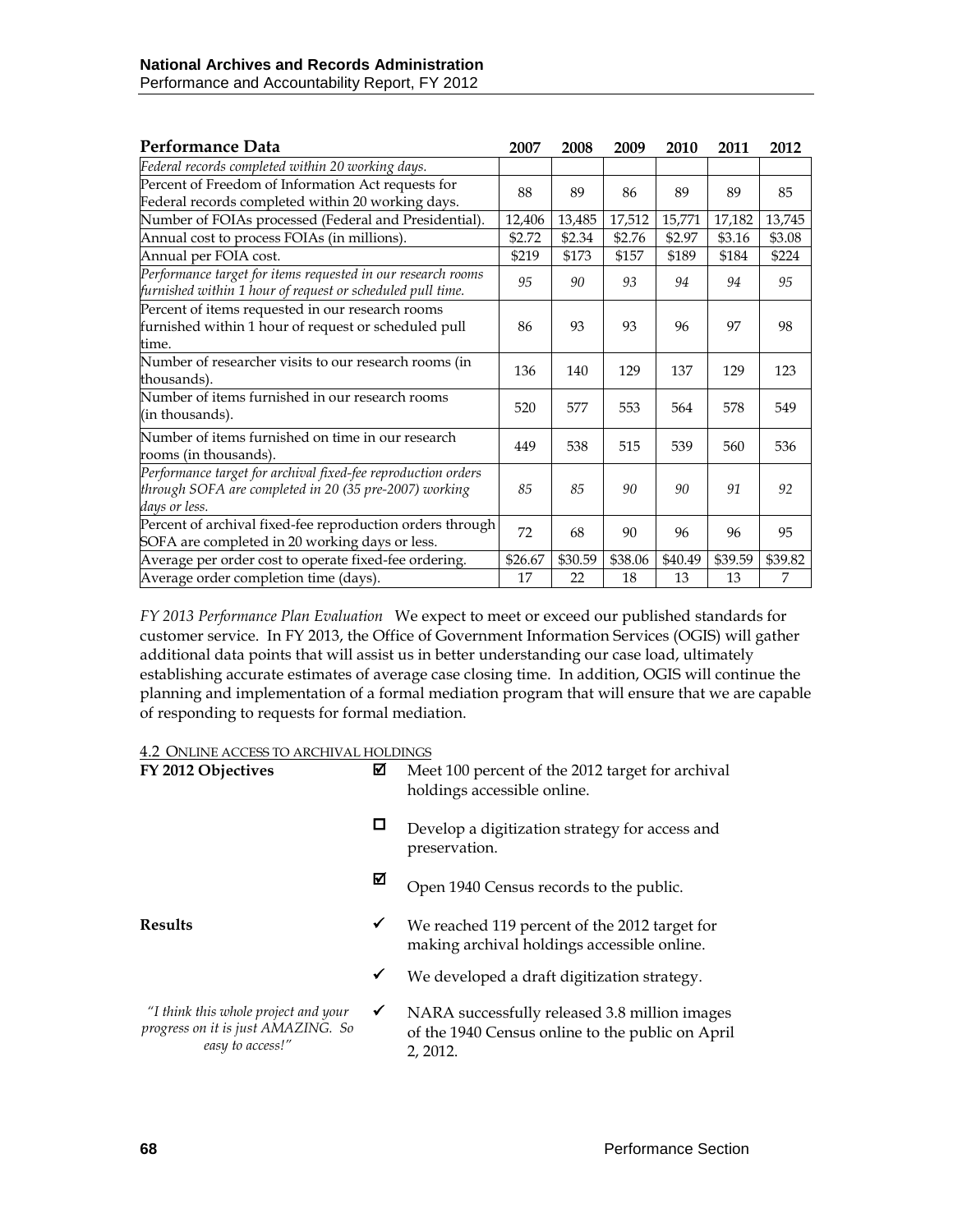| Performance Data | 2007 | 2008 | 2009 | 2010 | 2011 | 2012 |
|---|---|---|---|---|---|---|
| *Federal records completed within 20 working days.* | | | | | | |
| Percent of Freedom of Information Act requests for Federal records completed within 20 working days. | 88 | 89 | 86 | 89 | 89 | 85 |
| Number of FOIAs processed (Federal and Presidential). | 12,406 | 13,485 | 17,512 | 15,771 | 17,182 | 13,745 |
| Annual cost to process FOIAs (in millions). | \$2.72 | \$2.34 | \$2.76 | \$2.97 | \$3.16 | \$3.08 |
| Annual per FOIA cost. | \$219 | \$173 | \$157 | \$189 | \$184 | \$224 |
| *Performance target for items requested in our research rooms furnished within 1 hour of request or scheduled pull time.* | *95* | *90* | *93* | *94* | *94* | *95* |
| Percent of items requested in our research rooms furnished within 1 hour of request or scheduled pull time. | 86 | 93 | 93 | 96 | 97 | 98 |
| Number of researcher visits to our research rooms (in thousands). | 136 | 140 | 129 | 137 | 129 | 123 |
| Number of items furnished in our research rooms (in thousands). | 520 | 577 | 553 | 564 | 578 | 549 |
| Number of items furnished on time in our research rooms (in thousands). | 449 | 538 | 515 | 539 | 560 | 536 |
| *Performance target for archival fixed-fee reproduction orders through SOFA are completed in 20 (35 pre-2007) working days or less.* | *85* | *85* | *90* | *90* | *91* | *92* |
| Percent of archival fixed-fee reproduction orders through SOFA are completed in 20 working days or less. | 72 | 68 | 90 | 96 | 96 | 95 |
| Average per order cost to operate fixed-fee ordering. | \$26.67 | \$30.59 | \$38.06 | \$40.49 | \$39.59 | \$39.82 |
| Average order completion time (days). | 17 | 22 | 18 | 13 | 13 | 7 |

*FY 2013 Performance Plan Evaluation* We expect to meet or exceed our published standards for customer service. In FY 2013, the Office of Government Information Services (OGIS) will gather additional data points that will assist us in better understanding our case load, ultimately establishing accurate estimates of average case closing time. In addition, OGIS will continue the planning and implementation of a formal mediation program that will ensure that we are capable of responding to requests for formal mediation.

### 4.2 Online access to archival holdings

**FY 2012 Objectives**

- ☑ Meet 100 percent of the 2012 target for archival holdings accessible online.
- ☐ Develop a digitization strategy for access and preservation.
- ☑ Open 1940 Census records to the public.

**Results**

- ✓ We reached 119 percent of the 2012 target for making archival holdings accessible online.
- ✓ We developed a draft digitization strategy.
- ✓ NARA successfully released 3.8 million images of the 1940 Census online to the public on April 2, 2012.

*"I think this whole project and your progress on it is just AMAZING. So easy to access!"*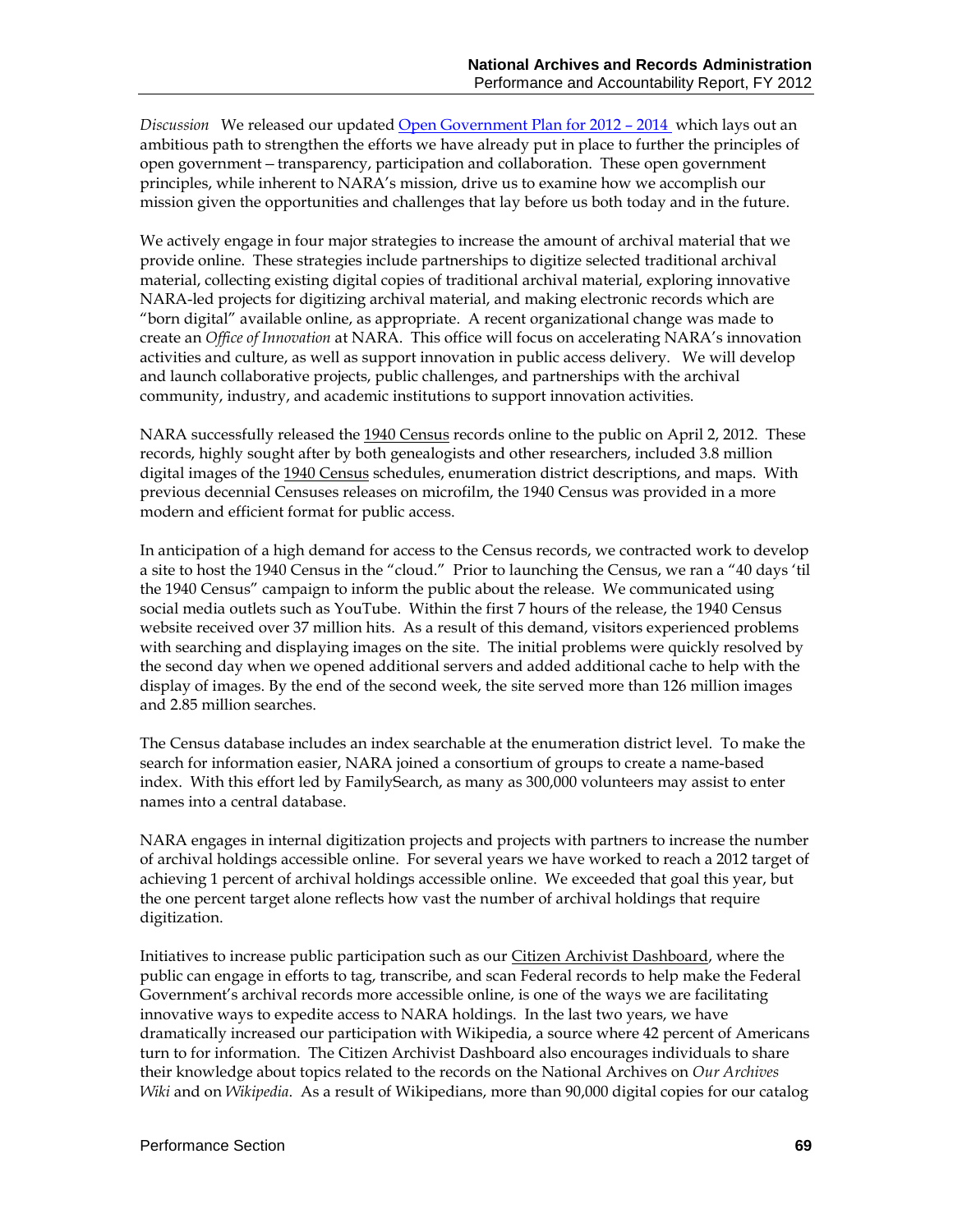*Discussion* We released our updated Open Government Plan for 2012 – 2014 which lays out an ambitious path to strengthen the efforts we have already put in place to further the principles of open government – transparency, participation and collaboration. These open government principles, while inherent to NARA's mission, drive us to examine how we accomplish our mission given the opportunities and challenges that lay before us both today and in the future.

We actively engage in four major strategies to increase the amount of archival material that we provide online. These strategies include partnerships to digitize selected traditional archival material, collecting existing digital copies of traditional archival material, exploring innovative NARA-led projects for digitizing archival material, and making electronic records which are "born digital" available online, as appropriate. A recent organizational change was made to create an *Office of Innovation* at NARA. This office will focus on accelerating NARA's innovation activities and culture, as well as support innovation in public access delivery. We will develop and launch collaborative projects, public challenges, and partnerships with the archival community, industry, and academic institutions to support innovation activities.

NARA successfully released the 1940 Census records online to the public on April 2, 2012. These records, highly sought after by both genealogists and other researchers, included 3.8 million digital images of the 1940 Census schedules, enumeration district descriptions, and maps. With previous decennial Censuses releases on microfilm, the 1940 Census was provided in a more modern and efficient format for public access.

In anticipation of a high demand for access to the Census records, we contracted work to develop a site to host the 1940 Census in the "cloud." Prior to launching the Census, we ran a "40 days 'til the 1940 Census" campaign to inform the public about the release. We communicated using social media outlets such as YouTube. Within the first 7 hours of the release, the 1940 Census website received over 37 million hits. As a result of this demand, visitors experienced problems with searching and displaying images on the site. The initial problems were quickly resolved by the second day when we opened additional servers and added additional cache to help with the display of images. By the end of the second week, the site served more than 126 million images and 2.85 million searches.

The Census database includes an index searchable at the enumeration district level. To make the search for information easier, NARA joined a consortium of groups to create a name-based index. With this effort led by FamilySearch, as many as 300,000 volunteers may assist to enter names into a central database.

NARA engages in internal digitization projects and projects with partners to increase the number of archival holdings accessible online. For several years we have worked to reach a 2012 target of achieving 1 percent of archival holdings accessible online. We exceeded that goal this year, but the one percent target alone reflects how vast the number of archival holdings that require digitization.

Initiatives to increase public participation such as our Citizen Archivist Dashboard, where the public can engage in efforts to tag, transcribe, and scan Federal records to help make the Federal Government's archival records more accessible online, is one of the ways we are facilitating innovative ways to expedite access to NARA holdings. In the last two years, we have dramatically increased our participation with Wikipedia, a source where 42 percent of Americans turn to for information. The Citizen Archivist Dashboard also encourages individuals to share their knowledge about topics related to the records on the National Archives on *Our Archives Wiki* and on *Wikipedia*. As a result of Wikipedians, more than 90,000 digital copies for our catalog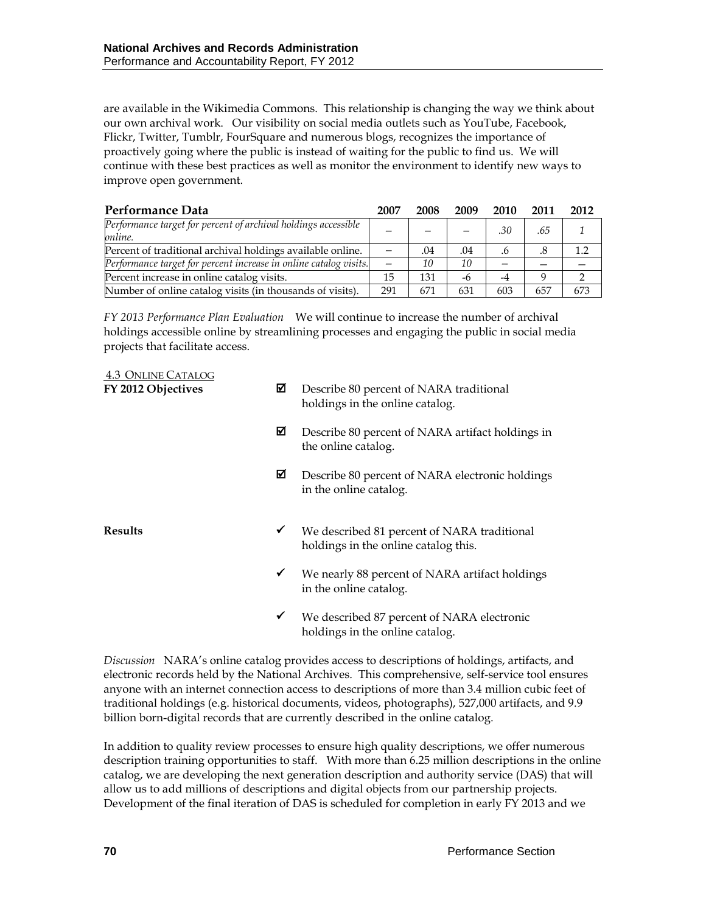are available in the Wikimedia Commons. This relationship is changing the way we think about our own archival work. Our visibility on social media outlets such as YouTube, Facebook, Flickr, Twitter, Tumblr, FourSquare and numerous blogs, recognizes the importance of proactively going where the public is instead of waiting for the public to find us. We will continue with these best practices as well as monitor the environment to identify new ways to improve open government.

| Performance Data | 2007 | 2008 | 2009 | 2010 | 2011 | 2012 |
|---|---|---|---|---|---|---|
| *Performance target for percent of archival holdings accessible online.* | – | – | – | *.30* | *.65* | *1* |
| Percent of traditional archival holdings available online. | – | .04 | .04 | .6 | .8 | 1.2 |
| *Performance target for percent increase in online catalog visits.* | – | *10* | *10* | – | – | – |
| Percent increase in online catalog visits. | 15 | 131 | -6 | -4 | 9 | 2 |
| Number of online catalog visits (in thousands of visits). | 291 | 671 | 631 | 603 | 657 | 673 |

*FY 2013 Performance Plan Evaluation* We will continue to increase the number of archival holdings accessible online by streamlining processes and engaging the public in social media projects that facilitate access.

4.3 ONLINE CATALOG

**FY 2012 Objectives**

- ☑ Describe 80 percent of NARA traditional holdings in the online catalog.
- ☑ Describe 80 percent of NARA artifact holdings in the online catalog.
- ☑ Describe 80 percent of NARA electronic holdings in the online catalog.

**Results**

- ✓ We described 81 percent of NARA traditional holdings in the online catalog this.
- ✓ We nearly 88 percent of NARA artifact holdings in the online catalog.
- ✓ We described 87 percent of NARA electronic holdings in the online catalog.

*Discussion* NARA's online catalog provides access to descriptions of holdings, artifacts, and electronic records held by the National Archives. This comprehensive, self-service tool ensures anyone with an internet connection access to descriptions of more than 3.4 million cubic feet of traditional holdings (e.g. historical documents, videos, photographs), 527,000 artifacts, and 9.9 billion born-digital records that are currently described in the online catalog.

In addition to quality review processes to ensure high quality descriptions, we offer numerous description training opportunities to staff. With more than 6.25 million descriptions in the online catalog, we are developing the next generation description and authority service (DAS) that will allow us to add millions of descriptions and digital objects from our partnership projects. Development of the final iteration of DAS is scheduled for completion in early FY 2013 and we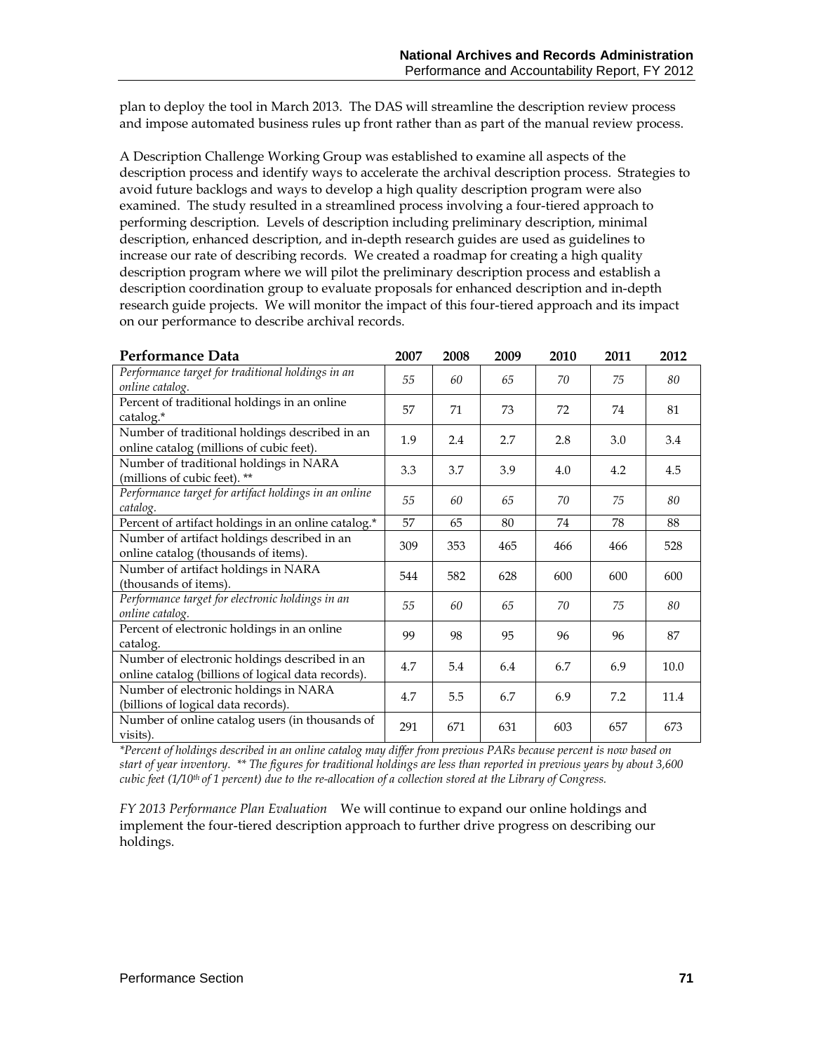plan to deploy the tool in March 2013. The DAS will streamline the description review process and impose automated business rules up front rather than as part of the manual review process.

A Description Challenge Working Group was established to examine all aspects of the description process and identify ways to accelerate the archival description process. Strategies to avoid future backlogs and ways to develop a high quality description program were also examined. The study resulted in a streamlined process involving a four-tiered approach to performing description. Levels of description including preliminary description, minimal description, enhanced description, and in-depth research guides are used as guidelines to increase our rate of describing records. We created a roadmap for creating a high quality description program where we will pilot the preliminary description process and establish a description coordination group to evaluate proposals for enhanced description and in-depth research guide projects. We will monitor the impact of this four-tiered approach and its impact on our performance to describe archival records.

| **Performance Data** | **2007** | **2008** | **2009** | **2010** | **2011** | **2012** |
|---|---|---|---|---|---|---|
| *Performance target for traditional holdings in an online catalog.* | *55* | *60* | *65* | *70* | *75* | *80* |
| Percent of traditional holdings in an online catalog.* | 57 | 71 | 73 | 72 | 74 | 81 |
| Number of traditional holdings described in an online catalog (millions of cubic feet). | 1.9 | 2.4 | 2.7 | 2.8 | 3.0 | 3.4 |
| Number of traditional holdings in NARA (millions of cubic feet). ** | 3.3 | 3.7 | 3.9 | 4.0 | 4.2 | 4.5 |
| *Performance target for artifact holdings in an online catalog.* | *55* | *60* | *65* | *70* | *75* | *80* |
| Percent of artifact holdings in an online catalog.* | 57 | 65 | 80 | 74 | 78 | 88 |
| Number of artifact holdings described in an online catalog (thousands of items). | 309 | 353 | 465 | 466 | 466 | 528 |
| Number of artifact holdings in NARA (thousands of items). | 544 | 582 | 628 | 600 | 600 | 600 |
| *Performance target for electronic holdings in an online catalog.* | *55* | *60* | *65* | *70* | *75* | *80* |
| Percent of electronic holdings in an online catalog. | 99 | 98 | 95 | 96 | 96 | 87 |
| Number of electronic holdings described in an online catalog (billions of logical data records). | 4.7 | 5.4 | 6.4 | 6.7 | 6.9 | 10.0 |
| Number of electronic holdings in NARA (billions of logical data records). | 4.7 | 5.5 | 6.7 | 6.9 | 7.2 | 11.4 |
| Number of online catalog users (in thousands of visits). | 291 | 671 | 631 | 603 | 657 | 673 |

*\*Percent of holdings described in an online catalog may differ from previous PARs because percent is now based on start of year inventory. \*\* The figures for traditional holdings are less than reported in previous years by about 3,600 cubic feet (1/10th of 1 percent) due to the re-allocation of a collection stored at the Library of Congress.*

*FY 2013 Performance Plan Evaluation* We will continue to expand our online holdings and implement the four-tiered description approach to further drive progress on describing our holdings.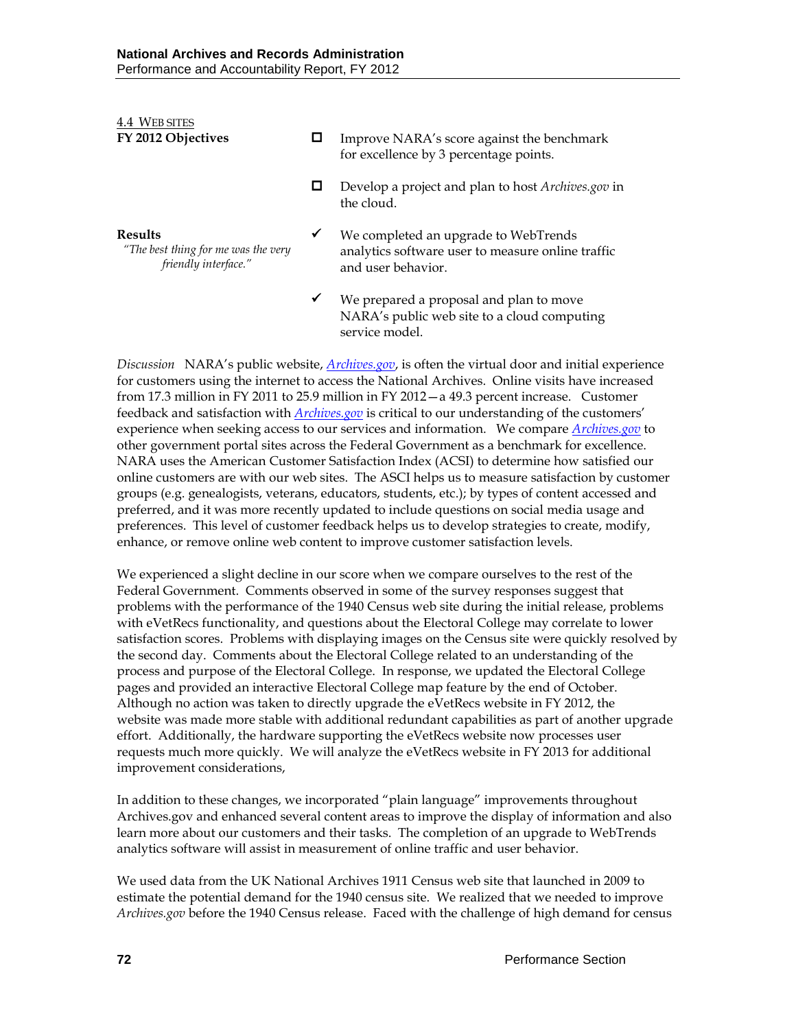## 4.4 Web Sites

**FY 2012 Objectives**

- ☐ Improve NARA's score against the benchmark for excellence by 3 percentage points.
- ☐ Develop a project and plan to host *Archives.gov* in the cloud.

**Results**

*"The best thing for me was the very friendly interface."*

- ✔ We completed an upgrade to WebTrends analytics software user to measure online traffic and user behavior.
- ✔ We prepared a proposal and plan to move NARA's public web site to a cloud computing service model.

*Discussion* NARA's public website, *Archives.gov*, is often the virtual door and initial experience for customers using the internet to access the National Archives. Online visits have increased from 17.3 million in FY 2011 to 25.9 million in FY 2012—a 49.3 percent increase. Customer feedback and satisfaction with *Archives.gov* is critical to our understanding of the customers' experience when seeking access to our services and information. We compare *Archives.gov* to other government portal sites across the Federal Government as a benchmark for excellence. NARA uses the American Customer Satisfaction Index (ACSI) to determine how satisfied our online customers are with our web sites. The ASCI helps us to measure satisfaction by customer groups (e.g. genealogists, veterans, educators, students, etc.); by types of content accessed and preferred, and it was more recently updated to include questions on social media usage and preferences. This level of customer feedback helps us to develop strategies to create, modify, enhance, or remove online web content to improve customer satisfaction levels.

We experienced a slight decline in our score when we compare ourselves to the rest of the Federal Government. Comments observed in some of the survey responses suggest that problems with the performance of the 1940 Census web site during the initial release, problems with eVetRecs functionality, and questions about the Electoral College may correlate to lower satisfaction scores. Problems with displaying images on the Census site were quickly resolved by the second day. Comments about the Electoral College related to an understanding of the process and purpose of the Electoral College. In response, we updated the Electoral College pages and provided an interactive Electoral College map feature by the end of October. Although no action was taken to directly upgrade the eVetRecs website in FY 2012, the website was made more stable with additional redundant capabilities as part of another upgrade effort. Additionally, the hardware supporting the eVetRecs website now processes user requests much more quickly. We will analyze the eVetRecs website in FY 2013 for additional improvement considerations,

In addition to these changes, we incorporated "plain language" improvements throughout Archives.gov and enhanced several content areas to improve the display of information and also learn more about our customers and their tasks. The completion of an upgrade to WebTrends analytics software will assist in measurement of online traffic and user behavior.

We used data from the UK National Archives 1911 Census web site that launched in 2009 to estimate the potential demand for the 1940 census site. We realized that we needed to improve *Archives.gov* before the 1940 Census release. Faced with the challenge of high demand for census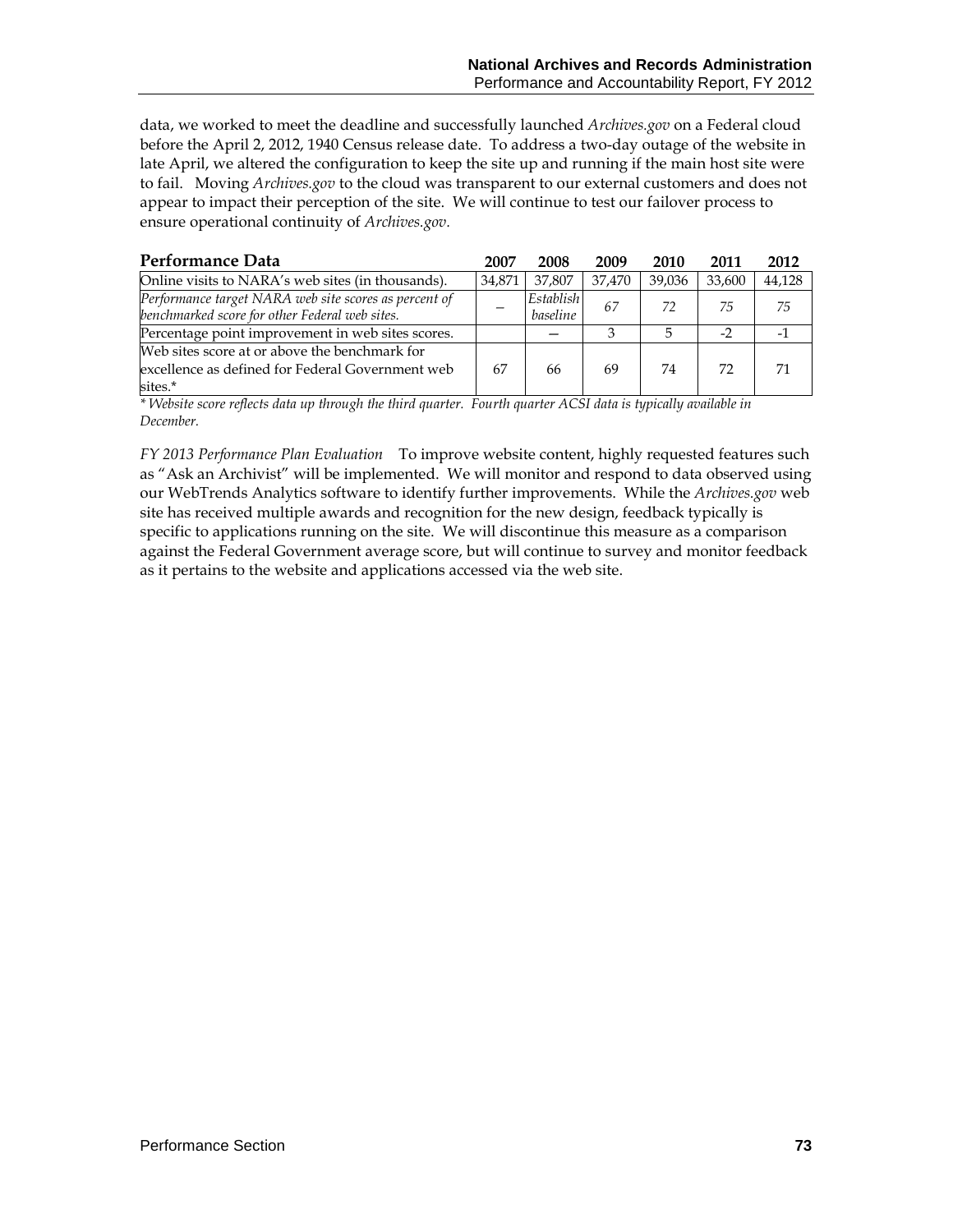data, we worked to meet the deadline and successfully launched *Archives.gov* on a Federal cloud before the April 2, 2012, 1940 Census release date. To address a two-day outage of the website in late April, we altered the configuration to keep the site up and running if the main host site were to fail. Moving *Archives.gov* to the cloud was transparent to our external customers and does not appear to impact their perception of the site. We will continue to test our failover process to ensure operational continuity of *Archives.gov*.

| **Performance Data** | **2007** | **2008** | **2009** | **2010** | **2011** | **2012** |
|---|---|---|---|---|---|---|
| Online visits to NARA's web sites (in thousands). | 34,871 | 37,807 | 37,470 | 39,036 | 33,600 | 44,128 |
| *Performance target NARA web site scores as percent of benchmarked score for other Federal web sites.* | – | *Establish baseline* | *67* | *72* | *75* | *75* |
| Percentage point improvement in web sites scores. | | – | 3 | 5 | -2 | -1 |
| Web sites score at or above the benchmark for excellence as defined for Federal Government web sites.* | 67 | 66 | 69 | 74 | 72 | 71 |

*\* Website score reflects data up through the third quarter. Fourth quarter ACSI data is typically available in December.*

*FY 2013 Performance Plan Evaluation* To improve website content, highly requested features such as "Ask an Archivist" will be implemented. We will monitor and respond to data observed using our WebTrends Analytics software to identify further improvements. While the *Archives.gov* web site has received multiple awards and recognition for the new design, feedback typically is specific to applications running on the site. We will discontinue this measure as a comparison against the Federal Government average score, but will continue to survey and monitor feedback as it pertains to the website and applications accessed via the web site.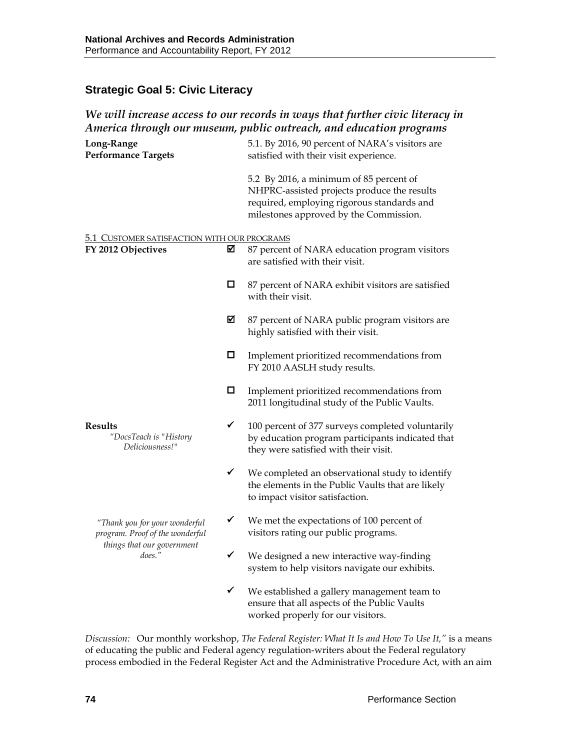## Strategic Goal 5: Civic Literacy

### *We will increase access to our records in ways that further civic literacy in America through our museum, public outreach, and education programs*

**Long-Range Performance Targets**

5.1. By 2016, 90 percent of NARA's visitors are satisfied with their visit experience.

5.2 By 2016, a minimum of 85 percent of NHPRC-assisted projects produce the results required, employing rigorous standards and milestones approved by the Commission.

5.1 CUSTOMER SATISFACTION WITH OUR PROGRAMS

**FY 2012 Objectives**

- ☑ 87 percent of NARA education program visitors are satisfied with their visit.
- ☐ 87 percent of NARA exhibit visitors are satisfied with their visit.
- ☑ 87 percent of NARA public program visitors are highly satisfied with their visit.
- ☐ Implement prioritized recommendations from FY 2010 AASLH study results.
- ☐ Implement prioritized recommendations from 2011 longitudinal study of the Public Vaults.

**Results**

*"DocsTeach is "History Deliciousness!"*

- ✓ 100 percent of 377 surveys completed voluntarily by education program participants indicated that they were satisfied with their visit.
- ✓ We completed an observational study to identify the elements in the Public Vaults that are likely to impact visitor satisfaction.

*"Thank you for your wonderful program. Proof of the wonderful things that our government does."*

- ✓ We met the expectations of 100 percent of visitors rating our public programs.
- ✓ We designed a new interactive way-finding system to help visitors navigate our exhibits.
- ✓ We established a gallery management team to ensure that all aspects of the Public Vaults worked properly for our visitors.

*Discussion:* Our monthly workshop, *The Federal Register: What It Is and How To Use It,"* is a means of educating the public and Federal agency regulation-writers about the Federal regulatory process embodied in the Federal Register Act and the Administrative Procedure Act, with an aim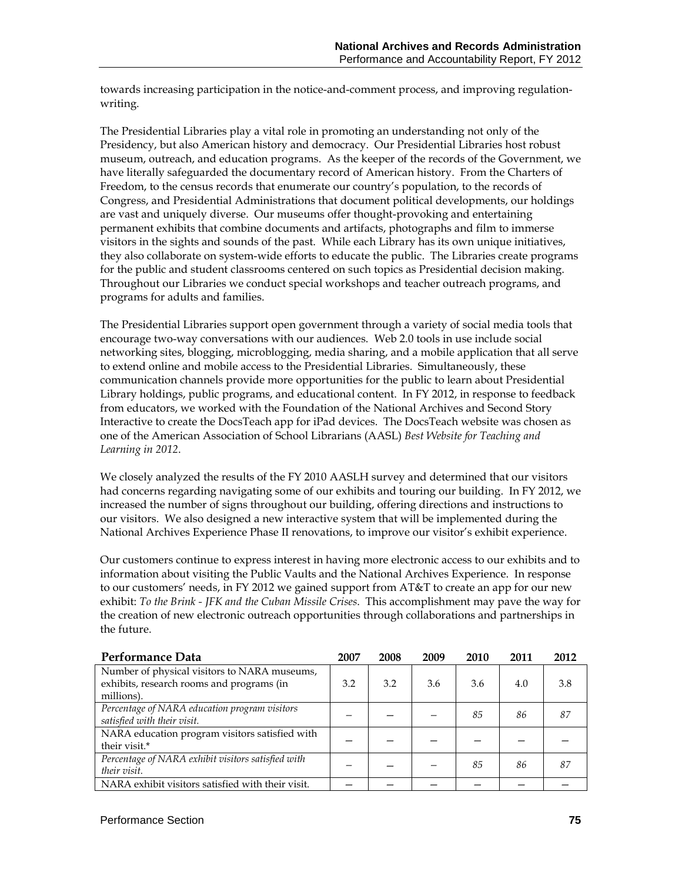towards increasing participation in the notice-and-comment process, and improving regulation-writing.

The Presidential Libraries play a vital role in promoting an understanding not only of the Presidency, but also American history and democracy. Our Presidential Libraries host robust museum, outreach, and education programs. As the keeper of the records of the Government, we have literally safeguarded the documentary record of American history. From the Charters of Freedom, to the census records that enumerate our country's population, to the records of Congress, and Presidential Administrations that document political developments, our holdings are vast and uniquely diverse. Our museums offer thought-provoking and entertaining permanent exhibits that combine documents and artifacts, photographs and film to immerse visitors in the sights and sounds of the past. While each Library has its own unique initiatives, they also collaborate on system-wide efforts to educate the public. The Libraries create programs for the public and student classrooms centered on such topics as Presidential decision making. Throughout our Libraries we conduct special workshops and teacher outreach programs, and programs for adults and families.

The Presidential Libraries support open government through a variety of social media tools that encourage two-way conversations with our audiences. Web 2.0 tools in use include social networking sites, blogging, microblogging, media sharing, and a mobile application that all serve to extend online and mobile access to the Presidential Libraries. Simultaneously, these communication channels provide more opportunities for the public to learn about Presidential Library holdings, public programs, and educational content. In FY 2012, in response to feedback from educators, we worked with the Foundation of the National Archives and Second Story Interactive to create the DocsTeach app for iPad devices. The DocsTeach website was chosen as one of the American Association of School Librarians (AASL) *Best Website for Teaching and Learning in 2012*.

We closely analyzed the results of the FY 2010 AASLH survey and determined that our visitors had concerns regarding navigating some of our exhibits and touring our building. In FY 2012, we increased the number of signs throughout our building, offering directions and instructions to our visitors. We also designed a new interactive system that will be implemented during the National Archives Experience Phase II renovations, to improve our visitor's exhibit experience.

Our customers continue to express interest in having more electronic access to our exhibits and to information about visiting the Public Vaults and the National Archives Experience. In response to our customers' needs, in FY 2012 we gained support from AT&T to create an app for our new exhibit: *To the Brink - JFK and the Cuban Missile Crises*. This accomplishment may pave the way for the creation of new electronic outreach opportunities through collaborations and partnerships in the future.

| Performance Data | 2007 | 2008 | 2009 | 2010 | 2011 | 2012 |
|---|---|---|---|---|---|---|
| Number of physical visitors to NARA museums, exhibits, research rooms and programs (in millions). | 3.2 | 3.2 | 3.6 | 3.6 | 4.0 | 3.8 |
| *Percentage of NARA education program visitors satisfied with their visit.* | – | – | – | *85* | *86* | *87* |
| NARA education program visitors satisfied with their visit.* | – | – | – | – | – | – |
| *Percentage of NARA exhibit visitors satisfied with their visit.* | – | – | – | *85* | *86* | *87* |
| NARA exhibit visitors satisfied with their visit. | – | – | – | – | – | – |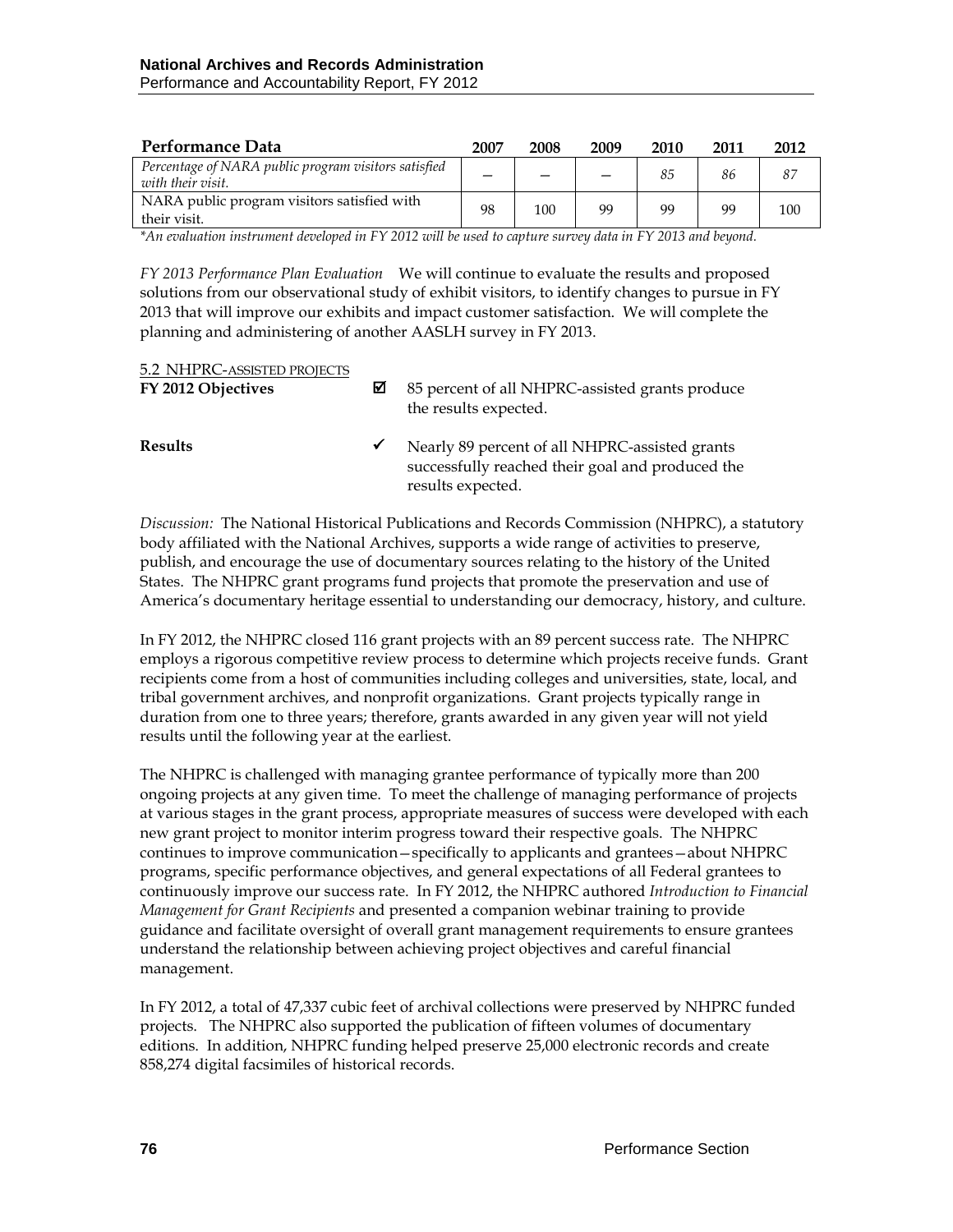| Performance Data | 2007 | 2008 | 2009 | 2010 | 2011 | 2012 |
|---|---|---|---|---|---|---|
| *Percentage of NARA public program visitors satisfied with their visit.* | – | – | – | *85* | *86* | *87* |
| NARA public program visitors satisfied with their visit. | 98 | 100 | 99 | 99 | 99 | 100 |

*\*An evaluation instrument developed in FY 2012 will be used to capture survey data in FY 2013 and beyond.*

*FY 2013 Performance Plan Evaluation* We will continue to evaluate the results and proposed solutions from our observational study of exhibit visitors, to identify changes to pursue in FY 2013 that will improve our exhibits and impact customer satisfaction. We will complete the planning and administering of another AASLH survey in FY 2013.

## 5.2 NHPRC-ASSISTED PROJECTS

**FY 2012 Objectives** ☑ 85 percent of all NHPRC-assisted grants produce the results expected.

**Results** ✔ Nearly 89 percent of all NHPRC-assisted grants successfully reached their goal and produced the results expected.

*Discussion:* The National Historical Publications and Records Commission (NHPRC), a statutory body affiliated with the National Archives, supports a wide range of activities to preserve, publish, and encourage the use of documentary sources relating to the history of the United States. The NHPRC grant programs fund projects that promote the preservation and use of America's documentary heritage essential to understanding our democracy, history, and culture.

In FY 2012, the NHPRC closed 116 grant projects with an 89 percent success rate. The NHPRC employs a rigorous competitive review process to determine which projects receive funds. Grant recipients come from a host of communities including colleges and universities, state, local, and tribal government archives, and nonprofit organizations. Grant projects typically range in duration from one to three years; therefore, grants awarded in any given year will not yield results until the following year at the earliest.

The NHPRC is challenged with managing grantee performance of typically more than 200 ongoing projects at any given time. To meet the challenge of managing performance of projects at various stages in the grant process, appropriate measures of success were developed with each new grant project to monitor interim progress toward their respective goals. The NHPRC continues to improve communication—specifically to applicants and grantees—about NHPRC programs, specific performance objectives, and general expectations of all Federal grantees to continuously improve our success rate. In FY 2012, the NHPRC authored *Introduction to Financial Management for Grant Recipients* and presented a companion webinar training to provide guidance and facilitate oversight of overall grant management requirements to ensure grantees understand the relationship between achieving project objectives and careful financial management.

In FY 2012, a total of 47,337 cubic feet of archival collections were preserved by NHPRC funded projects. The NHPRC also supported the publication of fifteen volumes of documentary editions. In addition, NHPRC funding helped preserve 25,000 electronic records and create 858,274 digital facsimiles of historical records.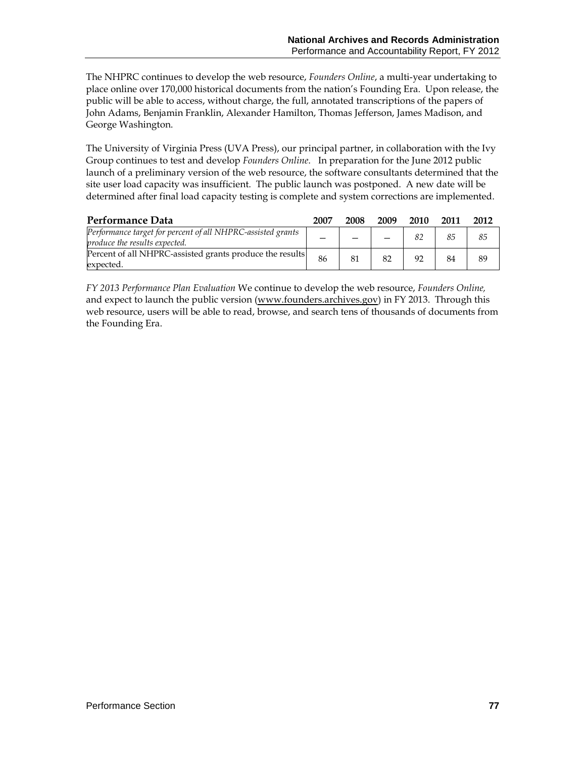The NHPRC continues to develop the web resource, *Founders Online*, a multi-year undertaking to place online over 170,000 historical documents from the nation's Founding Era. Upon release, the public will be able to access, without charge, the full, annotated transcriptions of the papers of John Adams, Benjamin Franklin, Alexander Hamilton, Thomas Jefferson, James Madison, and George Washington.

The University of Virginia Press (UVA Press), our principal partner, in collaboration with the Ivy Group continues to test and develop *Founders Online*. In preparation for the June 2012 public launch of a preliminary version of the web resource, the software consultants determined that the site user load capacity was insufficient. The public launch was postponed. A new date will be determined after final load capacity testing is complete and system corrections are implemented.

| Performance Data | 2007 | 2008 | 2009 | 2010 | 2011 | 2012 |
|---|---|---|---|---|---|---|
| *Performance target for percent of all NHPRC-assisted grants produce the results expected.* | — | — | — | *82* | *85* | *85* |
| Percent of all NHPRC-assisted grants produce the results expected. | 86 | 81 | 82 | 92 | 84 | 89 |

*FY 2013 Performance Plan Evaluation* We continue to develop the web resource, *Founders Online,* and expect to launch the public version (www.founders.archives.gov) in FY 2013. Through this web resource, users will be able to read, browse, and search tens of thousands of documents from the Founding Era.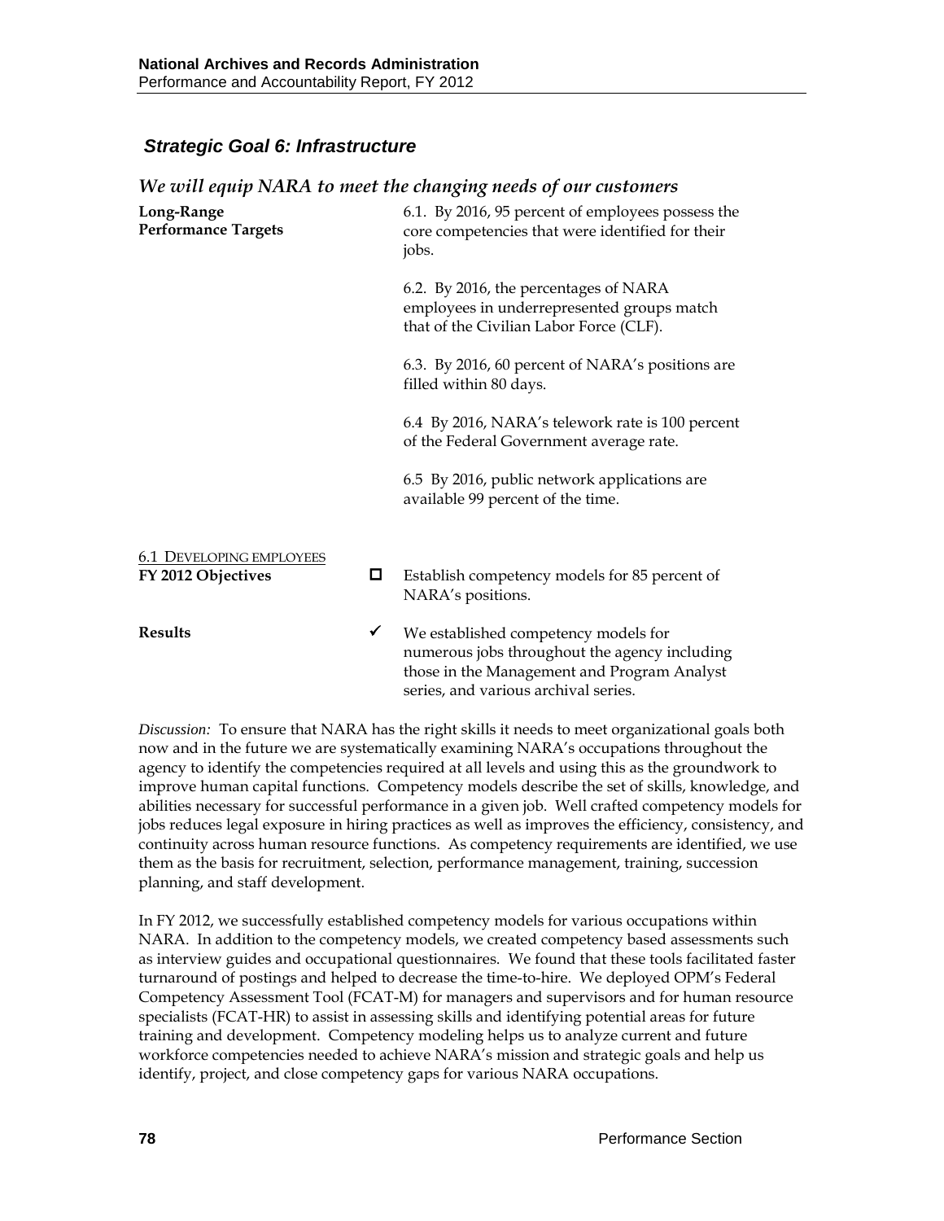### *Strategic Goal 6: Infrastructure*

*We will equip NARA to meet the changing needs of our customers*

**Long-Range Performance Targets**

6.1. By 2016, 95 percent of employees possess the core competencies that were identified for their jobs.

6.2. By 2016, the percentages of NARA employees in underrepresented groups match that of the Civilian Labor Force (CLF).

6.3. By 2016, 60 percent of NARA's positions are filled within 80 days.

6.4 By 2016, NARA's telework rate is 100 percent of the Federal Government average rate.

6.5 By 2016, public network applications are available 99 percent of the time.

6.1 DEVELOPING EMPLOYEES

**FY 2012 Objectives**

☐ Establish competency models for 85 percent of NARA's positions.

**Results**

✓ We established competency models for numerous jobs throughout the agency including those in the Management and Program Analyst series, and various archival series.

*Discussion:* To ensure that NARA has the right skills it needs to meet organizational goals both now and in the future we are systematically examining NARA's occupations throughout the agency to identify the competencies required at all levels and using this as the groundwork to improve human capital functions. Competency models describe the set of skills, knowledge, and abilities necessary for successful performance in a given job. Well crafted competency models for jobs reduces legal exposure in hiring practices as well as improves the efficiency, consistency, and continuity across human resource functions. As competency requirements are identified, we use them as the basis for recruitment, selection, performance management, training, succession planning, and staff development.

In FY 2012, we successfully established competency models for various occupations within NARA. In addition to the competency models, we created competency based assessments such as interview guides and occupational questionnaires. We found that these tools facilitated faster turnaround of postings and helped to decrease the time-to-hire. We deployed OPM's Federal Competency Assessment Tool (FCAT-M) for managers and supervisors and for human resource specialists (FCAT-HR) to assist in assessing skills and identifying potential areas for future training and development. Competency modeling helps us to analyze current and future workforce competencies needed to achieve NARA's mission and strategic goals and help us identify, project, and close competency gaps for various NARA occupations.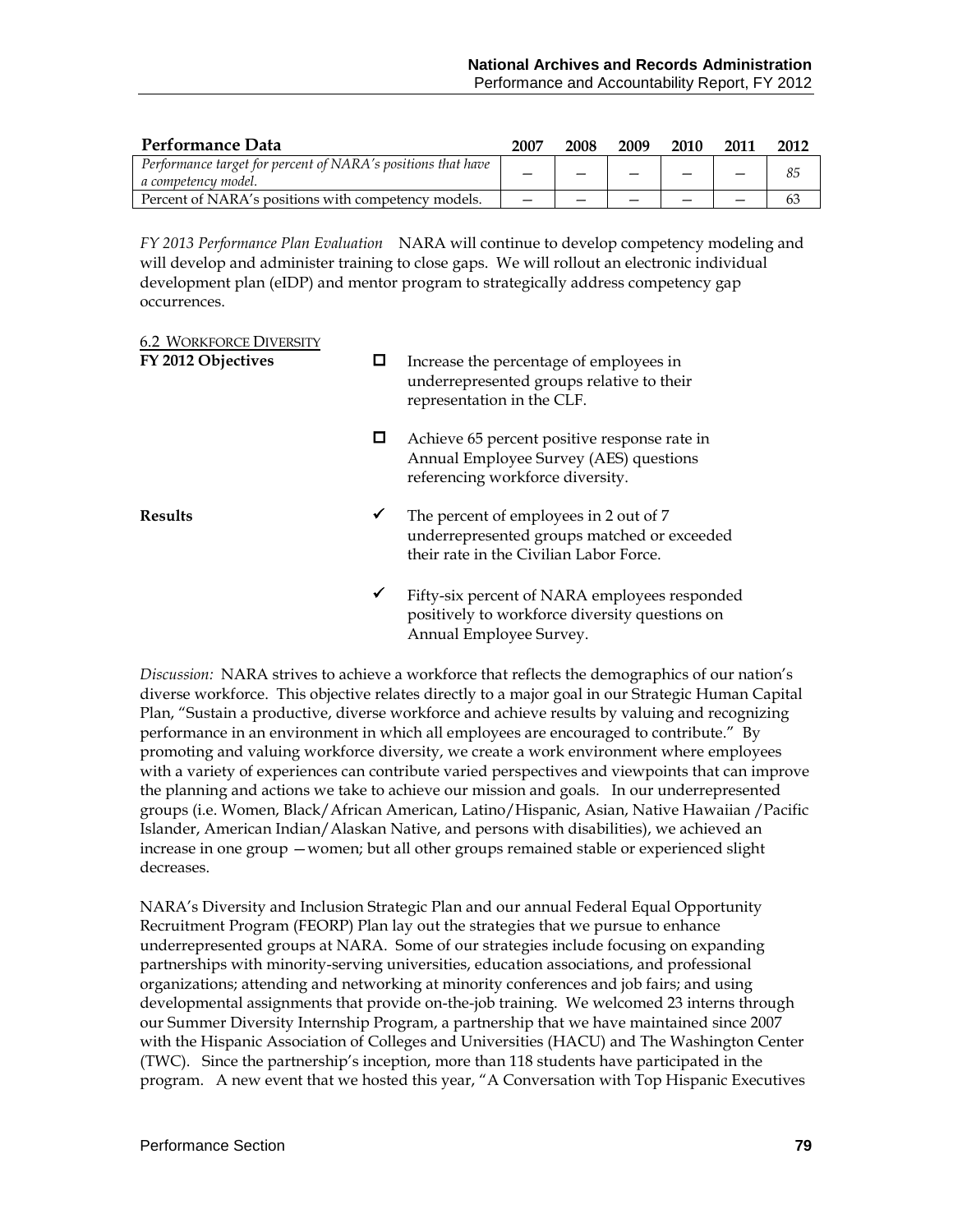| Performance Data | 2007 | 2008 | 2009 | 2010 | 2011 | 2012 |
|---|---|---|---|---|---|---|
| *Performance target for percent of NARA's positions that have a competency model.* | – | – | – | – | – | *85* |
| Percent of NARA's positions with competency models. | – | – | – | – | – | 63 |

*FY 2013 Performance Plan Evaluation* NARA will continue to develop competency modeling and will develop and administer training to close gaps. We will rollout an electronic individual development plan (eIDP) and mentor program to strategically address competency gap occurrences.

6.2 WORKFORCE DIVERSITY

**FY 2012 Objectives**

- ☐ Increase the percentage of employees in underrepresented groups relative to their representation in the CLF.
- ☐ Achieve 65 percent positive response rate in Annual Employee Survey (AES) questions referencing workforce diversity.

**Results**

- ✓ The percent of employees in 2 out of 7 underrepresented groups matched or exceeded their rate in the Civilian Labor Force.
- ✓ Fifty-six percent of NARA employees responded positively to workforce diversity questions on Annual Employee Survey.

*Discussion:* NARA strives to achieve a workforce that reflects the demographics of our nation's diverse workforce. This objective relates directly to a major goal in our Strategic Human Capital Plan, "Sustain a productive, diverse workforce and achieve results by valuing and recognizing performance in an environment in which all employees are encouraged to contribute." By promoting and valuing workforce diversity, we create a work environment where employees with a variety of experiences can contribute varied perspectives and viewpoints that can improve the planning and actions we take to achieve our mission and goals. In our underrepresented groups (i.e. Women, Black/African American, Latino/Hispanic, Asian, Native Hawaiian /Pacific Islander, American Indian/Alaskan Native, and persons with disabilities), we achieved an increase in one group —women; but all other groups remained stable or experienced slight decreases.

NARA's Diversity and Inclusion Strategic Plan and our annual Federal Equal Opportunity Recruitment Program (FEORP) Plan lay out the strategies that we pursue to enhance underrepresented groups at NARA. Some of our strategies include focusing on expanding partnerships with minority-serving universities, education associations, and professional organizations; attending and networking at minority conferences and job fairs; and using developmental assignments that provide on-the-job training. We welcomed 23 interns through our Summer Diversity Internship Program, a partnership that we have maintained since 2007 with the Hispanic Association of Colleges and Universities (HACU) and The Washington Center (TWC). Since the partnership's inception, more than 118 students have participated in the program. A new event that we hosted this year, "A Conversation with Top Hispanic Executives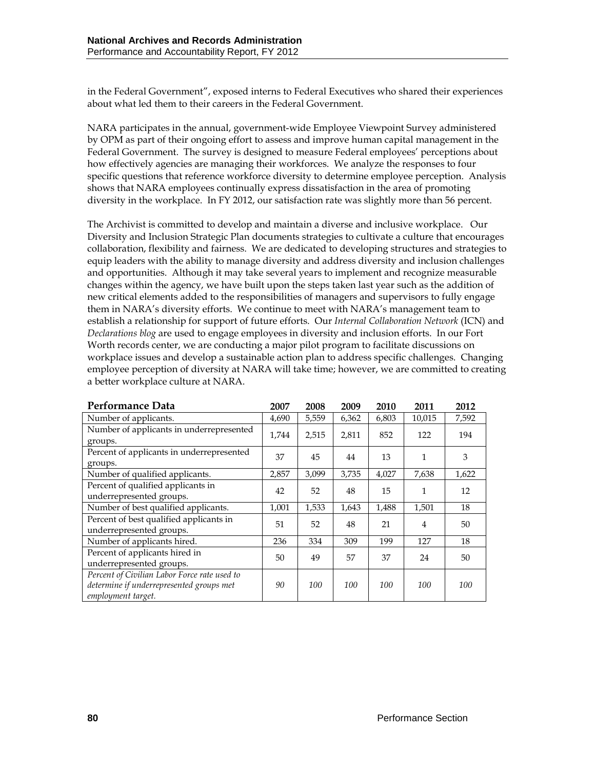in the Federal Government", exposed interns to Federal Executives who shared their experiences about what led them to their careers in the Federal Government.

NARA participates in the annual, government-wide Employee Viewpoint Survey administered by OPM as part of their ongoing effort to assess and improve human capital management in the Federal Government. The survey is designed to measure Federal employees' perceptions about how effectively agencies are managing their workforces. We analyze the responses to four specific questions that reference workforce diversity to determine employee perception. Analysis shows that NARA employees continually express dissatisfaction in the area of promoting diversity in the workplace. In FY 2012, our satisfaction rate was slightly more than 56 percent.

The Archivist is committed to develop and maintain a diverse and inclusive workplace. Our Diversity and Inclusion Strategic Plan documents strategies to cultivate a culture that encourages collaboration, flexibility and fairness. We are dedicated to developing structures and strategies to equip leaders with the ability to manage diversity and address diversity and inclusion challenges and opportunities. Although it may take several years to implement and recognize measurable changes within the agency, we have built upon the steps taken last year such as the addition of new critical elements added to the responsibilities of managers and supervisors to fully engage them in NARA's diversity efforts. We continue to meet with NARA's management team to establish a relationship for support of future efforts. Our *Internal Collaboration Network* (ICN) and *Declarations blog* are used to engage employees in diversity and inclusion efforts. In our Fort Worth records center, we are conducting a major pilot program to facilitate discussions on workplace issues and develop a sustainable action plan to address specific challenges. Changing employee perception of diversity at NARA will take time; however, we are committed to creating a better workplace culture at NARA.

| Performance Data | 2007 | 2008 | 2009 | 2010 | 2011 | 2012 |
|---|---|---|---|---|---|---|
| Number of applicants. | 4,690 | 5,559 | 6,362 | 6,803 | 10,015 | 7,592 |
| Number of applicants in underrepresented groups. | 1,744 | 2,515 | 2,811 | 852 | 122 | 194 |
| Percent of applicants in underrepresented groups. | 37 | 45 | 44 | 13 | 1 | 3 |
| Number of qualified applicants. | 2,857 | 3,099 | 3,735 | 4,027 | 7,638 | 1,622 |
| Percent of qualified applicants in underrepresented groups. | 42 | 52 | 48 | 15 | 1 | 12 |
| Number of best qualified applicants. | 1,001 | 1,533 | 1,643 | 1,488 | 1,501 | 18 |
| Percent of best qualified applicants in underrepresented groups. | 51 | 52 | 48 | 21 | 4 | 50 |
| Number of applicants hired. | 236 | 334 | 309 | 199 | 127 | 18 |
| Percent of applicants hired in underrepresented groups. | 50 | 49 | 57 | 37 | 24 | 50 |
| *Percent of Civilian Labor Force rate used to determine if underrepresented groups met employment target.* | *90* | *100* | *100* | *100* | *100* | *100* |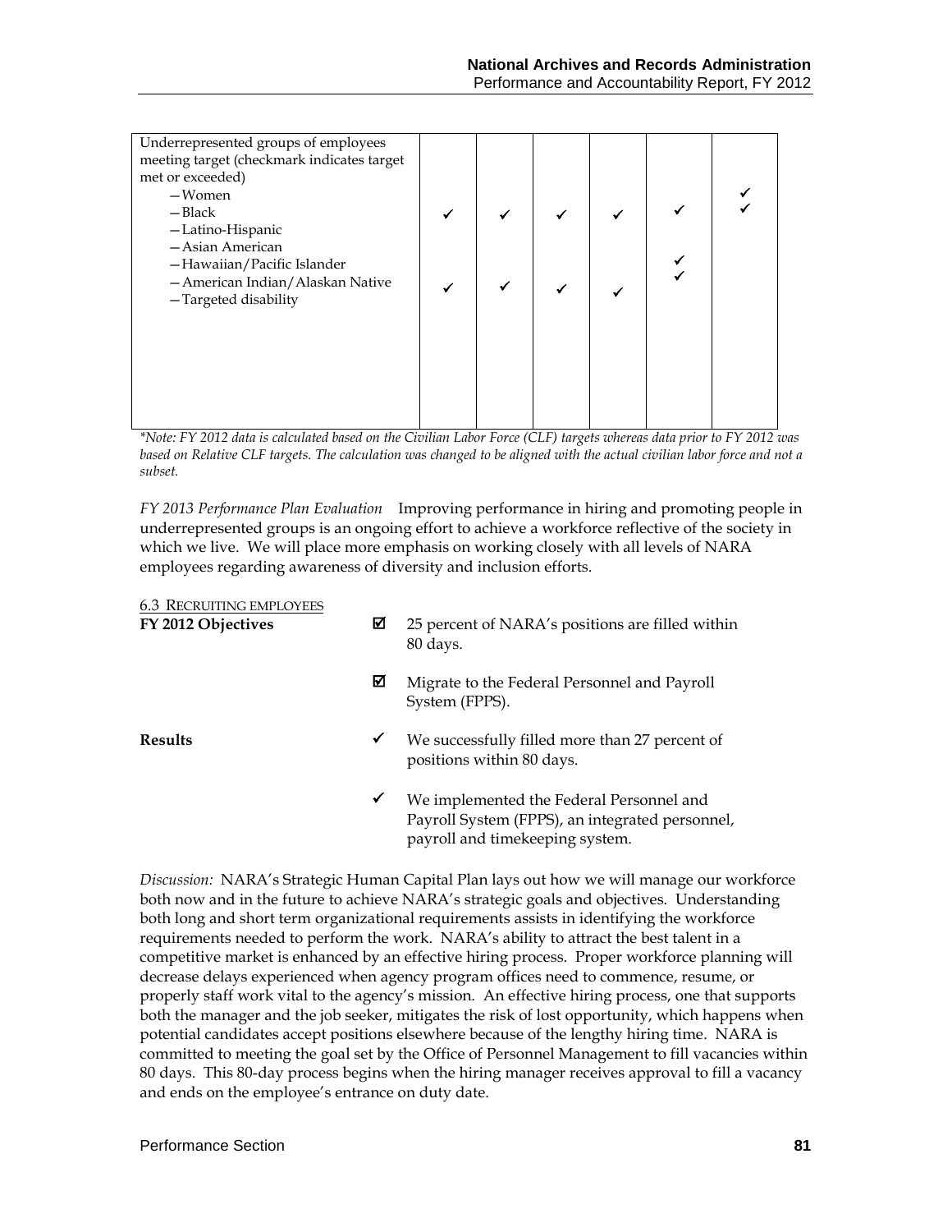| Underrepresented groups of employees meeting target (checkmark indicates target met or exceeded) | | | | | | |
|---|---|---|---|---|---|---|
| —Women | | | | | | ✓ |
| —Black | ✓ | ✓ | ✓ | ✓ | ✓ | ✓ |
| —Latino-Hispanic | | | | | | |
| —Asian American | | | | | | |
| —Hawaiian/Pacific Islander | | | | | ✓ | |
| —American Indian/Alaskan Native | ✓ | ✓ | ✓ | ✓ | ✓ | |
| —Targeted disability | | | | | | |

*\*Note: FY 2012 data is calculated based on the Civilian Labor Force (CLF) targets whereas data prior to FY 2012 was based on Relative CLF targets. The calculation was changed to be aligned with the actual civilian labor force and not a subset.*

*FY 2013 Performance Plan Evaluation* Improving performance in hiring and promoting people in underrepresented groups is an ongoing effort to achieve a workforce reflective of the society in which we live. We will place more emphasis on working closely with all levels of NARA employees regarding awareness of diversity and inclusion efforts.

### 6.3 Recruiting employees

**FY 2012 Objectives**

- ☑ 25 percent of NARA's positions are filled within 80 days.
- ☑ Migrate to the Federal Personnel and Payroll System (FPPS).

**Results**

- ✓ We successfully filled more than 27 percent of positions within 80 days.
- ✓ We implemented the Federal Personnel and Payroll System (FPPS), an integrated personnel, payroll and timekeeping system.

*Discussion:* NARA's Strategic Human Capital Plan lays out how we will manage our workforce both now and in the future to achieve NARA's strategic goals and objectives. Understanding both long and short term organizational requirements assists in identifying the workforce requirements needed to perform the work. NARA's ability to attract the best talent in a competitive market is enhanced by an effective hiring process. Proper workforce planning will decrease delays experienced when agency program offices need to commence, resume, or properly staff work vital to the agency's mission. An effective hiring process, one that supports both the manager and the job seeker, mitigates the risk of lost opportunity, which happens when potential candidates accept positions elsewhere because of the lengthy hiring time. NARA is committed to meeting the goal set by the Office of Personnel Management to fill vacancies within 80 days. This 80-day process begins when the hiring manager receives approval to fill a vacancy and ends on the employee's entrance on duty date.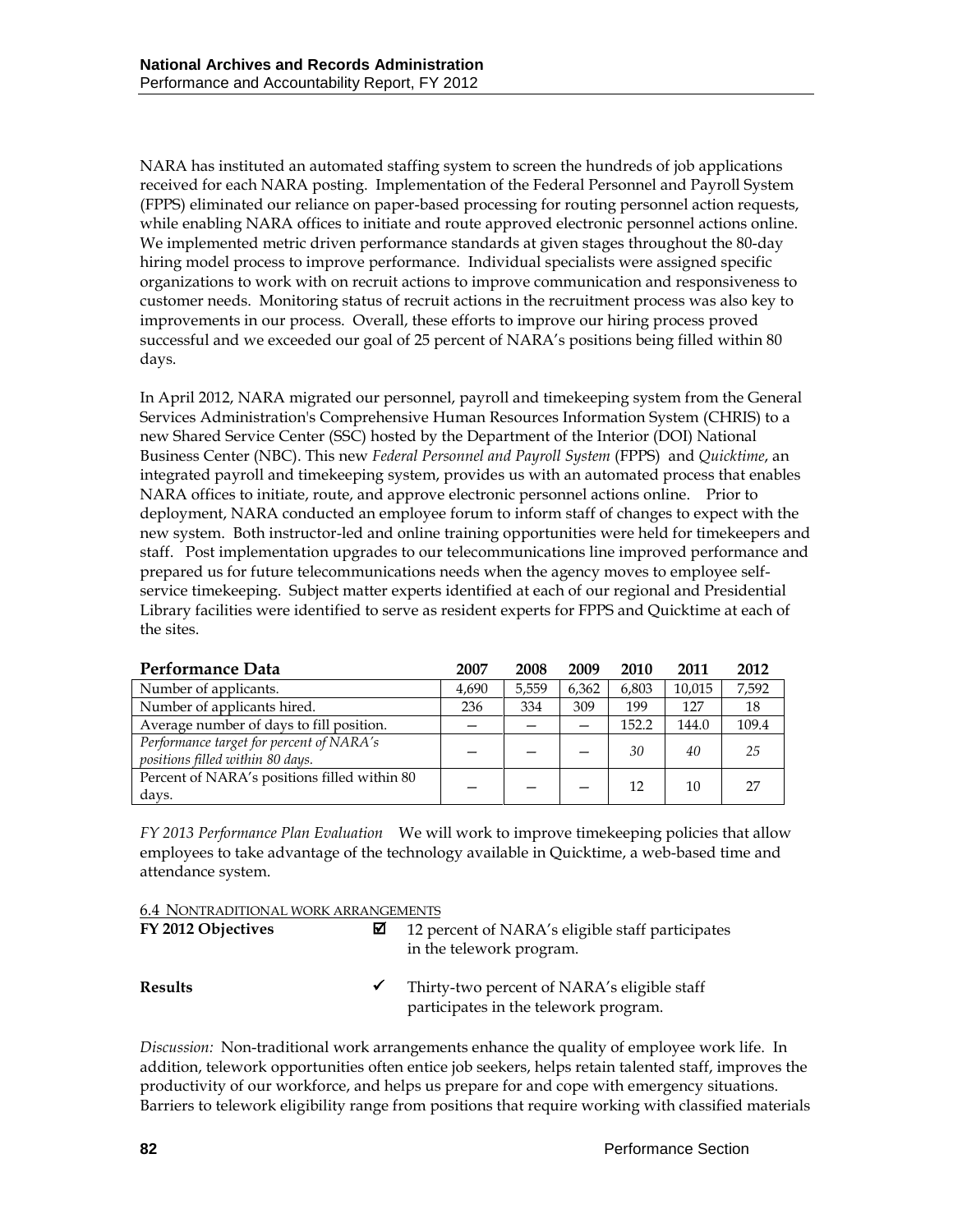NARA has instituted an automated staffing system to screen the hundreds of job applications received for each NARA posting. Implementation of the Federal Personnel and Payroll System (FPPS) eliminated our reliance on paper-based processing for routing personnel action requests, while enabling NARA offices to initiate and route approved electronic personnel actions online. We implemented metric driven performance standards at given stages throughout the 80-day hiring model process to improve performance. Individual specialists were assigned specific organizations to work with on recruit actions to improve communication and responsiveness to customer needs. Monitoring status of recruit actions in the recruitment process was also key to improvements in our process. Overall, these efforts to improve our hiring process proved successful and we exceeded our goal of 25 percent of NARA's positions being filled within 80 days.

In April 2012, NARA migrated our personnel, payroll and timekeeping system from the General Services Administration's Comprehensive Human Resources Information System (CHRIS) to a new Shared Service Center (SSC) hosted by the Department of the Interior (DOI) National Business Center (NBC). This new *Federal Personnel and Payroll System* (FPPS) and *Quicktime*, an integrated payroll and timekeeping system, provides us with an automated process that enables NARA offices to initiate, route, and approve electronic personnel actions online. Prior to deployment, NARA conducted an employee forum to inform staff of changes to expect with the new system. Both instructor-led and online training opportunities were held for timekeepers and staff. Post implementation upgrades to our telecommunications line improved performance and prepared us for future telecommunications needs when the agency moves to employee self-service timekeeping. Subject matter experts identified at each of our regional and Presidential Library facilities were identified to serve as resident experts for FPPS and Quicktime at each of the sites.

| Performance Data | 2007 | 2008 | 2009 | 2010 | 2011 | 2012 |
|---|---|---|---|---|---|---|
| Number of applicants. | 4,690 | 5,559 | 6,362 | 6,803 | 10,015 | 7,592 |
| Number of applicants hired. | 236 | 334 | 309 | 199 | 127 | 18 |
| Average number of days to fill position. | – | – | – | 152.2 | 144.0 | 109.4 |
| *Performance target for percent of NARA's positions filled within 80 days.* | – | – | – | *30* | *40* | *25* |
| Percent of NARA's positions filled within 80 days. | – | – | – | 12 | 10 | 27 |

*FY 2013 Performance Plan Evaluation* We will work to improve timekeeping policies that allow employees to take advantage of the technology available in Quicktime, a web-based time and attendance system.

6.4 NONTRADITIONAL WORK ARRANGEMENTS

**FY 2012 Objectives** ☑ 12 percent of NARA's eligible staff participates in the telework program.

**Results** ✓ Thirty-two percent of NARA's eligible staff participates in the telework program.

*Discussion:* Non-traditional work arrangements enhance the quality of employee work life. In addition, telework opportunities often entice job seekers, helps retain talented staff, improves the productivity of our workforce, and helps us prepare for and cope with emergency situations. Barriers to telework eligibility range from positions that require working with classified materials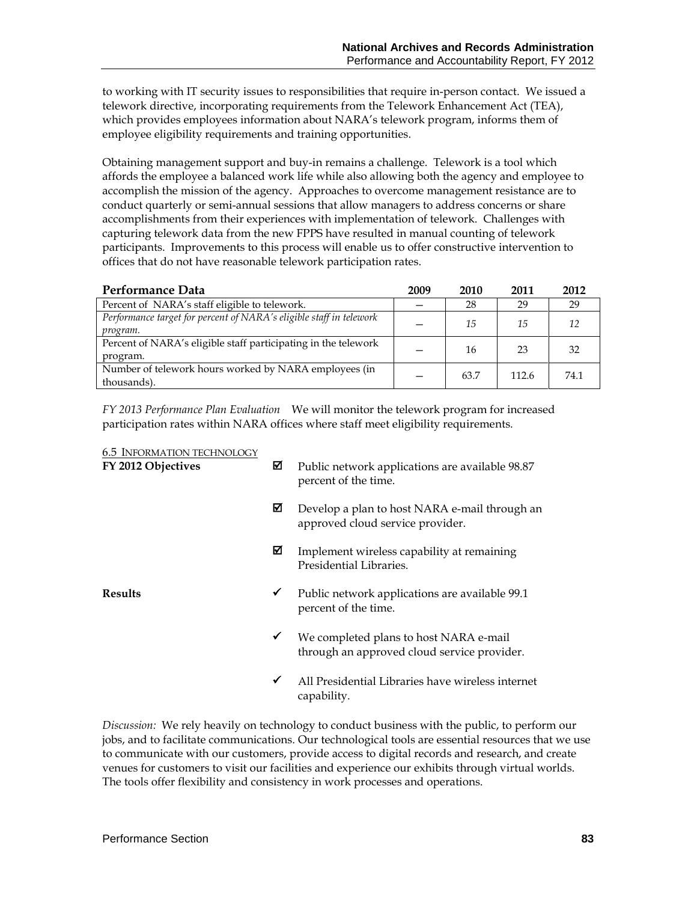to working with IT security issues to responsibilities that require in-person contact. We issued a telework directive, incorporating requirements from the Telework Enhancement Act (TEA), which provides employees information about NARA's telework program, informs them of employee eligibility requirements and training opportunities.

Obtaining management support and buy-in remains a challenge. Telework is a tool which affords the employee a balanced work life while also allowing both the agency and employee to accomplish the mission of the agency. Approaches to overcome management resistance are to conduct quarterly or semi-annual sessions that allow managers to address concerns or share accomplishments from their experiences with implementation of telework. Challenges with capturing telework data from the new FPPS have resulted in manual counting of telework participants. Improvements to this process will enable us to offer constructive intervention to offices that do not have reasonable telework participation rates.

| Performance Data | 2009 | 2010 | 2011 | 2012 |
|---|---|---|---|---|
| Percent of NARA's staff eligible to telework. | — | 28 | 29 | 29 |
| *Performance target for percent of NARA's eligible staff in telework program.* | — | *15* | *15* | *12* |
| Percent of NARA's eligible staff participating in the telework program. | — | 16 | 23 | 32 |
| Number of telework hours worked by NARA employees (in thousands). | — | 63.7 | 112.6 | 74.1 |

*FY 2013 Performance Plan Evaluation* We will monitor the telework program for increased participation rates within NARA offices where staff meet eligibility requirements.

### 6.5 Information Technology

**FY 2012 Objectives**

- ☑ Public network applications are available 98.87 percent of the time.
- ☑ Develop a plan to host NARA e-mail through an approved cloud service provider.
- ☑ Implement wireless capability at remaining Presidential Libraries.

**Results**

- ✓ Public network applications are available 99.1 percent of the time.
- ✓ We completed plans to host NARA e-mail through an approved cloud service provider.
- ✓ All Presidential Libraries have wireless internet capability.

*Discussion:* We rely heavily on technology to conduct business with the public, to perform our jobs, and to facilitate communications. Our technological tools are essential resources that we use to communicate with our customers, provide access to digital records and research, and create venues for customers to visit our facilities and experience our exhibits through virtual worlds. The tools offer flexibility and consistency in work processes and operations.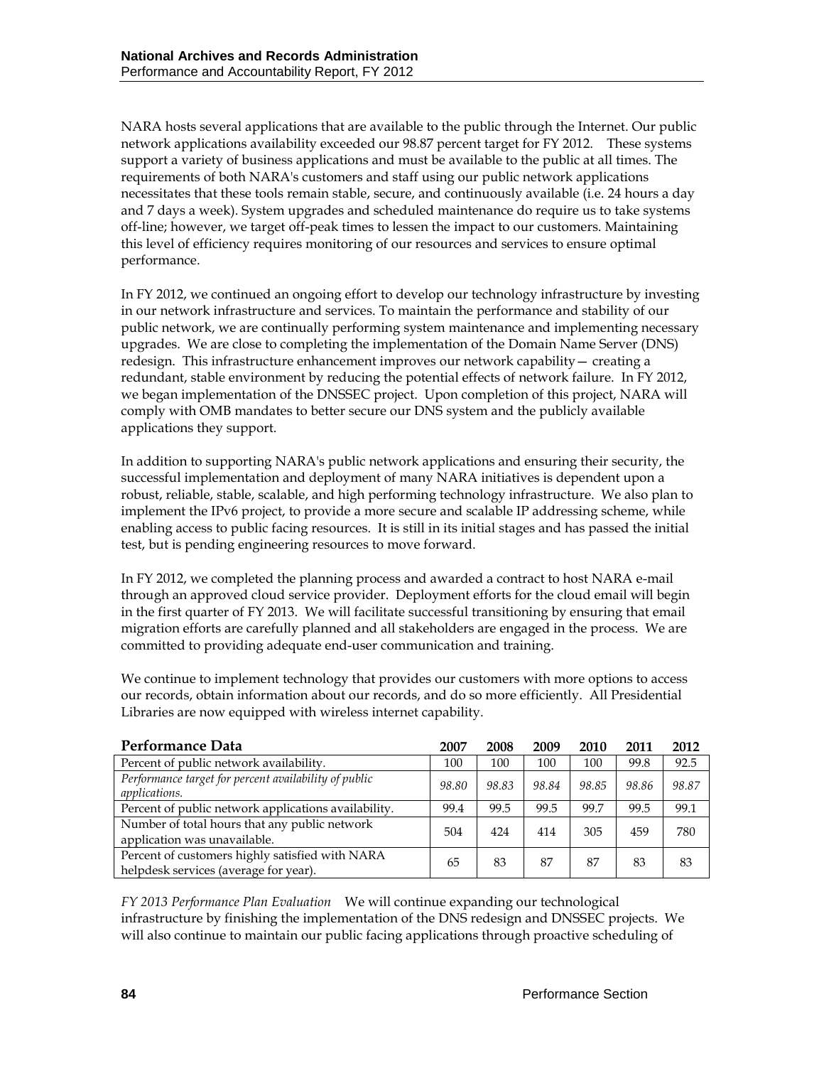NARA hosts several applications that are available to the public through the Internet. Our public network applications availability exceeded our 98.87 percent target for FY 2012. These systems support a variety of business applications and must be available to the public at all times. The requirements of both NARA's customers and staff using our public network applications necessitates that these tools remain stable, secure, and continuously available (i.e. 24 hours a day and 7 days a week). System upgrades and scheduled maintenance do require us to take systems off-line; however, we target off-peak times to lessen the impact to our customers. Maintaining this level of efficiency requires monitoring of our resources and services to ensure optimal performance.

In FY 2012, we continued an ongoing effort to develop our technology infrastructure by investing in our network infrastructure and services. To maintain the performance and stability of our public network, we are continually performing system maintenance and implementing necessary upgrades. We are close to completing the implementation of the Domain Name Server (DNS) redesign. This infrastructure enhancement improves our network capability— creating a redundant, stable environment by reducing the potential effects of network failure. In FY 2012, we began implementation of the DNSSEC project. Upon completion of this project, NARA will comply with OMB mandates to better secure our DNS system and the publicly available applications they support.

In addition to supporting NARA's public network applications and ensuring their security, the successful implementation and deployment of many NARA initiatives is dependent upon a robust, reliable, stable, scalable, and high performing technology infrastructure. We also plan to implement the IPv6 project, to provide a more secure and scalable IP addressing scheme, while enabling access to public facing resources. It is still in its initial stages and has passed the initial test, but is pending engineering resources to move forward.

In FY 2012, we completed the planning process and awarded a contract to host NARA e-mail through an approved cloud service provider. Deployment efforts for the cloud email will begin in the first quarter of FY 2013. We will facilitate successful transitioning by ensuring that email migration efforts are carefully planned and all stakeholders are engaged in the process. We are committed to providing adequate end-user communication and training.

We continue to implement technology that provides our customers with more options to access our records, obtain information about our records, and do so more efficiently. All Presidential Libraries are now equipped with wireless internet capability.

| **Performance Data** | **2007** | **2008** | **2009** | **2010** | **2011** | **2012** |
|---|---|---|---|---|---|---|
| Percent of public network availability. | 100 | 100 | 100 | 100 | 99.8 | 92.5 |
| *Performance target for percent availability of public applications.* | *98.80* | *98.83* | *98.84* | *98.85* | *98.86* | *98.87* |
| Percent of public network applications availability. | 99.4 | 99.5 | 99.5 | 99.7 | 99.5 | 99.1 |
| Number of total hours that any public network application was unavailable. | 504 | 424 | 414 | 305 | 459 | 780 |
| Percent of customers highly satisfied with NARA helpdesk services (average for year). | 65 | 83 | 87 | 87 | 83 | 83 |

*FY 2013 Performance Plan Evaluation* We will continue expanding our technological infrastructure by finishing the implementation of the DNS redesign and DNSSEC projects. We will also continue to maintain our public facing applications through proactive scheduling of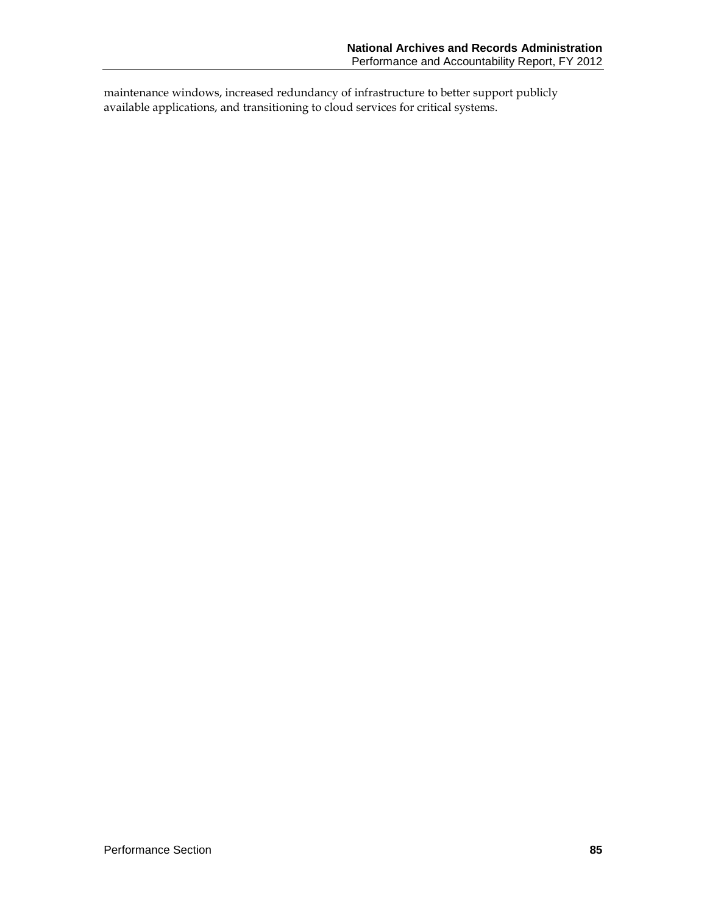maintenance windows, increased redundancy of infrastructure to better support publicly available applications, and transitioning to cloud services for critical systems.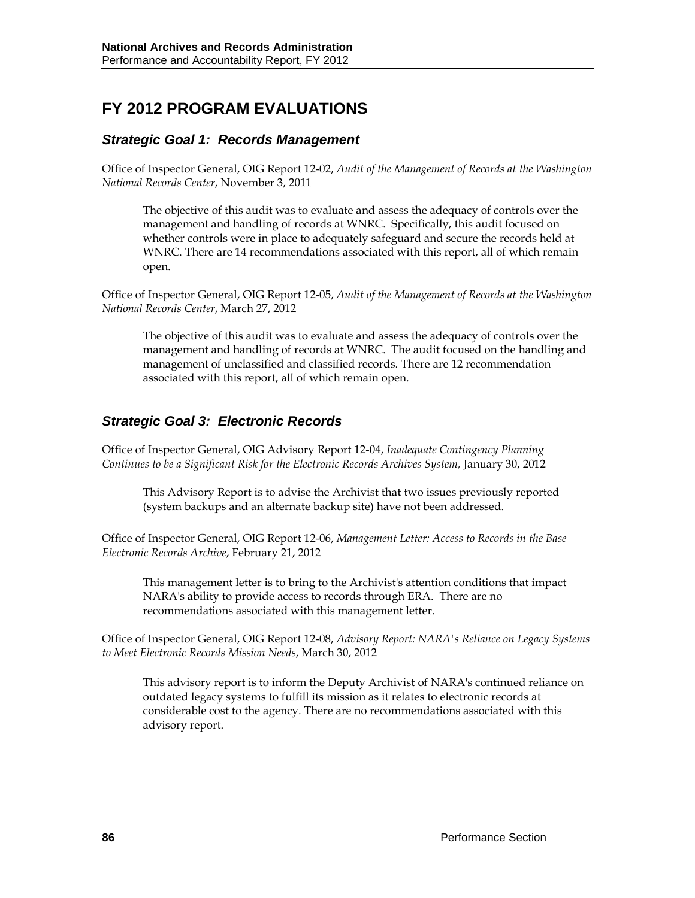# FY 2012 PROGRAM EVALUATIONS

## *Strategic Goal 1: Records Management*

Office of Inspector General, OIG Report 12-02, *Audit of the Management of Records at the Washington National Records Center*, November 3, 2011

> The objective of this audit was to evaluate and assess the adequacy of controls over the management and handling of records at WNRC. Specifically, this audit focused on whether controls were in place to adequately safeguard and secure the records held at WNRC. There are 14 recommendations associated with this report, all of which remain open.

Office of Inspector General, OIG Report 12-05, *Audit of the Management of Records at the Washington National Records Center*, March 27, 2012

> The objective of this audit was to evaluate and assess the adequacy of controls over the management and handling of records at WNRC. The audit focused on the handling and management of unclassified and classified records. There are 12 recommendation associated with this report, all of which remain open.

## *Strategic Goal 3: Electronic Records*

Office of Inspector General, OIG Advisory Report 12-04, *Inadequate Contingency Planning Continues to be a Significant Risk for the Electronic Records Archives System,* January 30, 2012

> This Advisory Report is to advise the Archivist that two issues previously reported (system backups and an alternate backup site) have not been addressed.

Office of Inspector General, OIG Report 12-06, *Management Letter: Access to Records in the Base Electronic Records Archive*, February 21, 2012

> This management letter is to bring to the Archivist's attention conditions that impact NARA's ability to provide access to records through ERA. There are no recommendations associated with this management letter.

Office of Inspector General, OIG Report 12-08, *Advisory Report: NARA's Reliance on Legacy Systems to Meet Electronic Records Mission Needs*, March 30, 2012

> This advisory report is to inform the Deputy Archivist of NARA's continued reliance on outdated legacy systems to fulfill its mission as it relates to electronic records at considerable cost to the agency. There are no recommendations associated with this advisory report.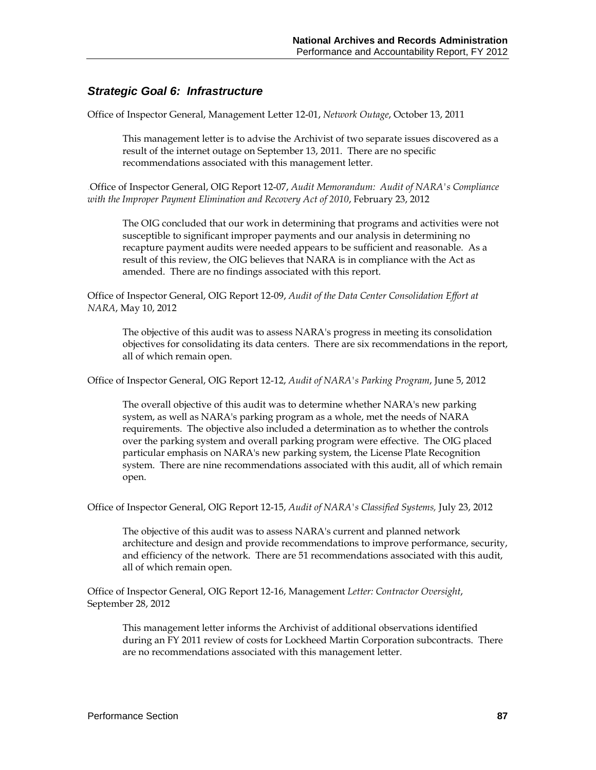### *Strategic Goal 6: Infrastructure*

Office of Inspector General, Management Letter 12-01, *Network Outage*, October 13, 2011

> This management letter is to advise the Archivist of two separate issues discovered as a result of the internet outage on September 13, 2011. There are no specific recommendations associated with this management letter.

Office of Inspector General, OIG Report 12-07, *Audit Memorandum: Audit of NARA's Compliance with the Improper Payment Elimination and Recovery Act of 2010*, February 23, 2012

> The OIG concluded that our work in determining that programs and activities were not susceptible to significant improper payments and our analysis in determining no recapture payment audits were needed appears to be sufficient and reasonable. As a result of this review, the OIG believes that NARA is in compliance with the Act as amended. There are no findings associated with this report.

Office of Inspector General, OIG Report 12-09, *Audit of the Data Center Consolidation Effort at NARA*, May 10, 2012

> The objective of this audit was to assess NARA's progress in meeting its consolidation objectives for consolidating its data centers. There are six recommendations in the report, all of which remain open.

Office of Inspector General, OIG Report 12-12, *Audit of NARA's Parking Program*, June 5, 2012

> The overall objective of this audit was to determine whether NARA's new parking system, as well as NARA's parking program as a whole, met the needs of NARA requirements. The objective also included a determination as to whether the controls over the parking system and overall parking program were effective. The OIG placed particular emphasis on NARA's new parking system, the License Plate Recognition system. There are nine recommendations associated with this audit, all of which remain open.

Office of Inspector General, OIG Report 12-15, *Audit of NARA's Classified Systems,* July 23, 2012

> The objective of this audit was to assess NARA's current and planned network architecture and design and provide recommendations to improve performance, security, and efficiency of the network. There are 51 recommendations associated with this audit, all of which remain open.

Office of Inspector General, OIG Report 12-16, Management *Letter: Contractor Oversight*, September 28, 2012

> This management letter informs the Archivist of additional observations identified during an FY 2011 review of costs for Lockheed Martin Corporation subcontracts. There are no recommendations associated with this management letter.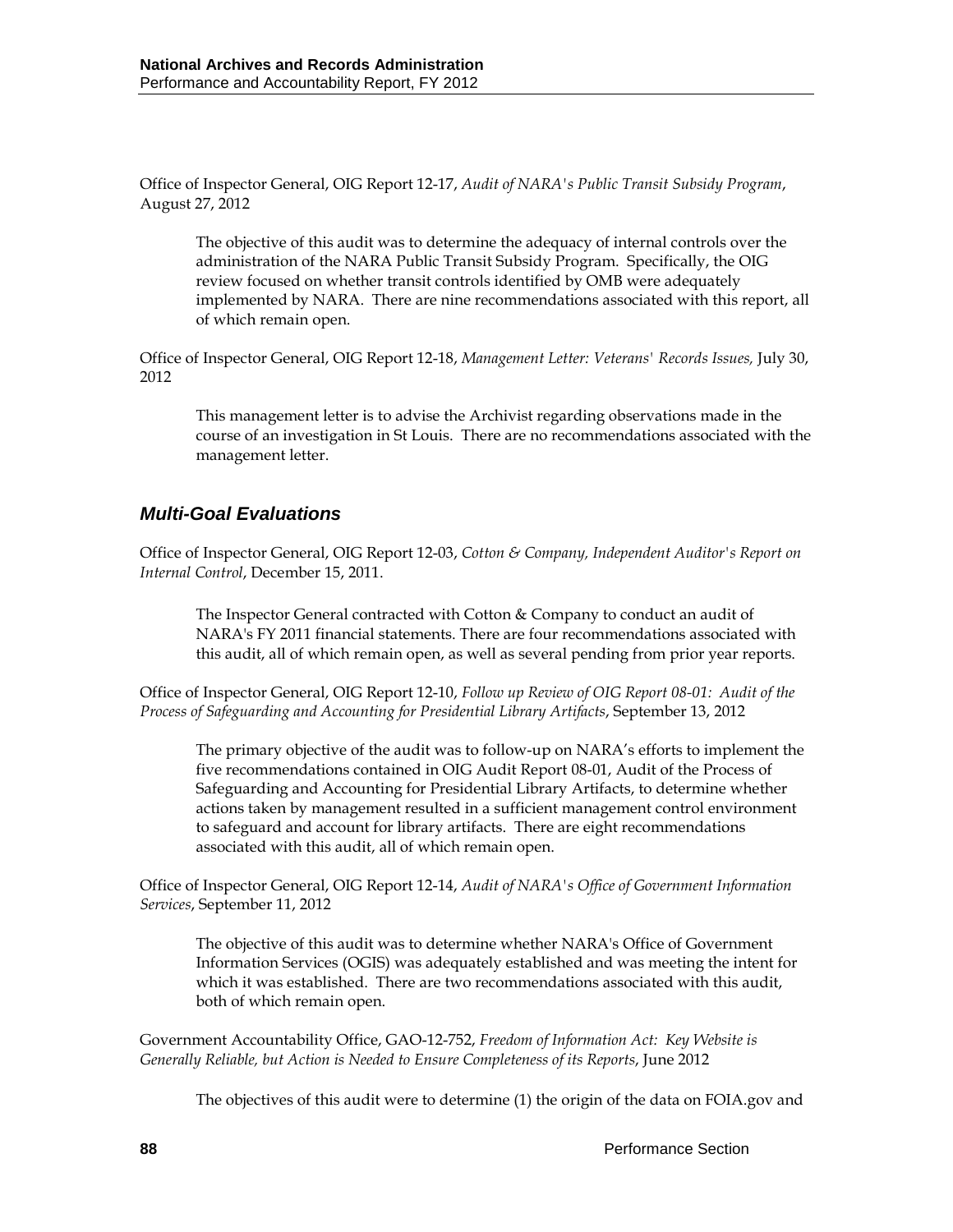Office of Inspector General, OIG Report 12-17, *Audit of NARA's Public Transit Subsidy Program*, August 27, 2012

> The objective of this audit was to determine the adequacy of internal controls over the administration of the NARA Public Transit Subsidy Program. Specifically, the OIG review focused on whether transit controls identified by OMB were adequately implemented by NARA. There are nine recommendations associated with this report, all of which remain open.

Office of Inspector General, OIG Report 12-18, *Management Letter: Veterans' Records Issues,* July 30, 2012

> This management letter is to advise the Archivist regarding observations made in the course of an investigation in St Louis. There are no recommendations associated with the management letter.

### *Multi-Goal Evaluations*

Office of Inspector General, OIG Report 12-03, *Cotton & Company, Independent Auditor's Report on Internal Control*, December 15, 2011.

> The Inspector General contracted with Cotton & Company to conduct an audit of NARA's FY 2011 financial statements. There are four recommendations associated with this audit, all of which remain open, as well as several pending from prior year reports.

Office of Inspector General, OIG Report 12-10, *Follow up Review of OIG Report 08-01: Audit of the Process of Safeguarding and Accounting for Presidential Library Artifacts*, September 13, 2012

> The primary objective of the audit was to follow-up on NARA's efforts to implement the five recommendations contained in OIG Audit Report 08-01, Audit of the Process of Safeguarding and Accounting for Presidential Library Artifacts, to determine whether actions taken by management resulted in a sufficient management control environment to safeguard and account for library artifacts. There are eight recommendations associated with this audit, all of which remain open.

Office of Inspector General, OIG Report 12-14, *Audit of NARA's Office of Government Information Services*, September 11, 2012

> The objective of this audit was to determine whether NARA's Office of Government Information Services (OGIS) was adequately established and was meeting the intent for which it was established. There are two recommendations associated with this audit, both of which remain open.

Government Accountability Office, GAO-12-752, *Freedom of Information Act: Key Website is Generally Reliable, but Action is Needed to Ensure Completeness of its Reports*, June 2012

> The objectives of this audit were to determine (1) the origin of the data on FOIA.gov and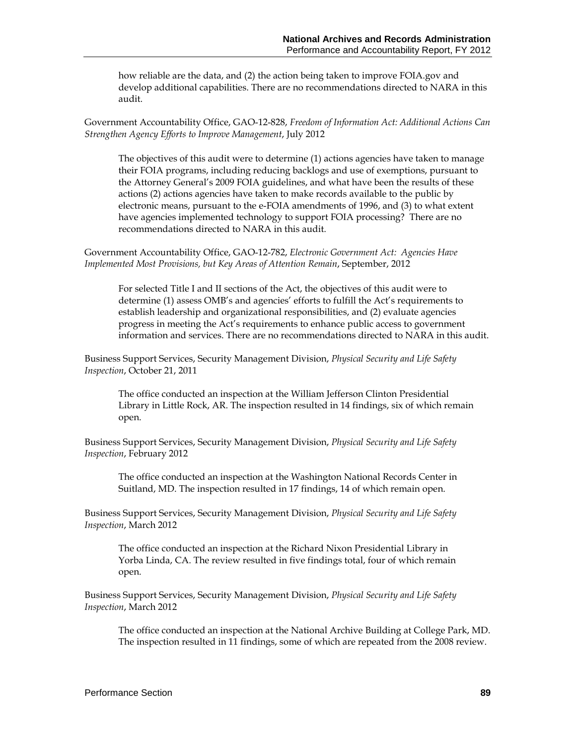how reliable are the data, and (2) the action being taken to improve FOIA.gov and develop additional capabilities. There are no recommendations directed to NARA in this audit.

Government Accountability Office, GAO-12-828, *Freedom of Information Act: Additional Actions Can Strengthen Agency Efforts to Improve Management*, July 2012

> The objectives of this audit were to determine (1) actions agencies have taken to manage their FOIA programs, including reducing backlogs and use of exemptions, pursuant to the Attorney General's 2009 FOIA guidelines, and what have been the results of these actions (2) actions agencies have taken to make records available to the public by electronic means, pursuant to the e-FOIA amendments of 1996, and (3) to what extent have agencies implemented technology to support FOIA processing? There are no recommendations directed to NARA in this audit.

Government Accountability Office, GAO-12-782, *Electronic Government Act: Agencies Have Implemented Most Provisions, but Key Areas of Attention Remain*, September, 2012

> For selected Title I and II sections of the Act, the objectives of this audit were to determine (1) assess OMB's and agencies' efforts to fulfill the Act's requirements to establish leadership and organizational responsibilities, and (2) evaluate agencies progress in meeting the Act's requirements to enhance public access to government information and services. There are no recommendations directed to NARA in this audit.

Business Support Services, Security Management Division, *Physical Security and Life Safety Inspection*, October 21, 2011

> The office conducted an inspection at the William Jefferson Clinton Presidential Library in Little Rock, AR. The inspection resulted in 14 findings, six of which remain open.

Business Support Services, Security Management Division, *Physical Security and Life Safety Inspection*, February 2012

> The office conducted an inspection at the Washington National Records Center in Suitland, MD. The inspection resulted in 17 findings, 14 of which remain open.

Business Support Services, Security Management Division, *Physical Security and Life Safety Inspection*, March 2012

> The office conducted an inspection at the Richard Nixon Presidential Library in Yorba Linda, CA. The review resulted in five findings total, four of which remain open.

Business Support Services, Security Management Division, *Physical Security and Life Safety Inspection*, March 2012

> The office conducted an inspection at the National Archive Building at College Park, MD. The inspection resulted in 11 findings, some of which are repeated from the 2008 review.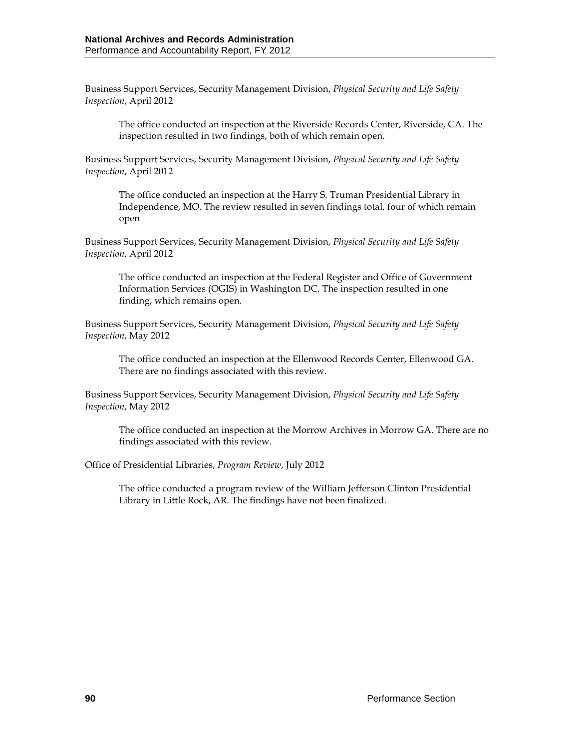Business Support Services, Security Management Division, *Physical Security and Life Safety Inspection*, April 2012

> The office conducted an inspection at the Riverside Records Center, Riverside, CA. The inspection resulted in two findings, both of which remain open.

Business Support Services, Security Management Division, *Physical Security and Life Safety Inspection*, April 2012

> The office conducted an inspection at the Harry S. Truman Presidential Library in Independence, MO. The review resulted in seven findings total, four of which remain open

Business Support Services, Security Management Division, *Physical Security and Life Safety Inspection*, April 2012

> The office conducted an inspection at the Federal Register and Office of Government Information Services (OGIS) in Washington DC. The inspection resulted in one finding, which remains open.

Business Support Services, Security Management Division, *Physical Security and Life Safety Inspection*, May 2012

> The office conducted an inspection at the Ellenwood Records Center, Ellenwood GA. There are no findings associated with this review.

Business Support Services, Security Management Division, *Physical Security and Life Safety Inspection*, May 2012

> The office conducted an inspection at the Morrow Archives in Morrow GA. There are no findings associated with this review.

Office of Presidential Libraries, *Program Review*, July 2012

> The office conducted a program review of the William Jefferson Clinton Presidential Library in Little Rock, AR. The findings have not been finalized.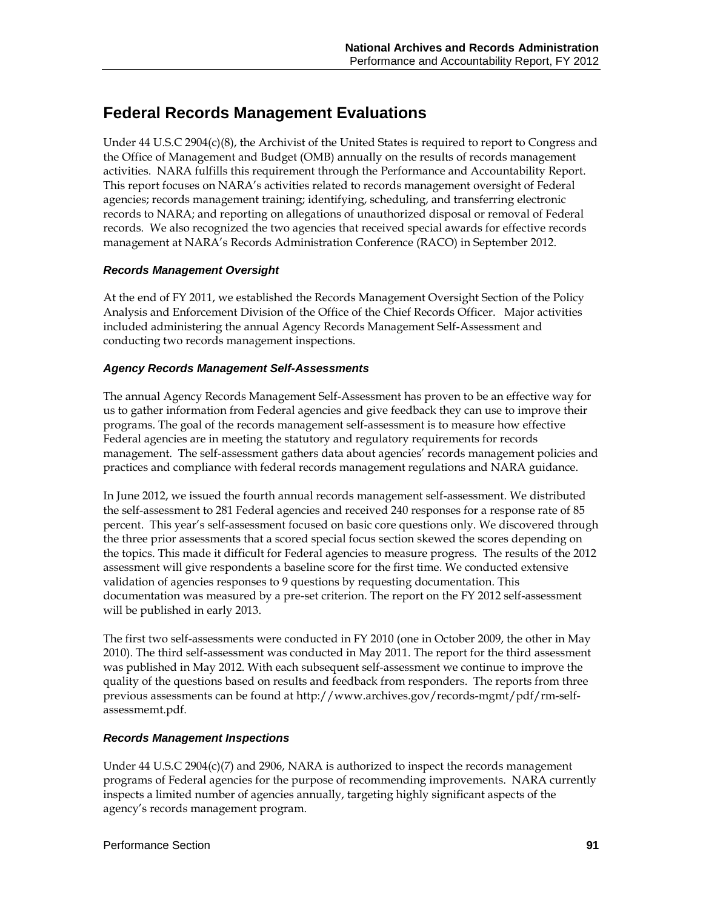## Federal Records Management Evaluations

Under 44 U.S.C 2904(c)(8), the Archivist of the United States is required to report to Congress and the Office of Management and Budget (OMB) annually on the results of records management activities. NARA fulfills this requirement through the Performance and Accountability Report. This report focuses on NARA's activities related to records management oversight of Federal agencies; records management training; identifying, scheduling, and transferring electronic records to NARA; and reporting on allegations of unauthorized disposal or removal of Federal records. We also recognized the two agencies that received special awards for effective records management at NARA's Records Administration Conference (RACO) in September 2012.

### *Records Management Oversight*

At the end of FY 2011, we established the Records Management Oversight Section of the Policy Analysis and Enforcement Division of the Office of the Chief Records Officer. Major activities included administering the annual Agency Records Management Self-Assessment and conducting two records management inspections.

### *Agency Records Management Self-Assessments*

The annual Agency Records Management Self-Assessment has proven to be an effective way for us to gather information from Federal agencies and give feedback they can use to improve their programs. The goal of the records management self-assessment is to measure how effective Federal agencies are in meeting the statutory and regulatory requirements for records management. The self-assessment gathers data about agencies' records management policies and practices and compliance with federal records management regulations and NARA guidance.

In June 2012, we issued the fourth annual records management self-assessment. We distributed the self-assessment to 281 Federal agencies and received 240 responses for a response rate of 85 percent. This year's self-assessment focused on basic core questions only. We discovered through the three prior assessments that a scored special focus section skewed the scores depending on the topics. This made it difficult for Federal agencies to measure progress. The results of the 2012 assessment will give respondents a baseline score for the first time. We conducted extensive validation of agencies responses to 9 questions by requesting documentation. This documentation was measured by a pre-set criterion. The report on the FY 2012 self-assessment will be published in early 2013.

The first two self-assessments were conducted in FY 2010 (one in October 2009, the other in May 2010). The third self-assessment was conducted in May 2011. The report for the third assessment was published in May 2012. With each subsequent self-assessment we continue to improve the quality of the questions based on results and feedback from responders. The reports from three previous assessments can be found at http://www.archives.gov/records-mgmt/pdf/rm-self-assessmemt.pdf.

### *Records Management Inspections*

Under 44 U.S.C 2904(c)(7) and 2906, NARA is authorized to inspect the records management programs of Federal agencies for the purpose of recommending improvements. NARA currently inspects a limited number of agencies annually, targeting highly significant aspects of the agency's records management program.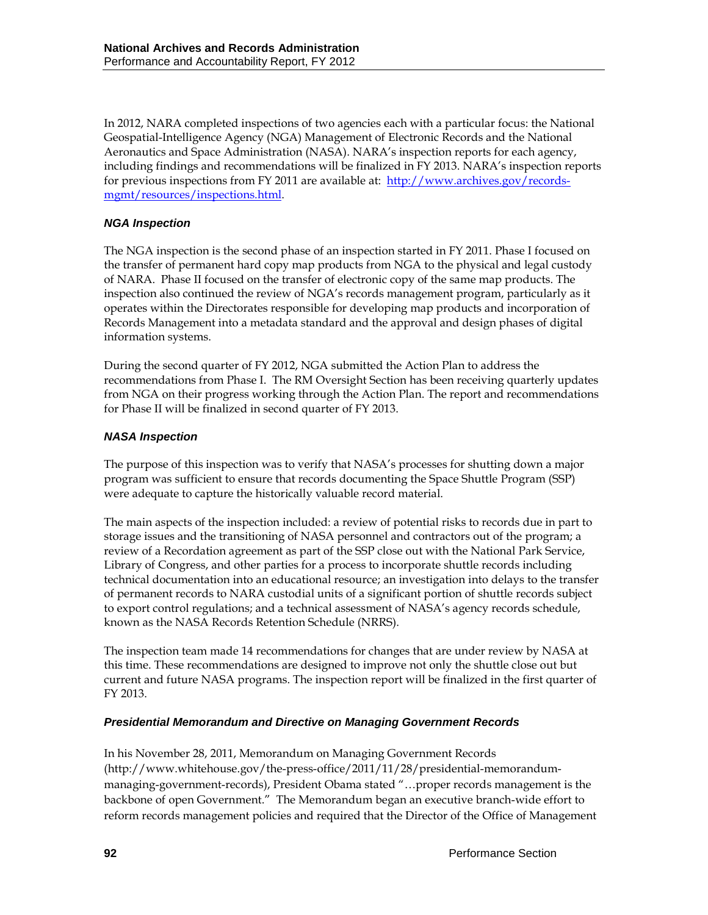In 2012, NARA completed inspections of two agencies each with a particular focus: the National Geospatial-Intelligence Agency (NGA) Management of Electronic Records and the National Aeronautics and Space Administration (NASA). NARA's inspection reports for each agency, including findings and recommendations will be finalized in FY 2013. NARA's inspection reports for previous inspections from FY 2011 are available at: [http://www.archives.gov/records-mgmt/resources/inspections.html](http://www.archives.gov/records-mgmt/resources/inspections.html).

### *NGA Inspection*

The NGA inspection is the second phase of an inspection started in FY 2011. Phase I focused on the transfer of permanent hard copy map products from NGA to the physical and legal custody of NARA. Phase II focused on the transfer of electronic copy of the same map products. The inspection also continued the review of NGA's records management program, particularly as it operates within the Directorates responsible for developing map products and incorporation of Records Management into a metadata standard and the approval and design phases of digital information systems.

During the second quarter of FY 2012, NGA submitted the Action Plan to address the recommendations from Phase I. The RM Oversight Section has been receiving quarterly updates from NGA on their progress working through the Action Plan. The report and recommendations for Phase II will be finalized in second quarter of FY 2013.

### *NASA Inspection*

The purpose of this inspection was to verify that NASA's processes for shutting down a major program was sufficient to ensure that records documenting the Space Shuttle Program (SSP) were adequate to capture the historically valuable record material.

The main aspects of the inspection included: a review of potential risks to records due in part to storage issues and the transitioning of NASA personnel and contractors out of the program; a review of a Recordation agreement as part of the SSP close out with the National Park Service, Library of Congress, and other parties for a process to incorporate shuttle records including technical documentation into an educational resource; an investigation into delays to the transfer of permanent records to NARA custodial units of a significant portion of shuttle records subject to export control regulations; and a technical assessment of NASA's agency records schedule, known as the NASA Records Retention Schedule (NRRS).

The inspection team made 14 recommendations for changes that are under review by NASA at this time. These recommendations are designed to improve not only the shuttle close out but current and future NASA programs. The inspection report will be finalized in the first quarter of FY 2013.

### *Presidential Memorandum and Directive on Managing Government Records*

In his November 28, 2011, Memorandum on Managing Government Records (http://www.whitehouse.gov/the-press-office/2011/11/28/presidential-memorandum-managing-government-records), President Obama stated "…proper records management is the backbone of open Government." The Memorandum began an executive branch-wide effort to reform records management policies and required that the Director of the Office of Management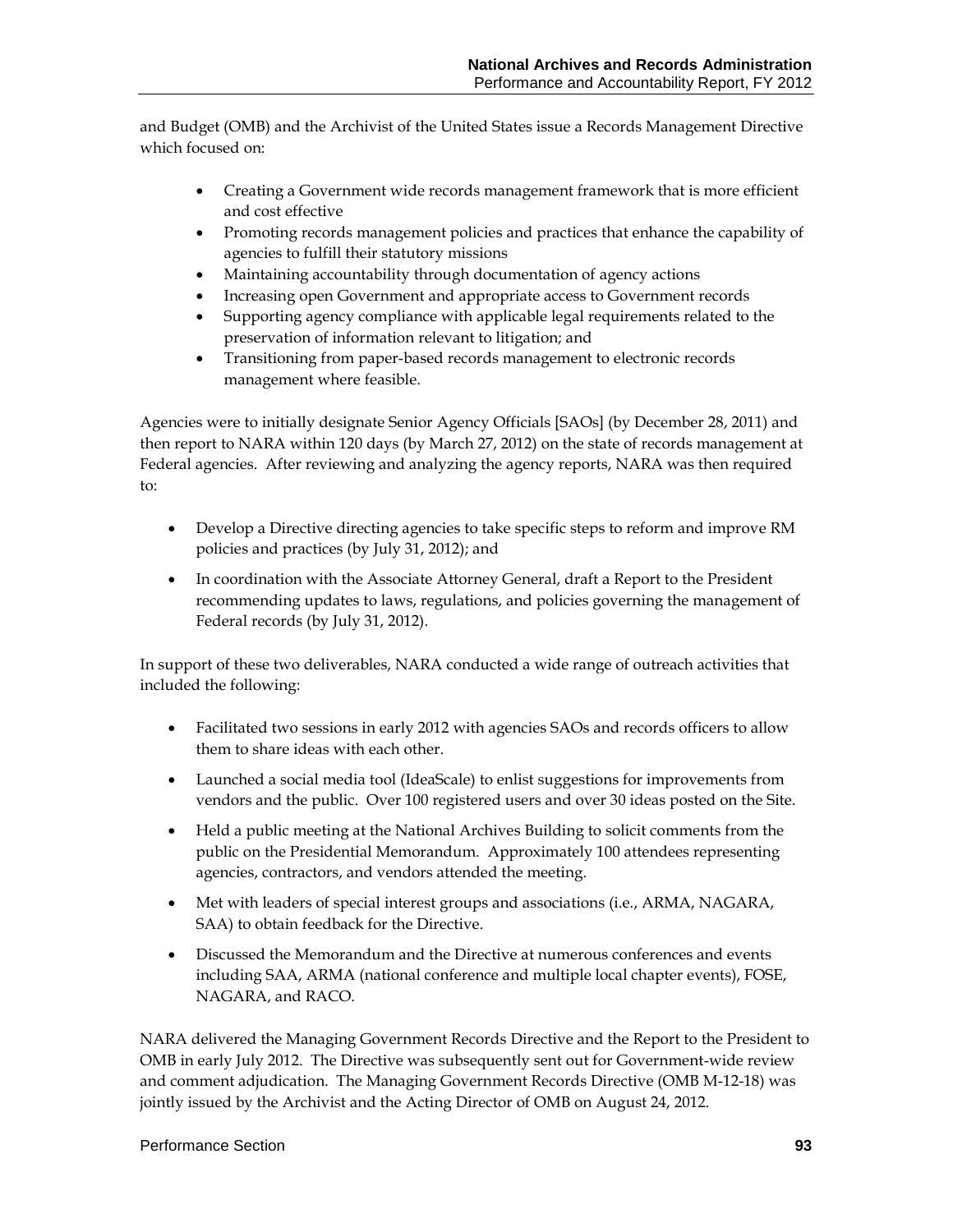and Budget (OMB) and the Archivist of the United States issue a Records Management Directive which focused on:

- Creating a Government wide records management framework that is more efficient and cost effective
- Promoting records management policies and practices that enhance the capability of agencies to fulfill their statutory missions
- Maintaining accountability through documentation of agency actions
- Increasing open Government and appropriate access to Government records
- Supporting agency compliance with applicable legal requirements related to the preservation of information relevant to litigation; and
- Transitioning from paper-based records management to electronic records management where feasible.

Agencies were to initially designate Senior Agency Officials [SAOs] (by December 28, 2011) and then report to NARA within 120 days (by March 27, 2012) on the state of records management at Federal agencies. After reviewing and analyzing the agency reports, NARA was then required to:

- Develop a Directive directing agencies to take specific steps to reform and improve RM policies and practices (by July 31, 2012); and
- In coordination with the Associate Attorney General, draft a Report to the President recommending updates to laws, regulations, and policies governing the management of Federal records (by July 31, 2012).

In support of these two deliverables, NARA conducted a wide range of outreach activities that included the following:

- Facilitated two sessions in early 2012 with agencies SAOs and records officers to allow them to share ideas with each other.
- Launched a social media tool (IdeaScale) to enlist suggestions for improvements from vendors and the public. Over 100 registered users and over 30 ideas posted on the Site.
- Held a public meeting at the National Archives Building to solicit comments from the public on the Presidential Memorandum. Approximately 100 attendees representing agencies, contractors, and vendors attended the meeting.
- Met with leaders of special interest groups and associations (i.e., ARMA, NAGARA, SAA) to obtain feedback for the Directive.
- Discussed the Memorandum and the Directive at numerous conferences and events including SAA, ARMA (national conference and multiple local chapter events), FOSE, NAGARA, and RACO.

NARA delivered the Managing Government Records Directive and the Report to the President to OMB in early July 2012. The Directive was subsequently sent out for Government-wide review and comment adjudication. The Managing Government Records Directive (OMB M-12-18) was jointly issued by the Archivist and the Acting Director of OMB on August 24, 2012.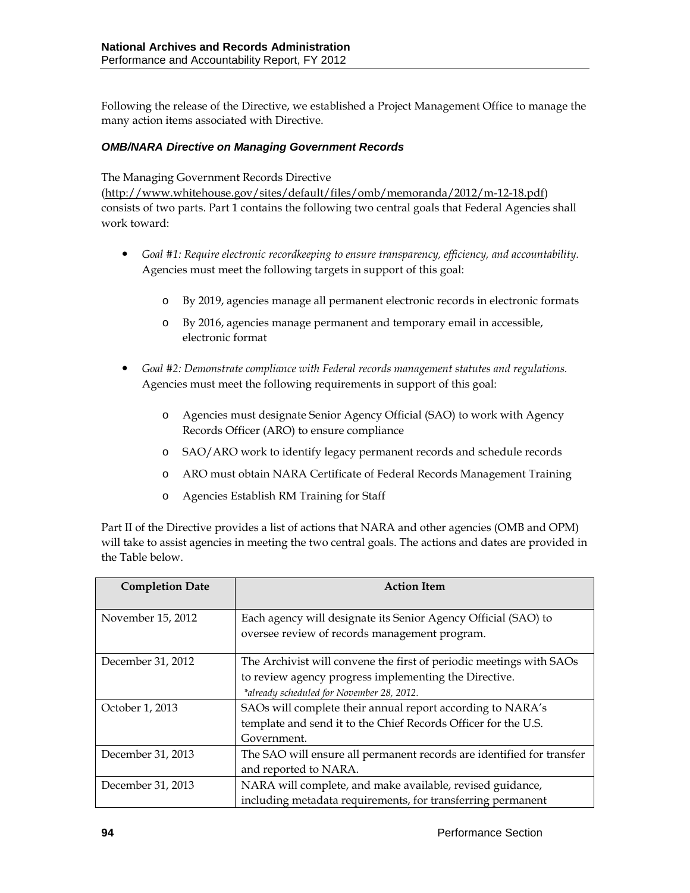Following the release of the Directive, we established a Project Management Office to manage the many action items associated with Directive.

#### *OMB/NARA Directive on Managing Government Records*

The Managing Government Records Directive (http://www.whitehouse.gov/sites/default/files/omb/memoranda/2012/m-12-18.pdf) consists of two parts. Part 1 contains the following two central goals that Federal Agencies shall work toward:

- *Goal #1: Require electronic recordkeeping to ensure transparency, efficiency, and accountability.* Agencies must meet the following targets in support of this goal:
  - By 2019, agencies manage all permanent electronic records in electronic formats
  - By 2016, agencies manage permanent and temporary email in accessible, electronic format
- *Goal #2: Demonstrate compliance with Federal records management statutes and regulations.* Agencies must meet the following requirements in support of this goal:
  - Agencies must designate Senior Agency Official (SAO) to work with Agency Records Officer (ARO) to ensure compliance
  - SAO/ARO work to identify legacy permanent records and schedule records
  - ARO must obtain NARA Certificate of Federal Records Management Training
  - Agencies Establish RM Training for Staff

Part II of the Directive provides a list of actions that NARA and other agencies (OMB and OPM) will take to assist agencies in meeting the two central goals. The actions and dates are provided in the Table below.

| Completion Date | Action Item |
|---|---|
| November 15, 2012 | Each agency will designate its Senior Agency Official (SAO) to oversee review of records management program. |
| December 31, 2012 | The Archivist will convene the first of periodic meetings with SAOs to review agency progress implementing the Directive. *\*already scheduled for November 28, 2012.* |
| October 1, 2013 | SAOs will complete their annual report according to NARA's template and send it to the Chief Records Officer for the U.S. Government. |
| December 31, 2013 | The SAO will ensure all permanent records are identified for transfer and reported to NARA. |
| December 31, 2013 | NARA will complete, and make available, revised guidance, including metadata requirements, for transferring permanent |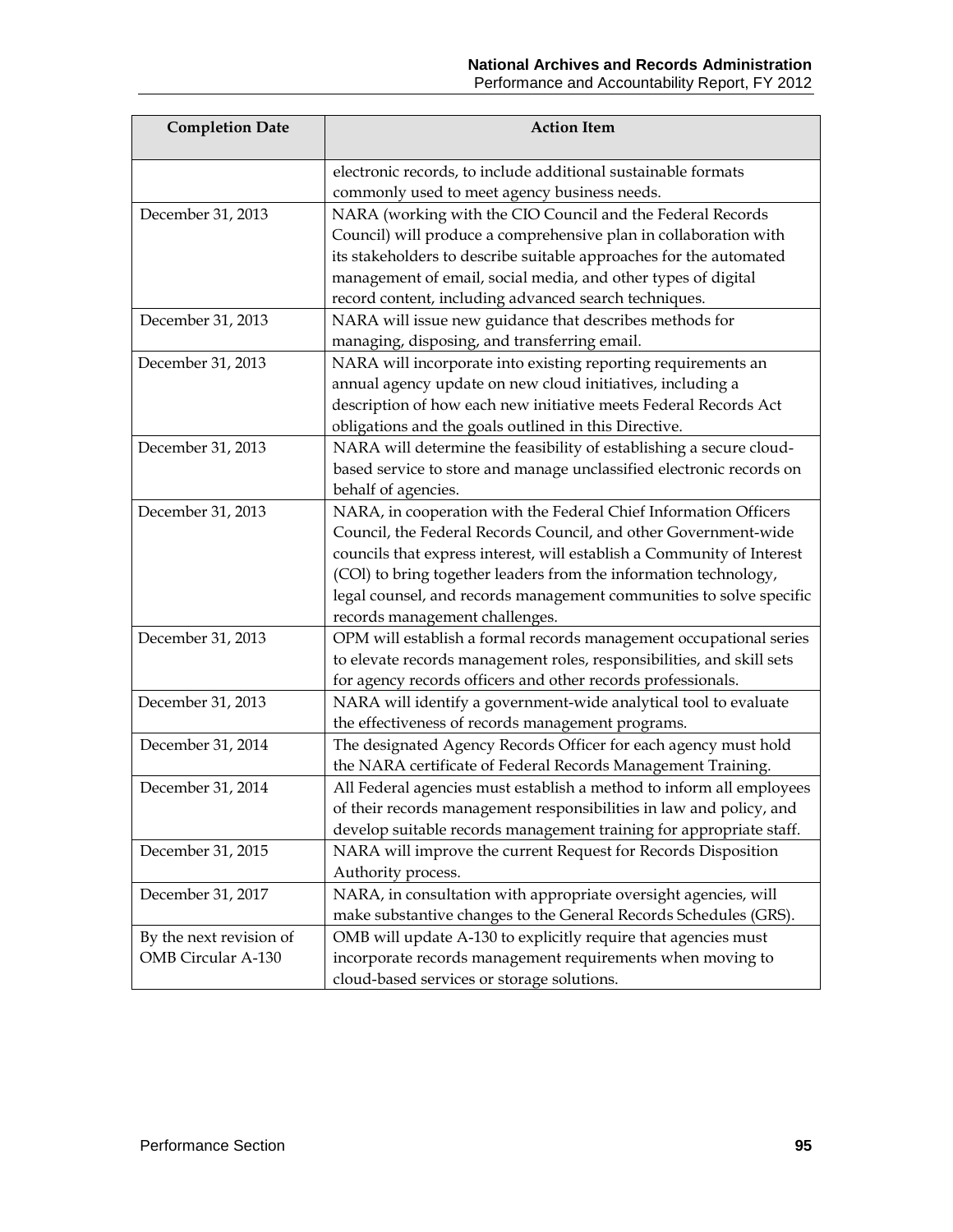| Completion Date | Action Item |
|---|---|
| | electronic records, to include additional sustainable formats commonly used to meet agency business needs. |
| December 31, 2013 | NARA (working with the CIO Council and the Federal Records Council) will produce a comprehensive plan in collaboration with its stakeholders to describe suitable approaches for the automated management of email, social media, and other types of digital record content, including advanced search techniques. |
| December 31, 2013 | NARA will issue new guidance that describes methods for managing, disposing, and transferring email. |
| December 31, 2013 | NARA will incorporate into existing reporting requirements an annual agency update on new cloud initiatives, including a description of how each new initiative meets Federal Records Act obligations and the goals outlined in this Directive. |
| December 31, 2013 | NARA will determine the feasibility of establishing a secure cloud-based service to store and manage unclassified electronic records on behalf of agencies. |
| December 31, 2013 | NARA, in cooperation with the Federal Chief Information Officers Council, the Federal Records Council, and other Government-wide councils that express interest, will establish a Community of Interest (COI) to bring together leaders from the information technology, legal counsel, and records management communities to solve specific records management challenges. |
| December 31, 2013 | OPM will establish a formal records management occupational series to elevate records management roles, responsibilities, and skill sets for agency records officers and other records professionals. |
| December 31, 2013 | NARA will identify a government-wide analytical tool to evaluate the effectiveness of records management programs. |
| December 31, 2014 | The designated Agency Records Officer for each agency must hold the NARA certificate of Federal Records Management Training. |
| December 31, 2014 | All Federal agencies must establish a method to inform all employees of their records management responsibilities in law and policy, and develop suitable records management training for appropriate staff. |
| December 31, 2015 | NARA will improve the current Request for Records Disposition Authority process. |
| December 31, 2017 | NARA, in consultation with appropriate oversight agencies, will make substantive changes to the General Records Schedules (GRS). |
| By the next revision of OMB Circular A-130 | OMB will update A-130 to explicitly require that agencies must incorporate records management requirements when moving to cloud-based services or storage solutions. |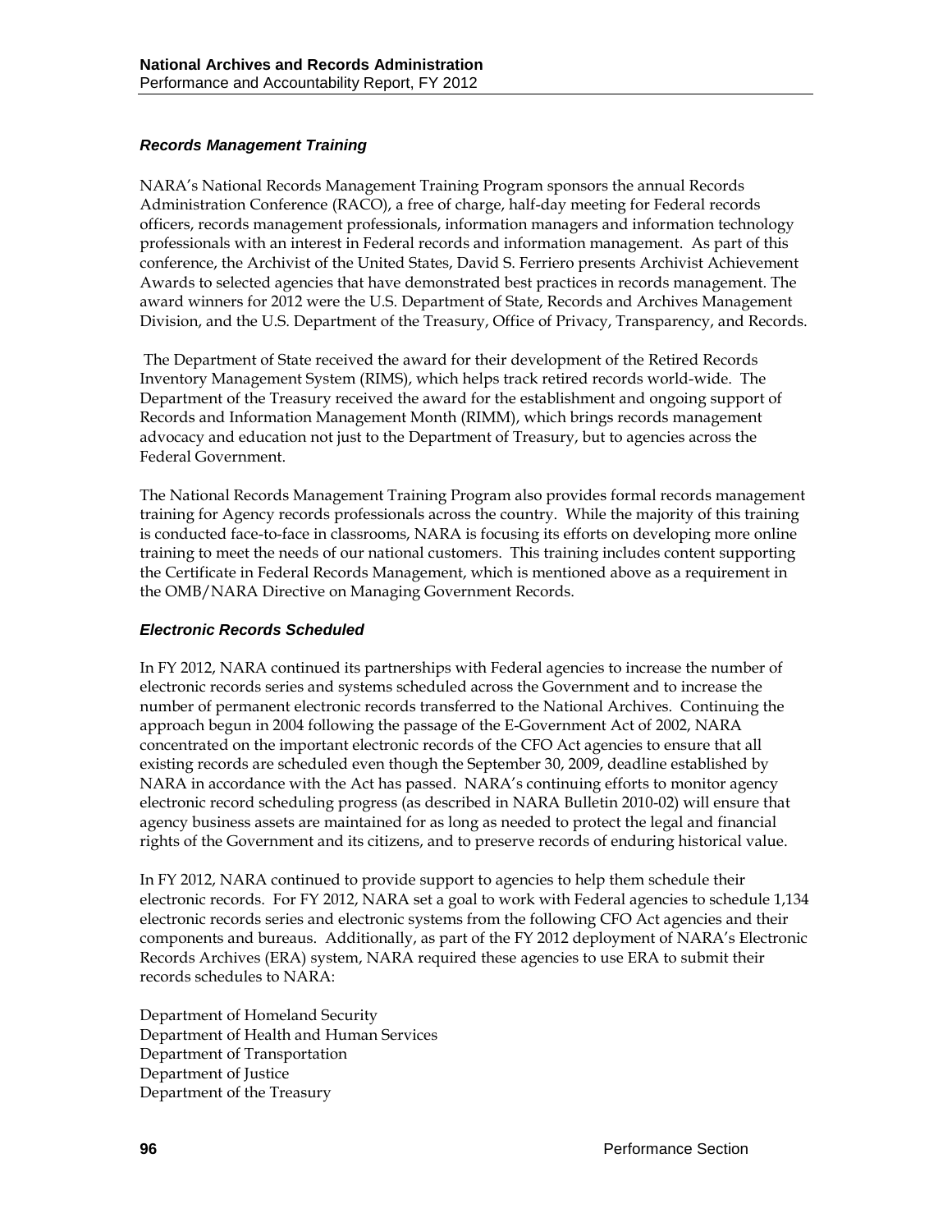### *Records Management Training*

NARA's National Records Management Training Program sponsors the annual Records Administration Conference (RACO), a free of charge, half-day meeting for Federal records officers, records management professionals, information managers and information technology professionals with an interest in Federal records and information management. As part of this conference, the Archivist of the United States, David S. Ferriero presents Archivist Achievement Awards to selected agencies that have demonstrated best practices in records management. The award winners for 2012 were the U.S. Department of State, Records and Archives Management Division, and the U.S. Department of the Treasury, Office of Privacy, Transparency, and Records.

The Department of State received the award for their development of the Retired Records Inventory Management System (RIMS), which helps track retired records world-wide. The Department of the Treasury received the award for the establishment and ongoing support of Records and Information Management Month (RIMM), which brings records management advocacy and education not just to the Department of Treasury, but to agencies across the Federal Government.

The National Records Management Training Program also provides formal records management training for Agency records professionals across the country. While the majority of this training is conducted face-to-face in classrooms, NARA is focusing its efforts on developing more online training to meet the needs of our national customers. This training includes content supporting the Certificate in Federal Records Management, which is mentioned above as a requirement in the OMB/NARA Directive on Managing Government Records.

### *Electronic Records Scheduled*

In FY 2012, NARA continued its partnerships with Federal agencies to increase the number of electronic records series and systems scheduled across the Government and to increase the number of permanent electronic records transferred to the National Archives. Continuing the approach begun in 2004 following the passage of the E-Government Act of 2002, NARA concentrated on the important electronic records of the CFO Act agencies to ensure that all existing records are scheduled even though the September 30, 2009, deadline established by NARA in accordance with the Act has passed. NARA's continuing efforts to monitor agency electronic record scheduling progress (as described in NARA Bulletin 2010-02) will ensure that agency business assets are maintained for as long as needed to protect the legal and financial rights of the Government and its citizens, and to preserve records of enduring historical value.

In FY 2012, NARA continued to provide support to agencies to help them schedule their electronic records. For FY 2012, NARA set a goal to work with Federal agencies to schedule 1,134 electronic records series and electronic systems from the following CFO Act agencies and their components and bureaus. Additionally, as part of the FY 2012 deployment of NARA's Electronic Records Archives (ERA) system, NARA required these agencies to use ERA to submit their records schedules to NARA:

Department of Homeland Security  
Department of Health and Human Services  
Department of Transportation  
Department of Justice  
Department of the Treasury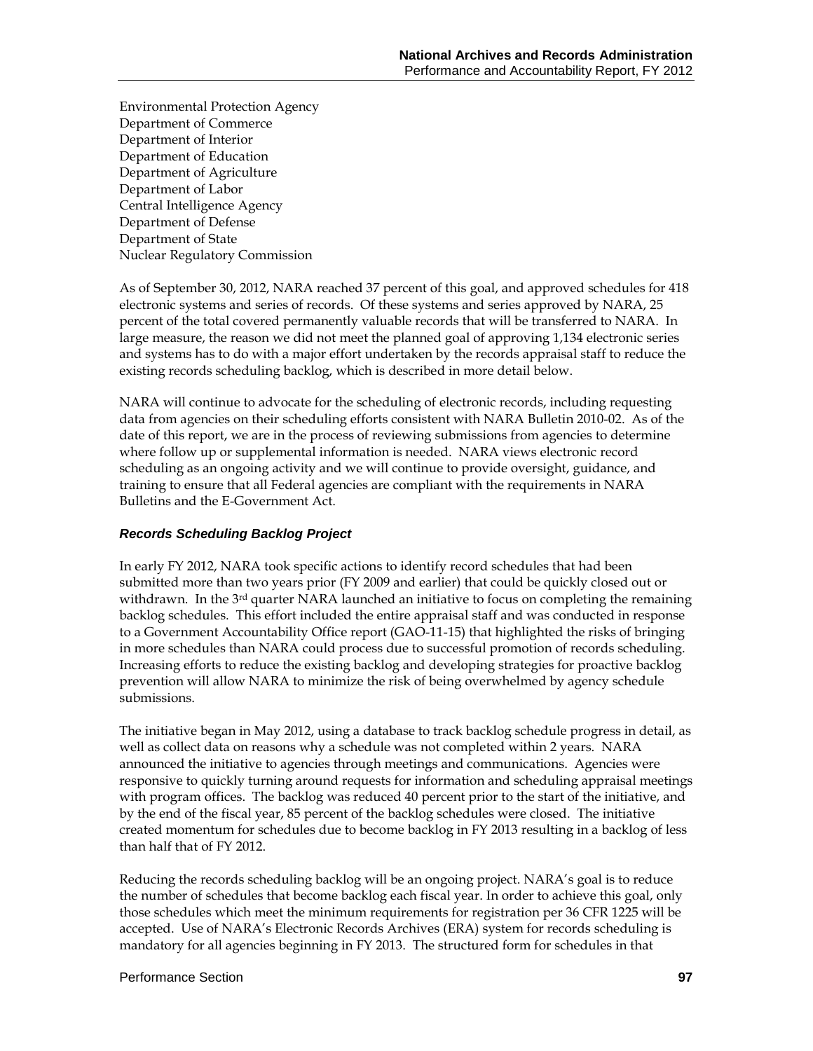Environmental Protection Agency
Department of Commerce
Department of Interior
Department of Education
Department of Agriculture
Department of Labor
Central Intelligence Agency
Department of Defense
Department of State
Nuclear Regulatory Commission

As of September 30, 2012, NARA reached 37 percent of this goal, and approved schedules for 418 electronic systems and series of records. Of these systems and series approved by NARA, 25 percent of the total covered permanently valuable records that will be transferred to NARA. In large measure, the reason we did not meet the planned goal of approving 1,134 electronic series and systems has to do with a major effort undertaken by the records appraisal staff to reduce the existing records scheduling backlog, which is described in more detail below.

NARA will continue to advocate for the scheduling of electronic records, including requesting data from agencies on their scheduling efforts consistent with NARA Bulletin 2010-02. As of the date of this report, we are in the process of reviewing submissions from agencies to determine where follow up or supplemental information is needed. NARA views electronic record scheduling as an ongoing activity and we will continue to provide oversight, guidance, and training to ensure that all Federal agencies are compliant with the requirements in NARA Bulletins and the E-Government Act.

***Records Scheduling Backlog Project***

In early FY 2012, NARA took specific actions to identify record schedules that had been submitted more than two years prior (FY 2009 and earlier) that could be quickly closed out or withdrawn. In the 3rd quarter NARA launched an initiative to focus on completing the remaining backlog schedules. This effort included the entire appraisal staff and was conducted in response to a Government Accountability Office report (GAO-11-15) that highlighted the risks of bringing in more schedules than NARA could process due to successful promotion of records scheduling. Increasing efforts to reduce the existing backlog and developing strategies for proactive backlog prevention will allow NARA to minimize the risk of being overwhelmed by agency schedule submissions.

The initiative began in May 2012, using a database to track backlog schedule progress in detail, as well as collect data on reasons why a schedule was not completed within 2 years. NARA announced the initiative to agencies through meetings and communications. Agencies were responsive to quickly turning around requests for information and scheduling appraisal meetings with program offices. The backlog was reduced 40 percent prior to the start of the initiative, and by the end of the fiscal year, 85 percent of the backlog schedules were closed. The initiative created momentum for schedules due to become backlog in FY 2013 resulting in a backlog of less than half that of FY 2012.

Reducing the records scheduling backlog will be an ongoing project. NARA's goal is to reduce the number of schedules that become backlog each fiscal year. In order to achieve this goal, only those schedules which meet the minimum requirements for registration per 36 CFR 1225 will be accepted. Use of NARA's Electronic Records Archives (ERA) system for records scheduling is mandatory for all agencies beginning in FY 2013. The structured form for schedules in that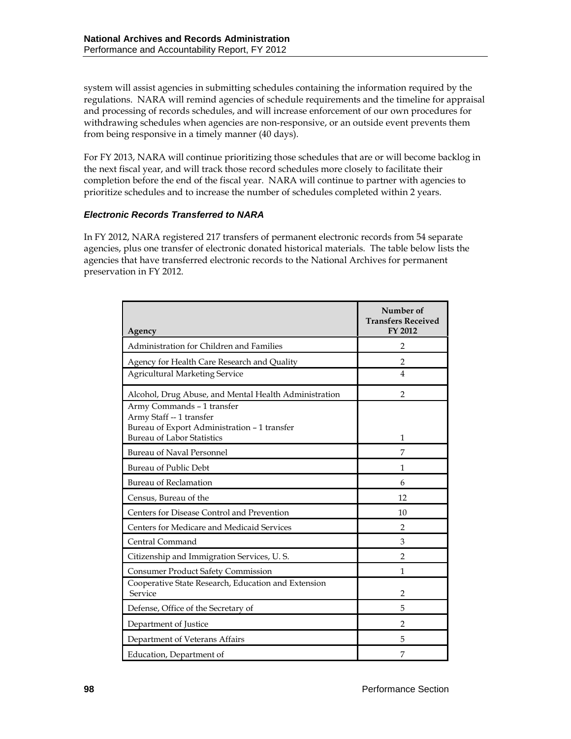system will assist agencies in submitting schedules containing the information required by the regulations. NARA will remind agencies of schedule requirements and the timeline for appraisal and processing of records schedules, and will increase enforcement of our own procedures for withdrawing schedules when agencies are non-responsive, or an outside event prevents them from being responsive in a timely manner (40 days).

For FY 2013, NARA will continue prioritizing those schedules that are or will become backlog in the next fiscal year, and will track those record schedules more closely to facilitate their completion before the end of the fiscal year. NARA will continue to partner with agencies to prioritize schedules and to increase the number of schedules completed within 2 years.

### *Electronic Records Transferred to NARA*

In FY 2012, NARA registered 217 transfers of permanent electronic records from 54 separate agencies, plus one transfer of electronic donated historical materials. The table below lists the agencies that have transferred electronic records to the National Archives for permanent preservation in FY 2012.

| Agency | Number of Transfers Received FY 2012 |
|---|---|
| Administration for Children and Families | 2 |
| Agency for Health Care Research and Quality | 2 |
| Agricultural Marketing Service | 4 |
| Alcohol, Drug Abuse, and Mental Health Administration | 2 |
| Army Commands – 1 transfer<br>Army Staff -- 1 transfer<br>Bureau of Export Administration – 1 transfer<br>Bureau of Labor Statistics | 1 |
| Bureau of Naval Personnel | 7 |
| Bureau of Public Debt | 1 |
| Bureau of Reclamation | 6 |
| Census, Bureau of the | 12 |
| Centers for Disease Control and Prevention | 10 |
| Centers for Medicare and Medicaid Services | 2 |
| Central Command | 3 |
| Citizenship and Immigration Services, U. S. | 2 |
| Consumer Product Safety Commission | 1 |
| Cooperative State Research, Education and Extension Service | 2 |
| Defense, Office of the Secretary of | 5 |
| Department of Justice | 2 |
| Department of Veterans Affairs | 5 |
| Education, Department of | 7 |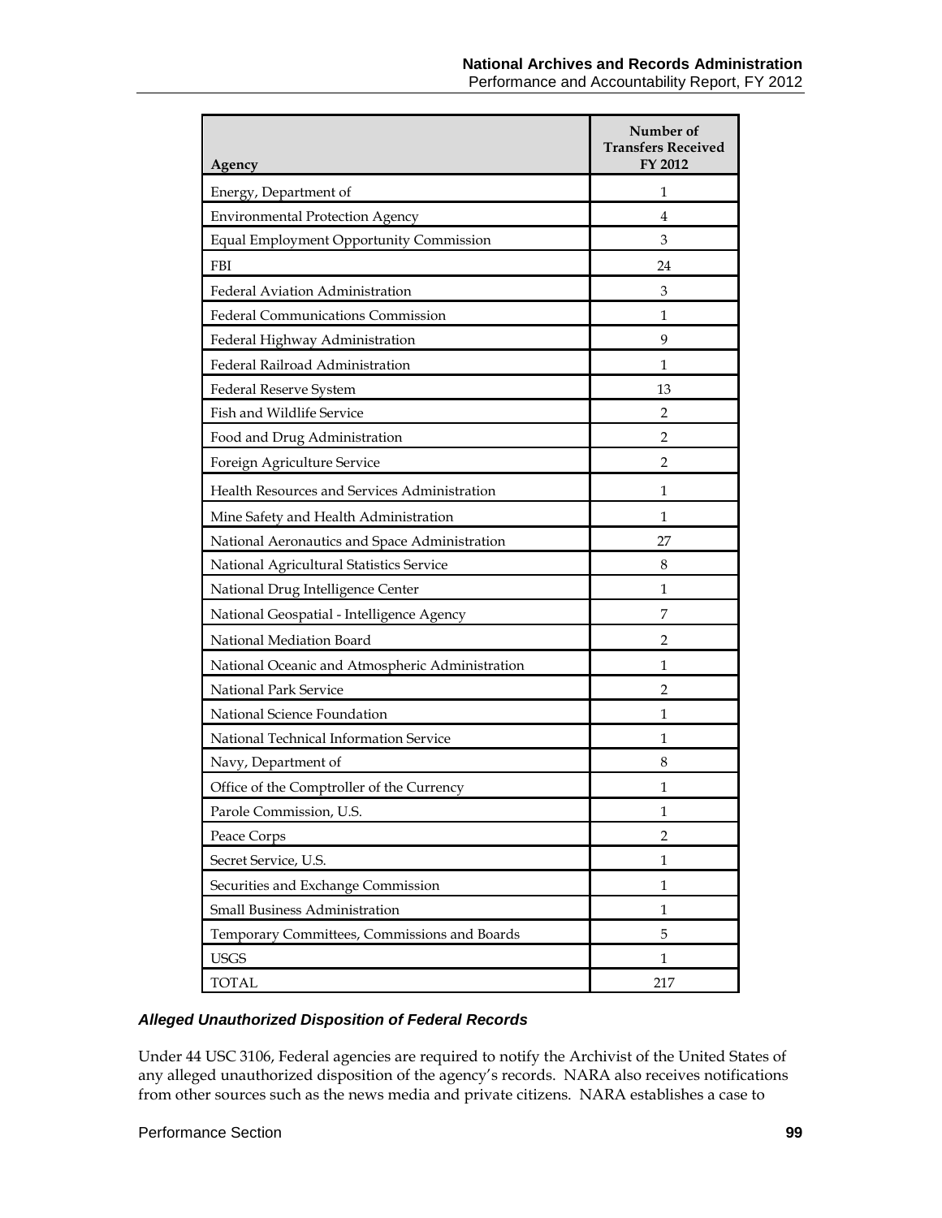| Agency | Number of Transfers Received FY 2012 |
|---|---|
| Energy, Department of | 1 |
| Environmental Protection Agency | 4 |
| Equal Employment Opportunity Commission | 3 |
| FBI | 24 |
| Federal Aviation Administration | 3 |
| Federal Communications Commission | 1 |
| Federal Highway Administration | 9 |
| Federal Railroad Administration | 1 |
| Federal Reserve System | 13 |
| Fish and Wildlife Service | 2 |
| Food and Drug Administration | 2 |
| Foreign Agriculture Service | 2 |
| Health Resources and Services Administration | 1 |
| Mine Safety and Health Administration | 1 |
| National Aeronautics and Space Administration | 27 |
| National Agricultural Statistics Service | 8 |
| National Drug Intelligence Center | 1 |
| National Geospatial - Intelligence Agency | 7 |
| National Mediation Board | 2 |
| National Oceanic and Atmospheric Administration | 1 |
| National Park Service | 2 |
| National Science Foundation | 1 |
| National Technical Information Service | 1 |
| Navy, Department of | 8 |
| Office of the Comptroller of the Currency | 1 |
| Parole Commission, U.S. | 1 |
| Peace Corps | 2 |
| Secret Service, U.S. | 1 |
| Securities and Exchange Commission | 1 |
| Small Business Administration | 1 |
| Temporary Committees, Commissions and Boards | 5 |
| USGS | 1 |
| TOTAL | 217 |

### *Alleged Unauthorized Disposition of Federal Records*

Under 44 USC 3106, Federal agencies are required to notify the Archivist of the United States of any alleged unauthorized disposition of the agency's records. NARA also receives notifications from other sources such as the news media and private citizens. NARA establishes a case to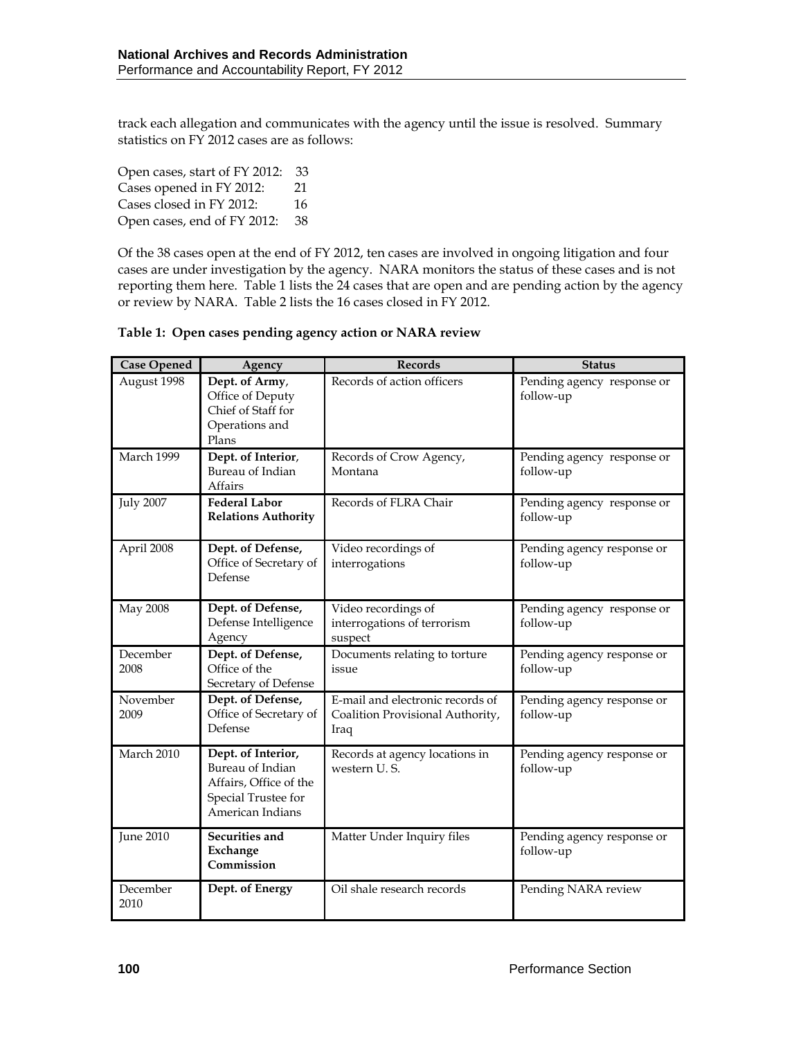track each allegation and communicates with the agency until the issue is resolved. Summary statistics on FY 2012 cases are as follows:

Open cases, start of FY 2012: 33
Cases opened in FY 2012: 21
Cases closed in FY 2012: 16
Open cases, end of FY 2012: 38

Of the 38 cases open at the end of FY 2012, ten cases are involved in ongoing litigation and four cases are under investigation by the agency. NARA monitors the status of these cases and is not reporting them here. Table 1 lists the 24 cases that are open and are pending action by the agency or review by NARA. Table 2 lists the 16 cases closed in FY 2012.

**Table 1: Open cases pending agency action or NARA review**

| Case Opened | Agency | Records | Status |
|---|---|---|---|
| August 1998 | **Dept. of Army**, Office of Deputy Chief of Staff for Operations and Plans | Records of action officers | Pending agency response or follow-up |
| March 1999 | **Dept. of Interior**, Bureau of Indian Affairs | Records of Crow Agency, Montana | Pending agency response or follow-up |
| July 2007 | **Federal Labor Relations Authority** | Records of FLRA Chair | Pending agency response or follow-up |
| April 2008 | **Dept. of Defense,** Office of Secretary of Defense | Video recordings of interrogations | Pending agency response or follow-up |
| May 2008 | **Dept. of Defense,** Defense Intelligence Agency | Video recordings of interrogations of terrorism suspect | Pending agency response or follow-up |
| December 2008 | **Dept. of Defense,** Office of the Secretary of Defense | Documents relating to torture issue | Pending agency response or follow-up |
| November 2009 | **Dept. of Defense,** Office of Secretary of Defense | E-mail and electronic records of Coalition Provisional Authority, Iraq | Pending agency response or follow-up |
| March 2010 | **Dept. of Interior,** Bureau of Indian Affairs, Office of the Special Trustee for American Indians | Records at agency locations in western U. S. | Pending agency response or follow-up |
| June 2010 | **Securities and Exchange Commission** | Matter Under Inquiry files | Pending agency response or follow-up |
| December 2010 | **Dept. of Energy** | Oil shale research records | Pending NARA review |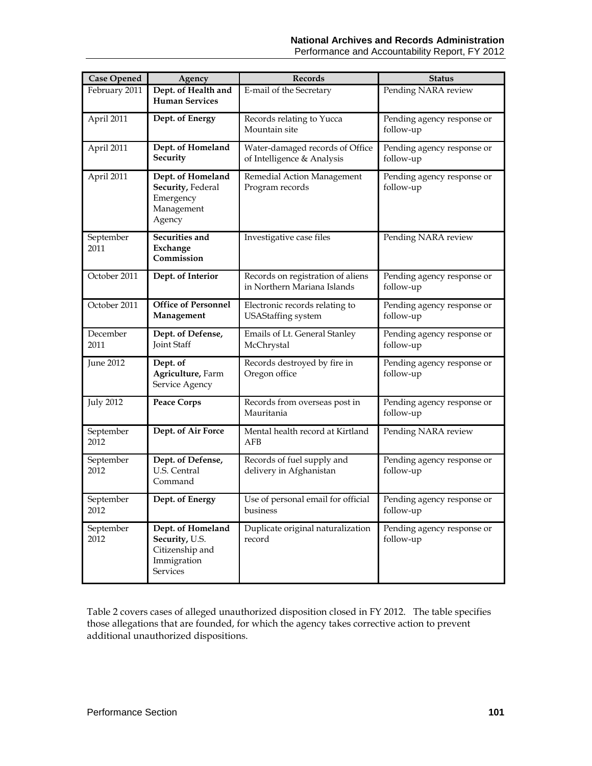| Case Opened | Agency | Records | Status |
|---|---|---|---|
| February 2011 | **Dept. of Health and Human Services** | E-mail of the Secretary | Pending NARA review |
| April 2011 | **Dept. of Energy** | Records relating to Yucca Mountain site | Pending agency response or follow-up |
| April 2011 | **Dept. of Homeland Security** | Water-damaged records of Office of Intelligence & Analysis | Pending agency response or follow-up |
| April 2011 | **Dept. of Homeland Security,** Federal Emergency Management Agency | Remedial Action Management Program records | Pending agency response or follow-up |
| September 2011 | **Securities and Exchange Commission** | Investigative case files | Pending NARA review |
| October 2011 | **Dept. of Interior** | Records on registration of aliens in Northern Mariana Islands | Pending agency response or follow-up |
| October 2011 | **Office of Personnel Management** | Electronic records relating to USAStaffing system | Pending agency response or follow-up |
| December 2011 | **Dept. of Defense,** Joint Staff | Emails of Lt. General Stanley McChrystal | Pending agency response or follow-up |
| June 2012 | **Dept. of Agriculture,** Farm Service Agency | Records destroyed by fire in Oregon office | Pending agency response or follow-up |
| July 2012 | **Peace Corps** | Records from overseas post in Mauritania | Pending agency response or follow-up |
| September 2012 | **Dept. of Air Force** | Mental health record at Kirtland AFB | Pending NARA review |
| September 2012 | **Dept. of Defense,** U.S. Central Command | Records of fuel supply and delivery in Afghanistan | Pending agency response or follow-up |
| September 2012 | **Dept. of Energy** | Use of personal email for official business | Pending agency response or follow-up |
| September 2012 | **Dept. of Homeland Security,** U.S. Citizenship and Immigration Services | Duplicate original naturalization record | Pending agency response or follow-up |

Table 2 covers cases of alleged unauthorized disposition closed in FY 2012. The table specifies those allegations that are founded, for which the agency takes corrective action to prevent additional unauthorized dispositions.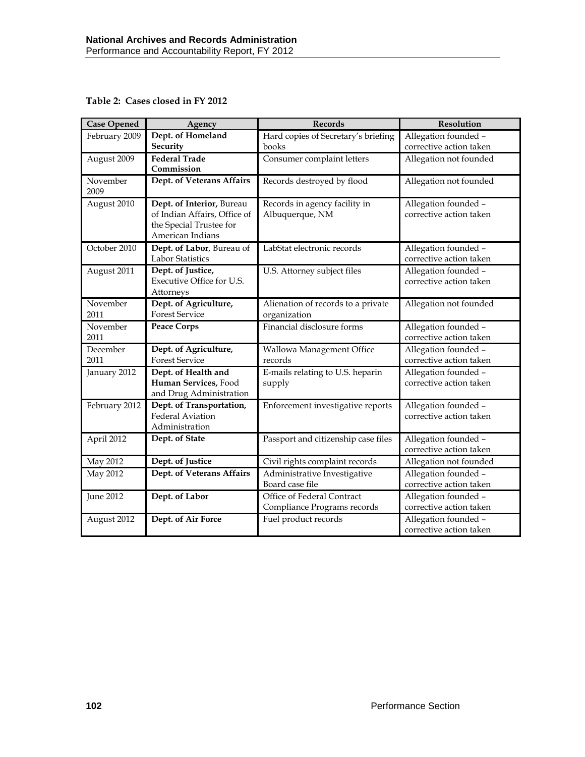**Table 2: Cases closed in FY 2012**

| Case Opened | Agency | Records | Resolution |
| --- | --- | --- | --- |
| February 2009 | **Dept. of Homeland Security** | Hard copies of Secretary's briefing books | Allegation founded – corrective action taken |
| August 2009 | **Federal Trade Commission** | Consumer complaint letters | Allegation not founded |
| November 2009 | **Dept. of Veterans Affairs** | Records destroyed by flood | Allegation not founded |
| August 2010 | **Dept. of Interior,** Bureau of Indian Affairs, Office of the Special Trustee for American Indians | Records in agency facility in Albuquerque, NM | Allegation founded – corrective action taken |
| October 2010 | **Dept. of Labor**, Bureau of Labor Statistics | LabStat electronic records | Allegation founded – corrective action taken |
| August 2011 | **Dept. of Justice,** Executive Office for U.S. Attorneys | U.S. Attorney subject files | Allegation founded – corrective action taken |
| November 2011 | **Dept. of Agriculture,** Forest Service | Alienation of records to a private organization | Allegation not founded |
| November 2011 | **Peace Corps** | Financial disclosure forms | Allegation founded – corrective action taken |
| December 2011 | **Dept. of Agriculture,** Forest Service | Wallowa Management Office records | Allegation founded – corrective action taken |
| January 2012 | **Dept. of Health and Human Services,** Food and Drug Administration | E-mails relating to U.S. heparin supply | Allegation founded – corrective action taken |
| February 2012 | **Dept. of Transportation,** Federal Aviation Administration | Enforcement investigative reports | Allegation founded – corrective action taken |
| April 2012 | **Dept. of State** | Passport and citizenship case files | Allegation founded – corrective action taken |
| May 2012 | **Dept. of Justice** | Civil rights complaint records | Allegation not founded |
| May 2012 | **Dept. of Veterans Affairs** | Administrative Investigative Board case file | Allegation founded – corrective action taken |
| June 2012 | **Dept. of Labor** | Office of Federal Contract Compliance Programs records | Allegation founded – corrective action taken |
| August 2012 | **Dept. of Air Force** | Fuel product records | Allegation founded – corrective action taken |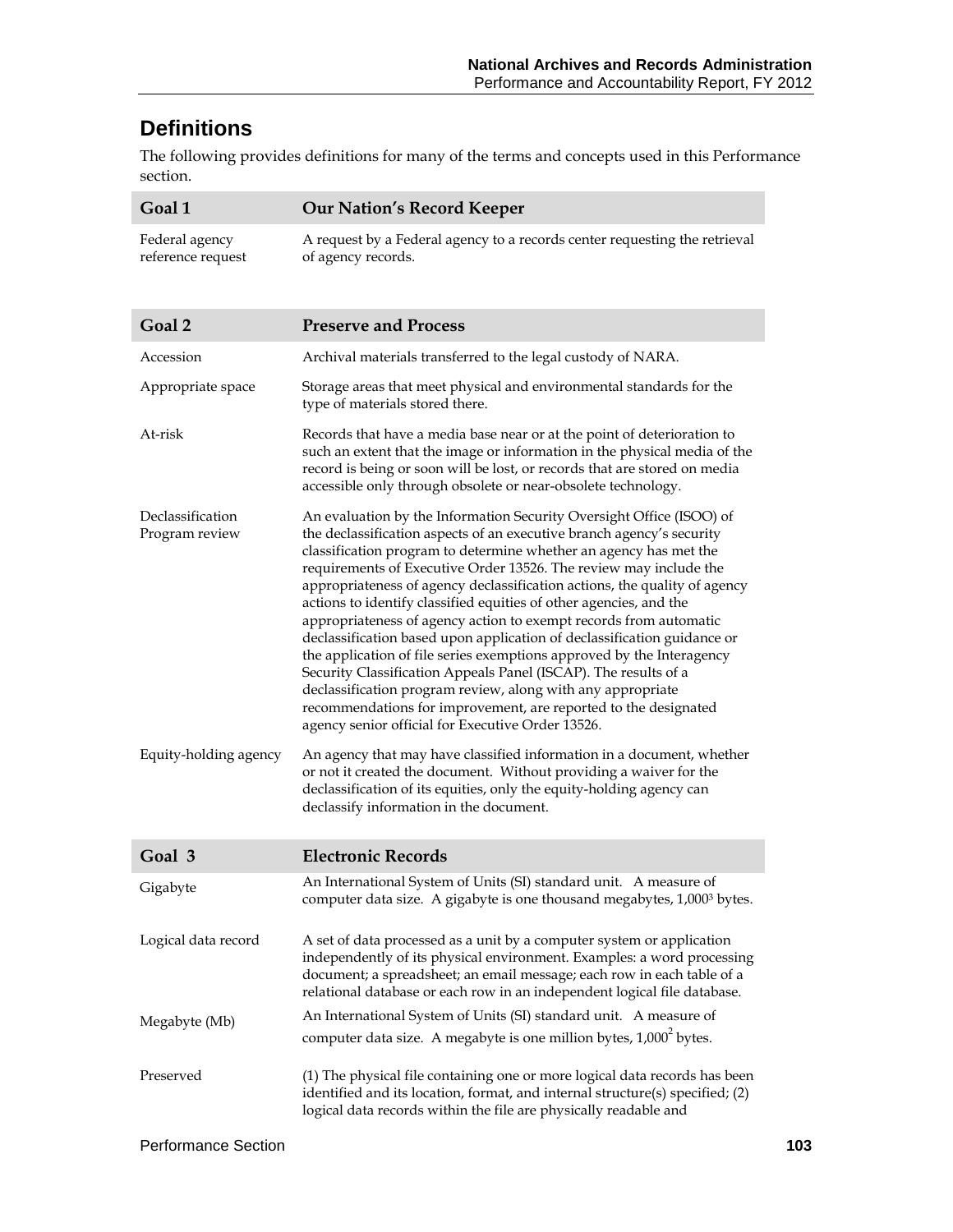## Definitions

The following provides definitions for many of the terms and concepts used in this Performance section.

| Goal 1 | Our Nation's Record Keeper |
|---|---|
| Federal agency reference request | A request by a Federal agency to a records center requesting the retrieval of agency records. |

| Goal 2 | Preserve and Process |
|---|---|
| Accession | Archival materials transferred to the legal custody of NARA. |
| Appropriate space | Storage areas that meet physical and environmental standards for the type of materials stored there. |
| At-risk | Records that have a media base near or at the point of deterioration to such an extent that the image or information in the physical media of the record is being or soon will be lost, or records that are stored on media accessible only through obsolete or near-obsolete technology. |
| Declassification Program review | An evaluation by the Information Security Oversight Office (ISOO) of the declassification aspects of an executive branch agency's security classification program to determine whether an agency has met the requirements of Executive Order 13526. The review may include the appropriateness of agency declassification actions, the quality of agency actions to identify classified equities of other agencies, and the appropriateness of agency action to exempt records from automatic declassification based upon application of declassification guidance or the application of file series exemptions approved by the Interagency Security Classification Appeals Panel (ISCAP). The results of a declassification program review, along with any appropriate recommendations for improvement, are reported to the designated agency senior official for Executive Order 13526. |
| Equity-holding agency | An agency that may have classified information in a document, whether or not it created the document. Without providing a waiver for the declassification of its equities, only the equity-holding agency can declassify information in the document. |

| Goal 3 | Electronic Records |
|---|---|
| Gigabyte | An International System of Units (SI) standard unit. A measure of computer data size. A gigabyte is one thousand megabytes, $1{,}000^3$ bytes. |
| Logical data record | A set of data processed as a unit by a computer system or application independently of its physical environment. Examples: a word processing document; a spreadsheet; an email message; each row in each table of a relational database or each row in an independent logical file database. |
| Megabyte (Mb) | An International System of Units (SI) standard unit. A measure of computer data size. A megabyte is one million bytes, $1{,}000^2$ bytes. |
| Preserved | (1) The physical file containing one or more logical data records has been identified and its location, format, and internal structure(s) specified; (2) logical data records within the file are physically readable and |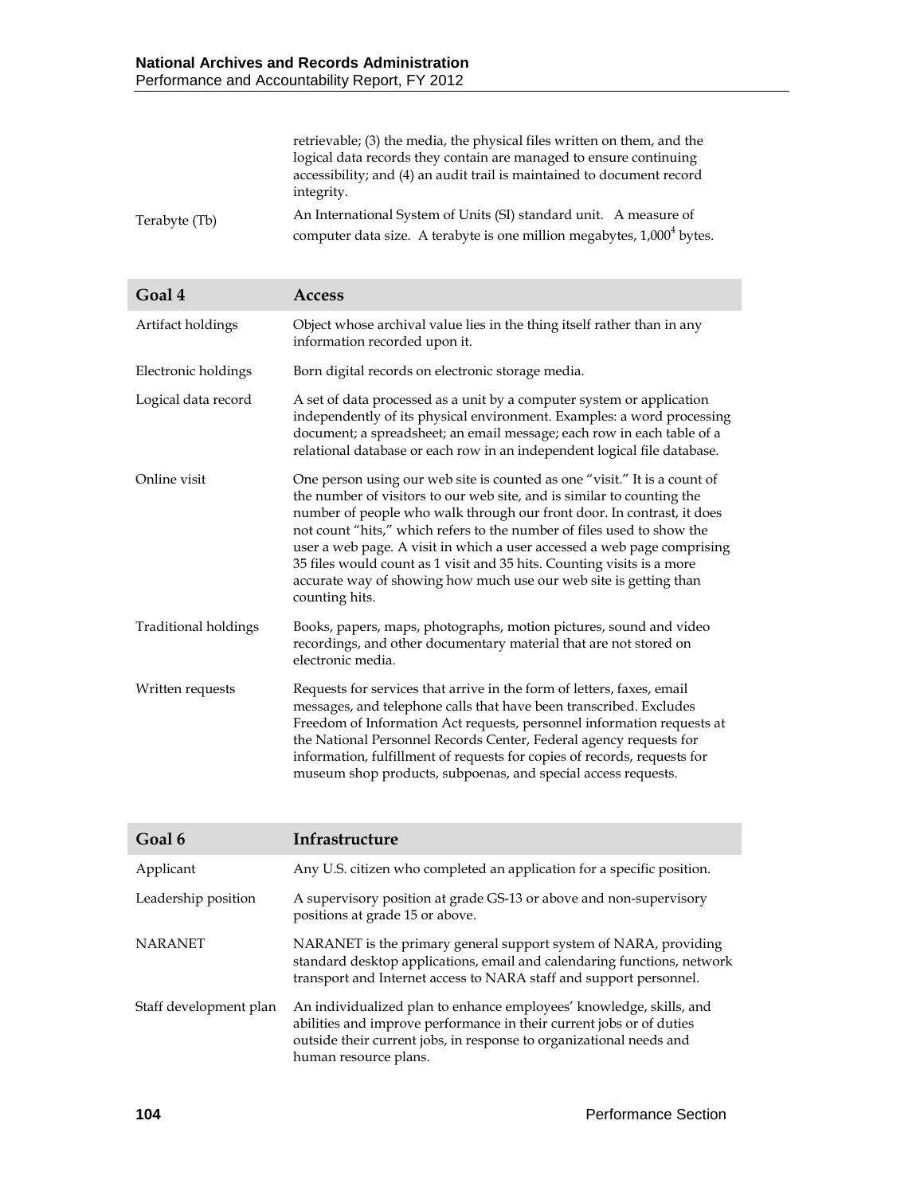| | |
|---|---|
| | retrievable; (3) the media, the physical files written on them, and the logical data records they contain are managed to ensure continuing accessibility; and (4) an audit trail is maintained to document record integrity. |
| Terabyte (Tb) | An International System of Units (SI) standard unit. A measure of computer data size. A terabyte is one million megabytes, $1{,}000^4$ bytes. |

| Goal 4 | Access |
|---|---|
| Artifact holdings | Object whose archival value lies in the thing itself rather than in any information recorded upon it. |
| Electronic holdings | Born digital records on electronic storage media. |
| Logical data record | A set of data processed as a unit by a computer system or application independently of its physical environment. Examples: a word processing document; a spreadsheet; an email message; each row in each table of a relational database or each row in an independent logical file database. |
| Online visit | One person using our web site is counted as one "visit." It is a count of the number of visitors to our web site, and is similar to counting the number of people who walk through our front door. In contrast, it does not count "hits," which refers to the number of files used to show the user a web page. A visit in which a user accessed a web page comprising 35 files would count as 1 visit and 35 hits. Counting visits is a more accurate way of showing how much use our web site is getting than counting hits. |
| Traditional holdings | Books, papers, maps, photographs, motion pictures, sound and video recordings, and other documentary material that are not stored on electronic media. |
| Written requests | Requests for services that arrive in the form of letters, faxes, email messages, and telephone calls that have been transcribed. Excludes Freedom of Information Act requests, personnel information requests at the National Personnel Records Center, Federal agency requests for information, fulfillment of requests for copies of records, requests for museum shop products, subpoenas, and special access requests. |

| Goal 6 | Infrastructure |
|---|---|
| Applicant | Any U.S. citizen who completed an application for a specific position. |
| Leadership position | A supervisory position at grade GS-13 or above and non-supervisory positions at grade 15 or above. |
| NARANET | NARANET is the primary general support system of NARA, providing standard desktop applications, email and calendaring functions, network transport and Internet access to NARA staff and support personnel. |
| Staff development plan | An individualized plan to enhance employees' knowledge, skills, and abilities and improve performance in their current jobs or of duties outside their current jobs, in response to organizational needs and human resource plans. |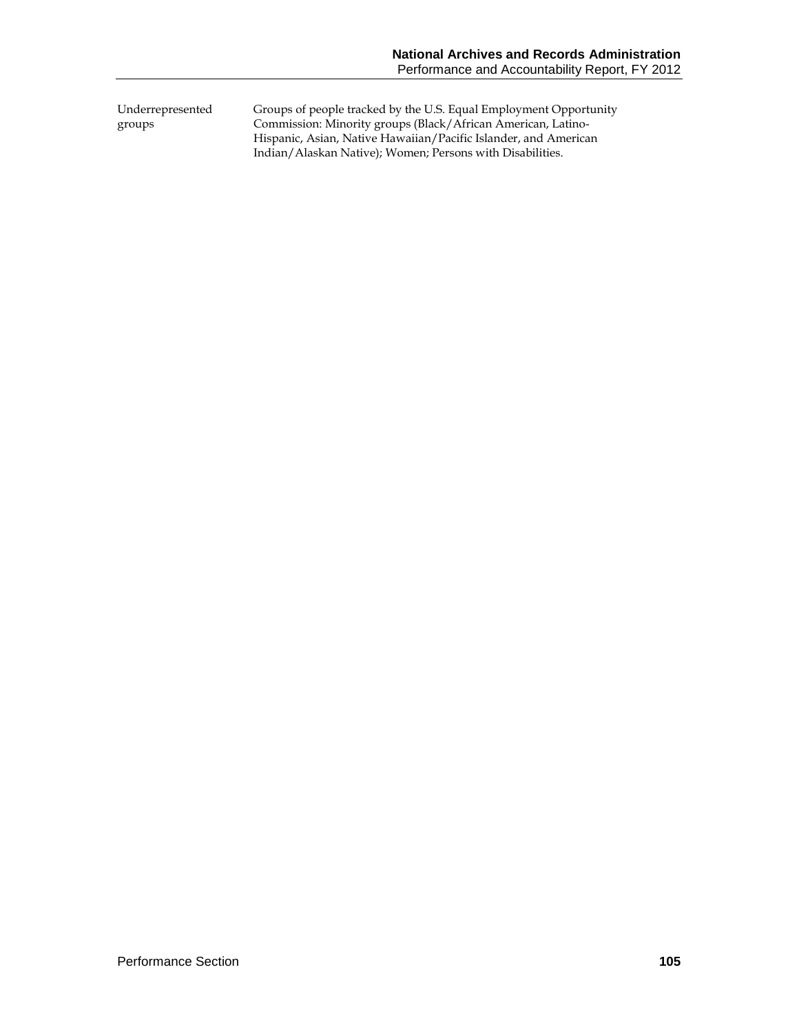| | |
|---|---|
| Underrepresented groups | Groups of people tracked by the U.S. Equal Employment Opportunity Commission: Minority groups (Black/African American, Latino-Hispanic, Asian, Native Hawaiian/Pacific Islander, and American Indian/Alaskan Native); Women; Persons with Disabilities. |